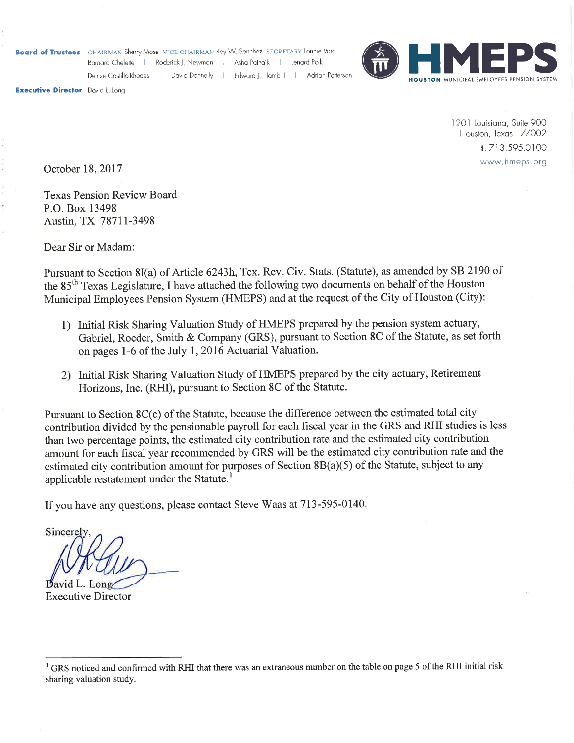**Board of Trustees** CHAIRMAN Sherry Mose VICE CHAIRMAN Roy W. Sanchez SECRETARY Lonnie Vara
Barbara Chelette | Roderick J. Newman | Asha Patnaik | Lenard Polk
Denise Castillo-Rhodes | David Donnelly | Edward J. Hamb II | Adrian Patterson

**Executive Director** David L. Long

**HMEPS**
HOUSTON MUNICIPAL EMPLOYEES PENSION SYSTEM

1201 Louisiana, Suite 900
Houston, Texas 77002
t. 713.595.0100
www.hmeps.org

October 18, 2017

Texas Pension Review Board
P.O. Box 13498
Austin, TX 78711-3498

Dear Sir or Madam:

Pursuant to Section 8I(a) of Article 6243h, Tex. Rev. Civ. Stats. (Statute), as amended by SB 2190 of the 85th Texas Legislature, I have attached the following two documents on behalf of the Houston Municipal Employees Pension System (HMEPS) and at the request of the City of Houston (City):

1) Initial Risk Sharing Valuation Study of HMEPS prepared by the pension system actuary, Gabriel, Roeder, Smith & Company (GRS), pursuant to Section 8C of the Statute, as set forth on pages 1-6 of the July 1, 2016 Actuarial Valuation.

2) Initial Risk Sharing Valuation Study of HMEPS prepared by the city actuary, Retirement Horizons, Inc. (RHI), pursuant to Section 8C of the Statute.

Pursuant to Section 8C(c) of the Statute, because the difference between the estimated total city contribution divided by the pensionable payroll for each fiscal year in the GRS and RHI studies is less than two percentage points, the estimated city contribution rate and the estimated city contribution amount for each fiscal year recommended by GRS will be the estimated city contribution rate and the estimated city contribution amount for purposes of Section 8B(a)(5) of the Statute, subject to any applicable restatement under the Statute.[1]

If you have any questions, please contact Steve Waas at 713-595-0140.

Sincerely,

David L. Long
Executive Director

---

[1] GRS noticed and confirmed with RHI that there was an extraneous number on the table on page 5 of the RHI initial risk sharing valuation study.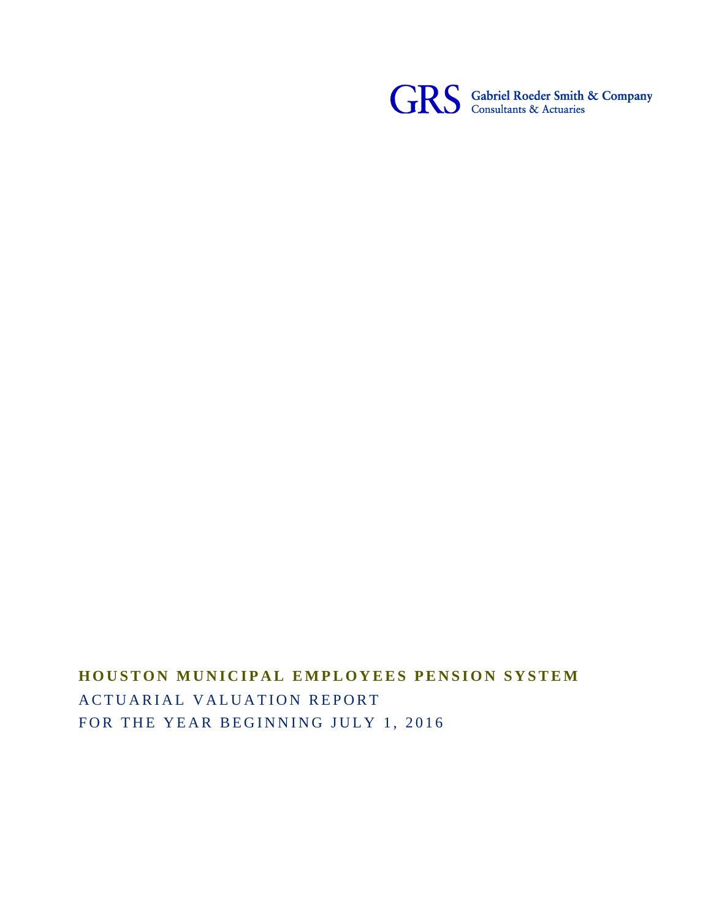GRS Gabriel Roeder Smith & Company
Consultants & Actuaries

# HOUSTON MUNICIPAL EMPLOYEES PENSION SYSTEM

## ACTUARIAL VALUATION REPORT

## FOR THE YEAR BEGINNING JULY 1, 2016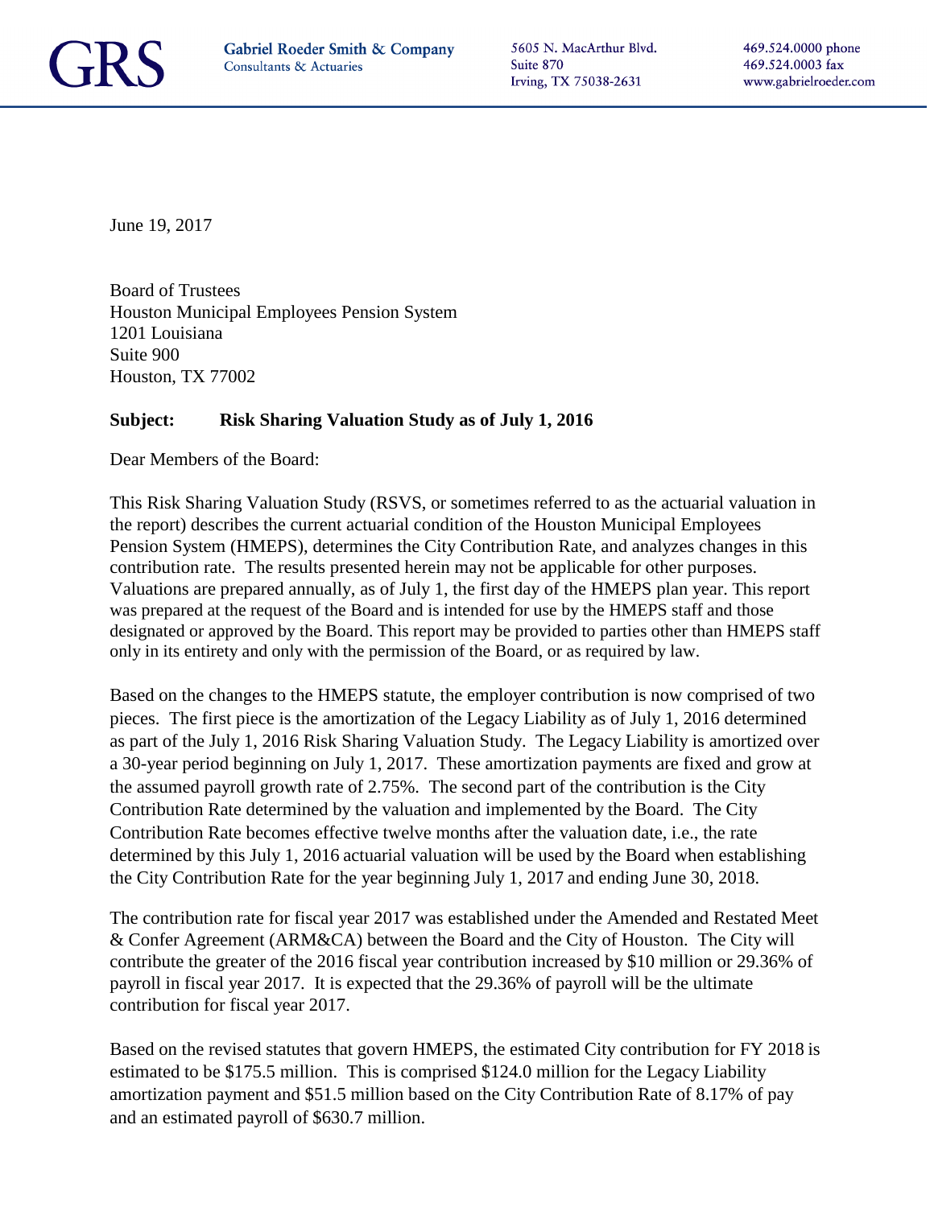GRS

Gabriel Roeder Smith & Company
Consultants & Actuaries

5605 N. MacArthur Blvd.
Suite 870
Irving, TX 75038-2631

469.524.0000 phone
469.524.0003 fax
www.gabrielroeder.com

June 19, 2017

Board of Trustees
Houston Municipal Employees Pension System
1201 Louisiana
Suite 900
Houston, TX 77002

**Subject: Risk Sharing Valuation Study as of July 1, 2016**

Dear Members of the Board:

This Risk Sharing Valuation Study (RSVS, or sometimes referred to as the actuarial valuation in the report) describes the current actuarial condition of the Houston Municipal Employees Pension System (HMEPS), determines the City Contribution Rate, and analyzes changes in this contribution rate. The results presented herein may not be applicable for other purposes. Valuations are prepared annually, as of July 1, the first day of the HMEPS plan year. This report was prepared at the request of the Board and is intended for use by the HMEPS staff and those designated or approved by the Board. This report may be provided to parties other than HMEPS staff only in its entirety and only with the permission of the Board, or as required by law.

Based on the changes to the HMEPS statute, the employer contribution is now comprised of two pieces. The first piece is the amortization of the Legacy Liability as of July 1, 2016 determined as part of the July 1, 2016 Risk Sharing Valuation Study. The Legacy Liability is amortized over a 30-year period beginning on July 1, 2017. These amortization payments are fixed and grow at the assumed payroll growth rate of 2.75%. The second part of the contribution is the City Contribution Rate determined by the valuation and implemented by the Board. The City Contribution Rate becomes effective twelve months after the valuation date, i.e., the rate determined by this July 1, 2016 actuarial valuation will be used by the Board when establishing the City Contribution Rate for the year beginning July 1, 2017 and ending June 30, 2018.

The contribution rate for fiscal year 2017 was established under the Amended and Restated Meet & Confer Agreement (ARM&CA) between the Board and the City of Houston. The City will contribute the greater of the 2016 fiscal year contribution increased by $10 million or 29.36% of payroll in fiscal year 2017. It is expected that the 29.36% of payroll will be the ultimate contribution for fiscal year 2017.

Based on the revised statutes that govern HMEPS, the estimated City contribution for FY 2018 is estimated to be $175.5 million. This is comprised $124.0 million for the Legacy Liability amortization payment and $51.5 million based on the City Contribution Rate of 8.17% of pay and an estimated payroll of $630.7 million.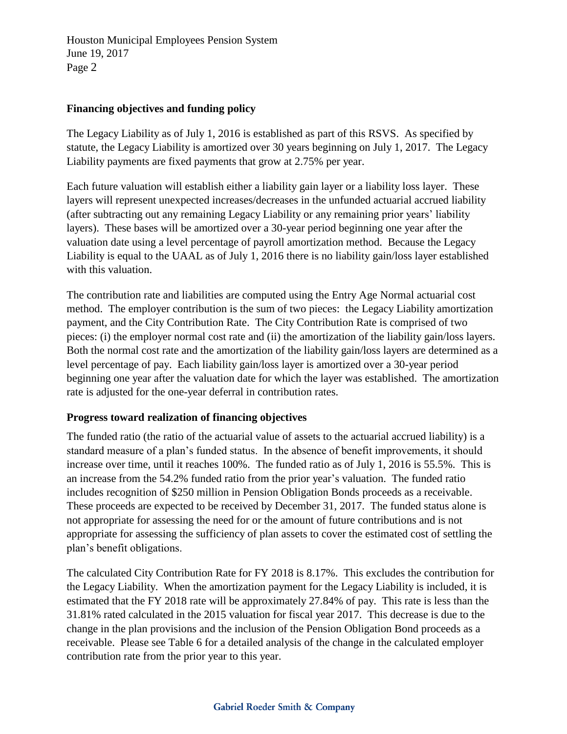## Financing objectives and funding policy

The Legacy Liability as of July 1, 2016 is established as part of this RSVS. As specified by statute, the Legacy Liability is amortized over 30 years beginning on July 1, 2017. The Legacy Liability payments are fixed payments that grow at 2.75% per year.

Each future valuation will establish either a liability gain layer or a liability loss layer. These layers will represent unexpected increases/decreases in the unfunded actuarial accrued liability (after subtracting out any remaining Legacy Liability or any remaining prior years' liability layers). These bases will be amortized over a 30-year period beginning one year after the valuation date using a level percentage of payroll amortization method. Because the Legacy Liability is equal to the UAAL as of July 1, 2016 there is no liability gain/loss layer established with this valuation.

The contribution rate and liabilities are computed using the Entry Age Normal actuarial cost method. The employer contribution is the sum of two pieces: the Legacy Liability amortization payment, and the City Contribution Rate. The City Contribution Rate is comprised of two pieces: (i) the employer normal cost rate and (ii) the amortization of the liability gain/loss layers. Both the normal cost rate and the amortization of the liability gain/loss layers are determined as a level percentage of pay. Each liability gain/loss layer is amortized over a 30-year period beginning one year after the valuation date for which the layer was established. The amortization rate is adjusted for the one-year deferral in contribution rates.

## Progress toward realization of financing objectives

The funded ratio (the ratio of the actuarial value of assets to the actuarial accrued liability) is a standard measure of a plan's funded status. In the absence of benefit improvements, it should increase over time, until it reaches 100%. The funded ratio as of July 1, 2016 is 55.5%. This is an increase from the 54.2% funded ratio from the prior year's valuation. The funded ratio includes recognition of \$250 million in Pension Obligation Bonds proceeds as a receivable. These proceeds are expected to be received by December 31, 2017. The funded status alone is not appropriate for assessing the need for or the amount of future contributions and is not appropriate for assessing the sufficiency of plan assets to cover the estimated cost of settling the plan's benefit obligations.

The calculated City Contribution Rate for FY 2018 is 8.17%. This excludes the contribution for the Legacy Liability. When the amortization payment for the Legacy Liability is included, it is estimated that the FY 2018 rate will be approximately 27.84% of pay. This rate is less than the 31.81% rated calculated in the 2015 valuation for fiscal year 2017. This decrease is due to the change in the plan provisions and the inclusion of the Pension Obligation Bond proceeds as a receivable. Please see Table 6 for a detailed analysis of the change in the calculated employer contribution rate from the prior year to this year.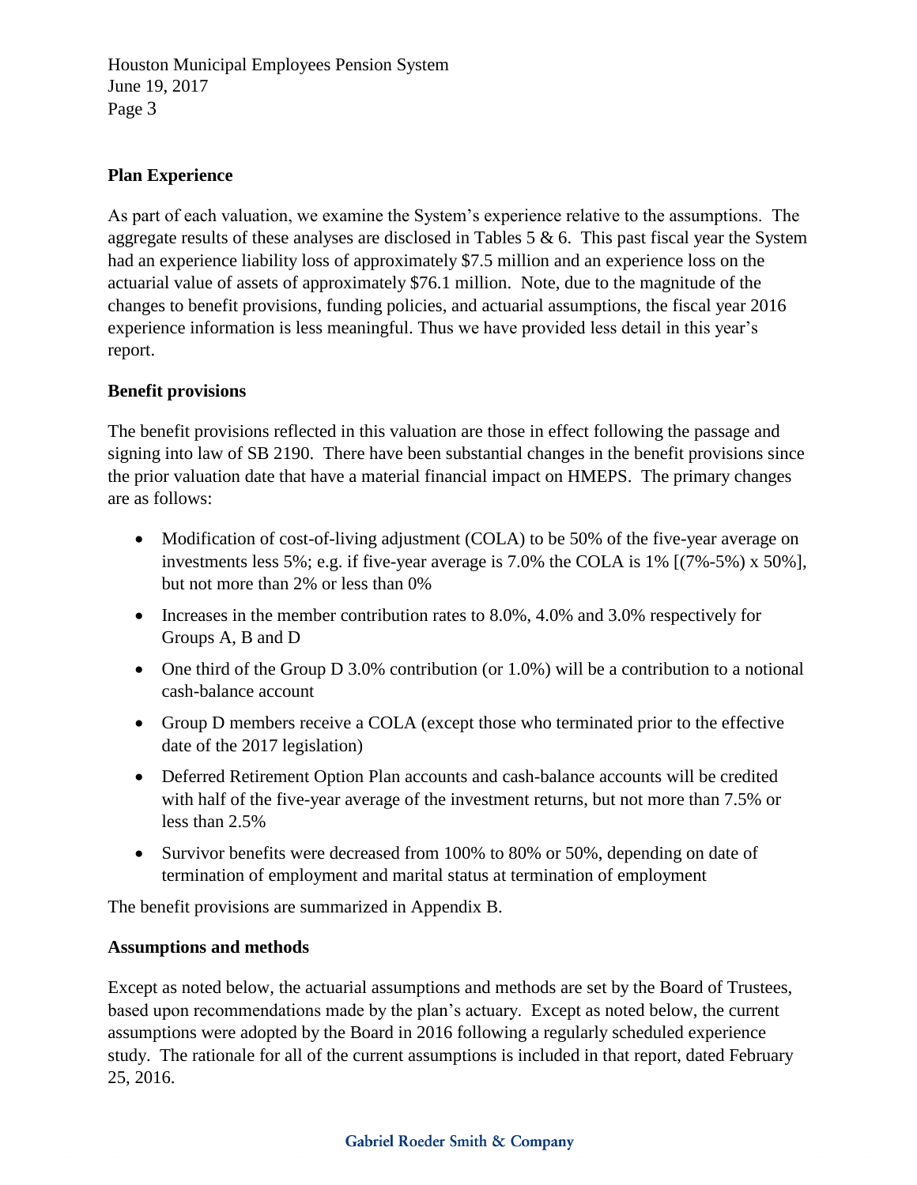## Plan Experience

As part of each valuation, we examine the System's experience relative to the assumptions. The aggregate results of these analyses are disclosed in Tables 5 & 6. This past fiscal year the System had an experience liability loss of approximately $7.5 million and an experience loss on the actuarial value of assets of approximately $76.1 million. Note, due to the magnitude of the changes to benefit provisions, funding policies, and actuarial assumptions, the fiscal year 2016 experience information is less meaningful. Thus we have provided less detail in this year's report.

## Benefit provisions

The benefit provisions reflected in this valuation are those in effect following the passage and signing into law of SB 2190. There have been substantial changes in the benefit provisions since the prior valuation date that have a material financial impact on HMEPS. The primary changes are as follows:

- Modification of cost-of-living adjustment (COLA) to be 50% of the five-year average on investments less 5%; e.g. if five-year average is 7.0% the COLA is 1% [(7%-5%) x 50%], but not more than 2% or less than 0%
- Increases in the member contribution rates to 8.0%, 4.0% and 3.0% respectively for Groups A, B and D
- One third of the Group D 3.0% contribution (or 1.0%) will be a contribution to a notional cash-balance account
- Group D members receive a COLA (except those who terminated prior to the effective date of the 2017 legislation)
- Deferred Retirement Option Plan accounts and cash-balance accounts will be credited with half of the five-year average of the investment returns, but not more than 7.5% or less than 2.5%
- Survivor benefits were decreased from 100% to 80% or 50%, depending on date of termination of employment and marital status at termination of employment

The benefit provisions are summarized in Appendix B.

## Assumptions and methods

Except as noted below, the actuarial assumptions and methods are set by the Board of Trustees, based upon recommendations made by the plan's actuary. Except as noted below, the current assumptions were adopted by the Board in 2016 following a regularly scheduled experience study. The rationale for all of the current assumptions is included in that report, dated February 25, 2016.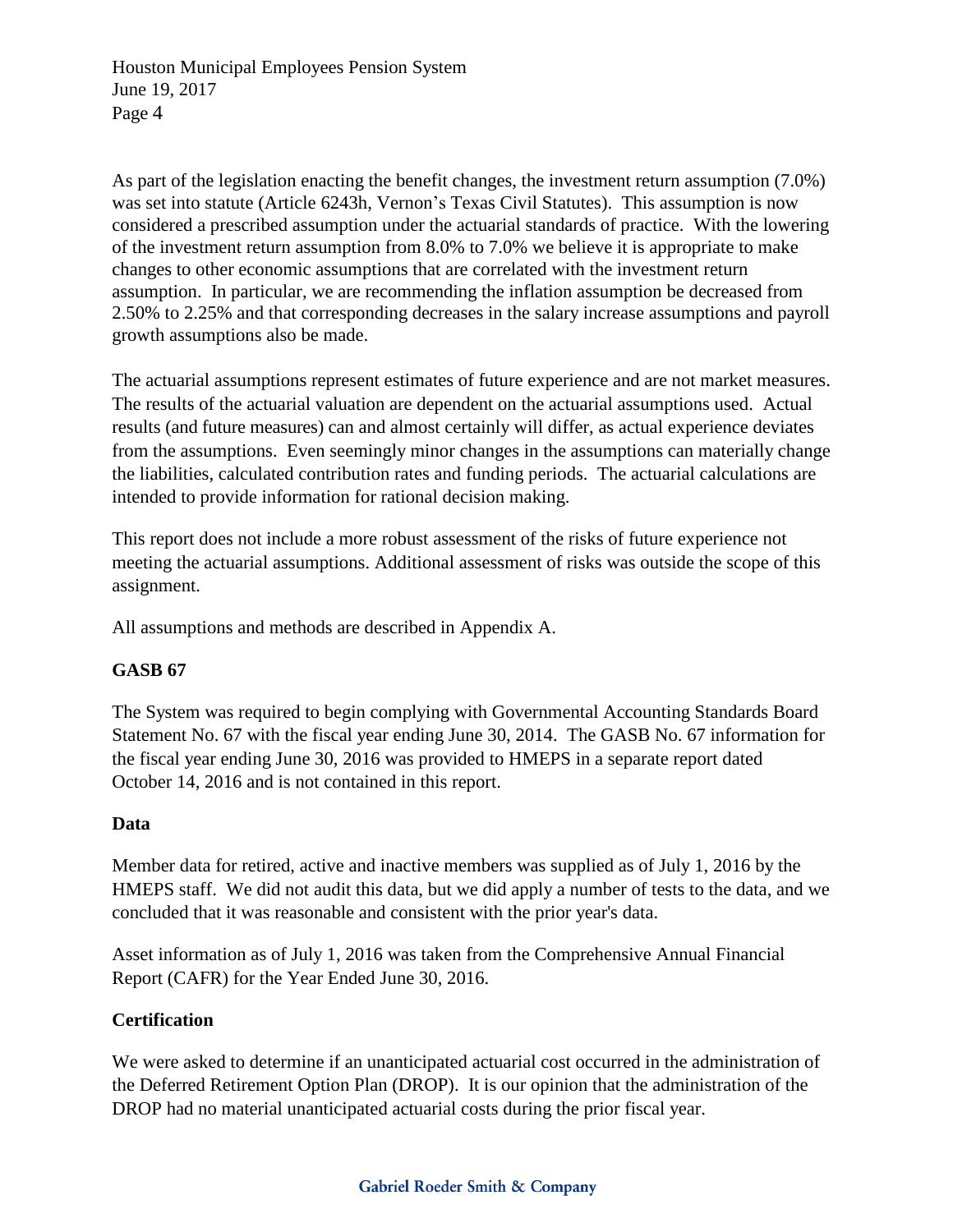As part of the legislation enacting the benefit changes, the investment return assumption (7.0%) was set into statute (Article 6243h, Vernon's Texas Civil Statutes). This assumption is now considered a prescribed assumption under the actuarial standards of practice. With the lowering of the investment return assumption from 8.0% to 7.0% we believe it is appropriate to make changes to other economic assumptions that are correlated with the investment return assumption. In particular, we are recommending the inflation assumption be decreased from 2.50% to 2.25% and that corresponding decreases in the salary increase assumptions and payroll growth assumptions also be made.

The actuarial assumptions represent estimates of future experience and are not market measures. The results of the actuarial valuation are dependent on the actuarial assumptions used. Actual results (and future measures) can and almost certainly will differ, as actual experience deviates from the assumptions. Even seemingly minor changes in the assumptions can materially change the liabilities, calculated contribution rates and funding periods. The actuarial calculations are intended to provide information for rational decision making.

This report does not include a more robust assessment of the risks of future experience not meeting the actuarial assumptions. Additional assessment of risks was outside the scope of this assignment.

All assumptions and methods are described in Appendix A.

**GASB 67**

The System was required to begin complying with Governmental Accounting Standards Board Statement No. 67 with the fiscal year ending June 30, 2014. The GASB No. 67 information for the fiscal year ending June 30, 2016 was provided to HMEPS in a separate report dated October 14, 2016 and is not contained in this report.

**Data**

Member data for retired, active and inactive members was supplied as of July 1, 2016 by the HMEPS staff. We did not audit this data, but we did apply a number of tests to the data, and we concluded that it was reasonable and consistent with the prior year's data.

Asset information as of July 1, 2016 was taken from the Comprehensive Annual Financial Report (CAFR) for the Year Ended June 30, 2016.

**Certification**

We were asked to determine if an unanticipated actuarial cost occurred in the administration of the Deferred Retirement Option Plan (DROP). It is our opinion that the administration of the DROP had no material unanticipated actuarial costs during the prior fiscal year.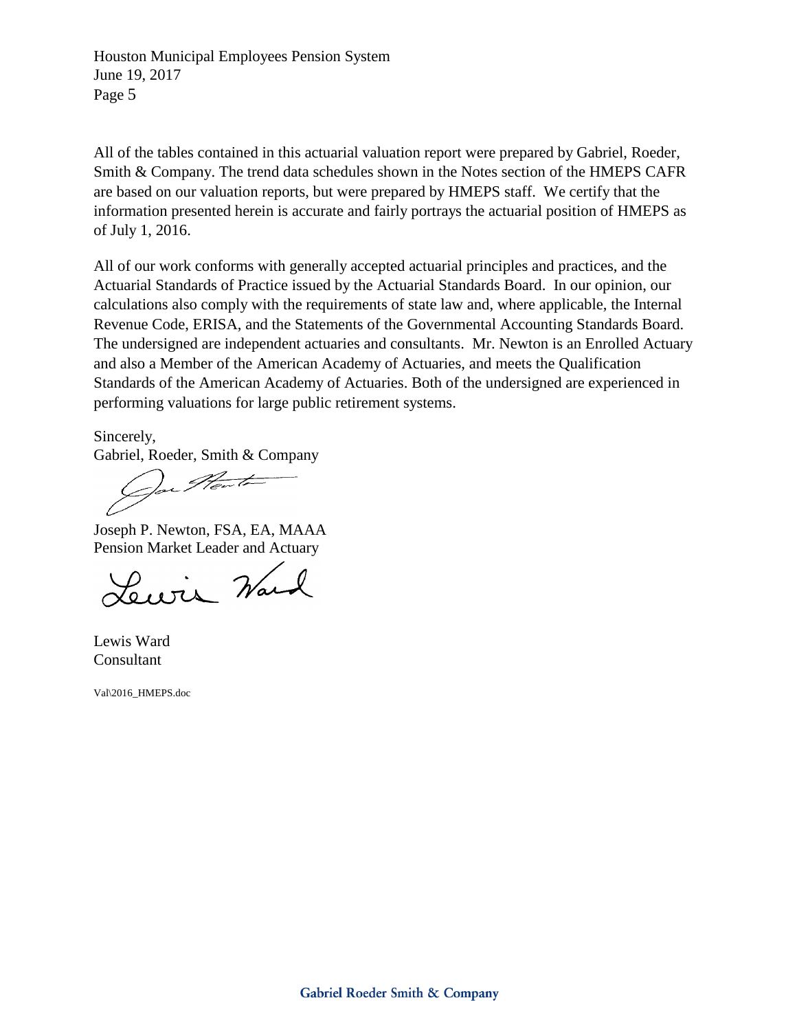All of the tables contained in this actuarial valuation report were prepared by Gabriel, Roeder, Smith & Company. The trend data schedules shown in the Notes section of the HMEPS CAFR are based on our valuation reports, but were prepared by HMEPS staff. We certify that the information presented herein is accurate and fairly portrays the actuarial position of HMEPS as of July 1, 2016.

All of our work conforms with generally accepted actuarial principles and practices, and the Actuarial Standards of Practice issued by the Actuarial Standards Board. In our opinion, our calculations also comply with the requirements of state law and, where applicable, the Internal Revenue Code, ERISA, and the Statements of the Governmental Accounting Standards Board. The undersigned are independent actuaries and consultants. Mr. Newton is an Enrolled Actuary and also a Member of the American Academy of Actuaries, and meets the Qualification Standards of the American Academy of Actuaries. Both of the undersigned are experienced in performing valuations for large public retirement systems.

Sincerely,
Gabriel, Roeder, Smith & Company

Joseph P. Newton, FSA, EA, MAAA
Pension Market Leader and Actuary

Lewis Ward
Consultant

Val\2016_HMEPS.doc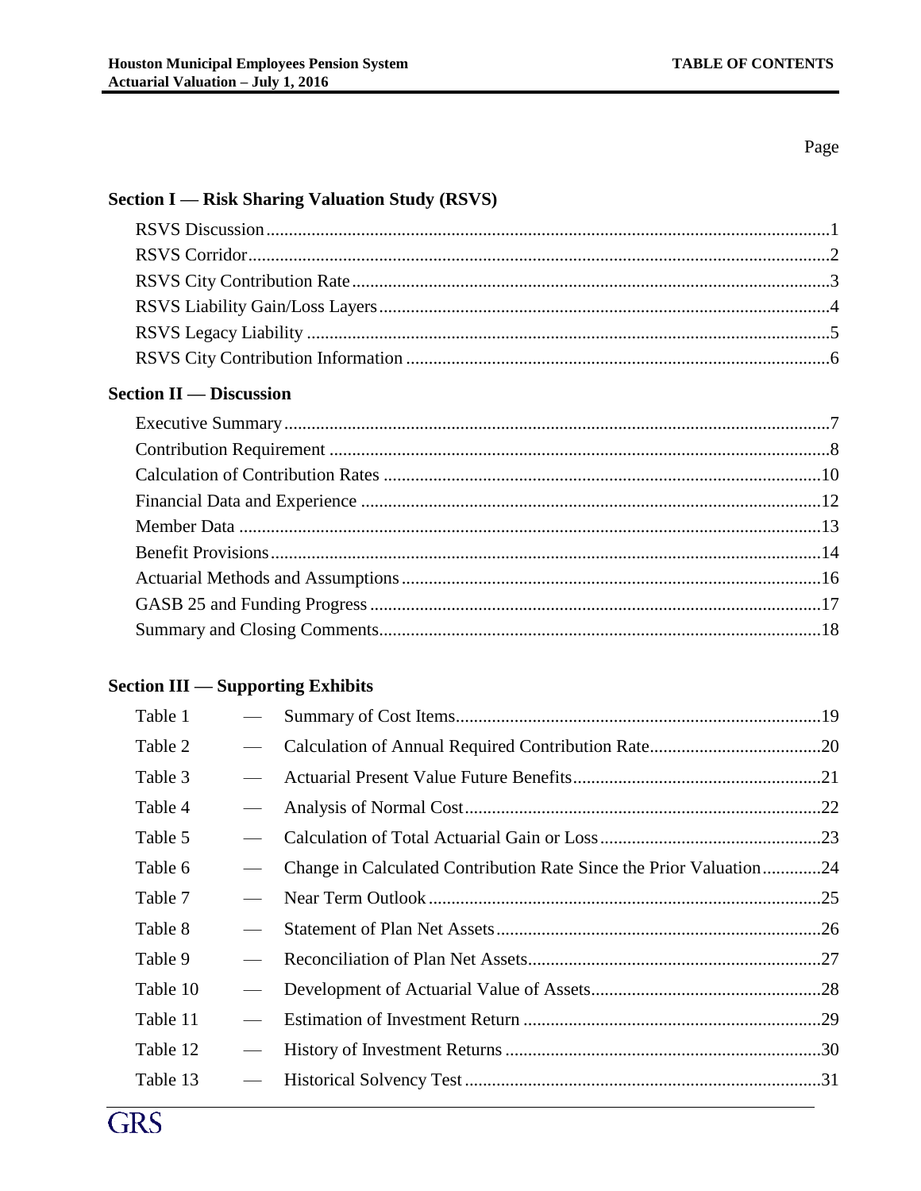Page

**Section I — Risk Sharing Valuation Study (RSVS)**

RSVS Discussion ............ 1
RSVS Corridor ............ 2
RSVS City Contribution Rate ............ 3
RSVS Liability Gain/Loss Layers ............ 4
RSVS Legacy Liability ............ 5
RSVS City Contribution Information ............ 6

**Section II — Discussion**

Executive Summary ............ 7
Contribution Requirement ............ 8
Calculation of Contribution Rates ............ 10
Financial Data and Experience ............ 12
Member Data ............ 13
Benefit Provisions ............ 14
Actuarial Methods and Assumptions ............ 16
GASB 25 and Funding Progress ............ 17
Summary and Closing Comments ............ 18

**Section III — Supporting Exhibits**

| | | | Page |
|---|---|---|---|
| Table 1 | — | Summary of Cost Items | 19 |
| Table 2 | — | Calculation of Annual Required Contribution Rate | 20 |
| Table 3 | — | Actuarial Present Value Future Benefits | 21 |
| Table 4 | — | Analysis of Normal Cost | 22 |
| Table 5 | — | Calculation of Total Actuarial Gain or Loss | 23 |
| Table 6 | — | Change in Calculated Contribution Rate Since the Prior Valuation | 24 |
| Table 7 | — | Near Term Outlook | 25 |
| Table 8 | — | Statement of Plan Net Assets | 26 |
| Table 9 | — | Reconciliation of Plan Net Assets | 27 |
| Table 10 | — | Development of Actuarial Value of Assets | 28 |
| Table 11 | — | Estimation of Investment Return | 29 |
| Table 12 | — | History of Investment Returns | 30 |
| Table 13 | — | Historical Solvency Test | 31 |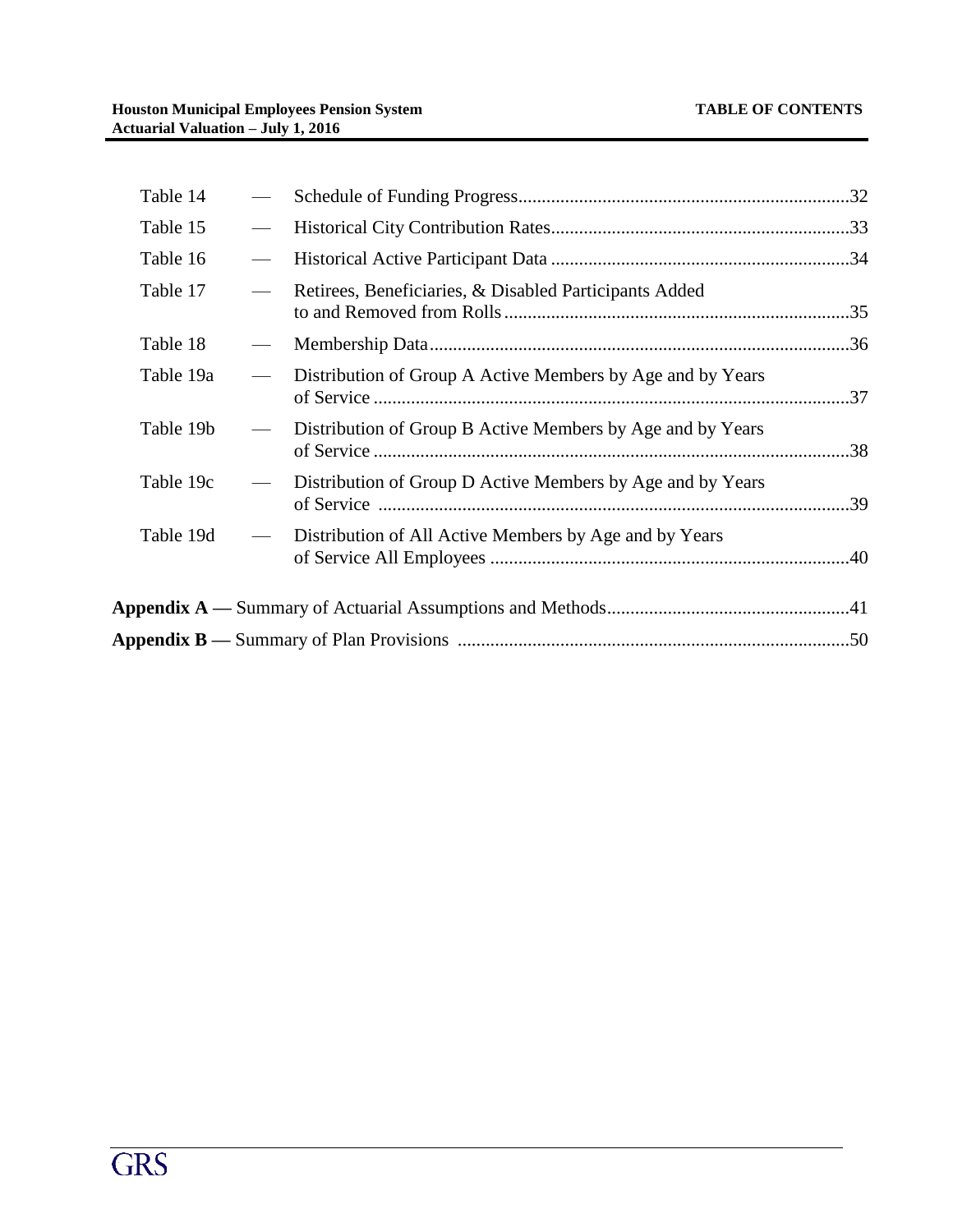Table 14 — Schedule of Funding Progress.....32

Table 15 — Historical City Contribution Rates.....33

Table 16 — Historical Active Participant Data.....34

Table 17 — Retirees, Beneficiaries, & Disabled Participants Added to and Removed from Rolls.....35

Table 18 — Membership Data.....36

Table 19a — Distribution of Group A Active Members by Age and by Years of Service.....37

Table 19b — Distribution of Group B Active Members by Age and by Years of Service.....38

Table 19c — Distribution of Group D Active Members by Age and by Years of Service.....39

Table 19d — Distribution of All Active Members by Age and by Years of Service All Employees.....40

**Appendix A —** Summary of Actuarial Assumptions and Methods.....41

**Appendix B —** Summary of Plan Provisions.....50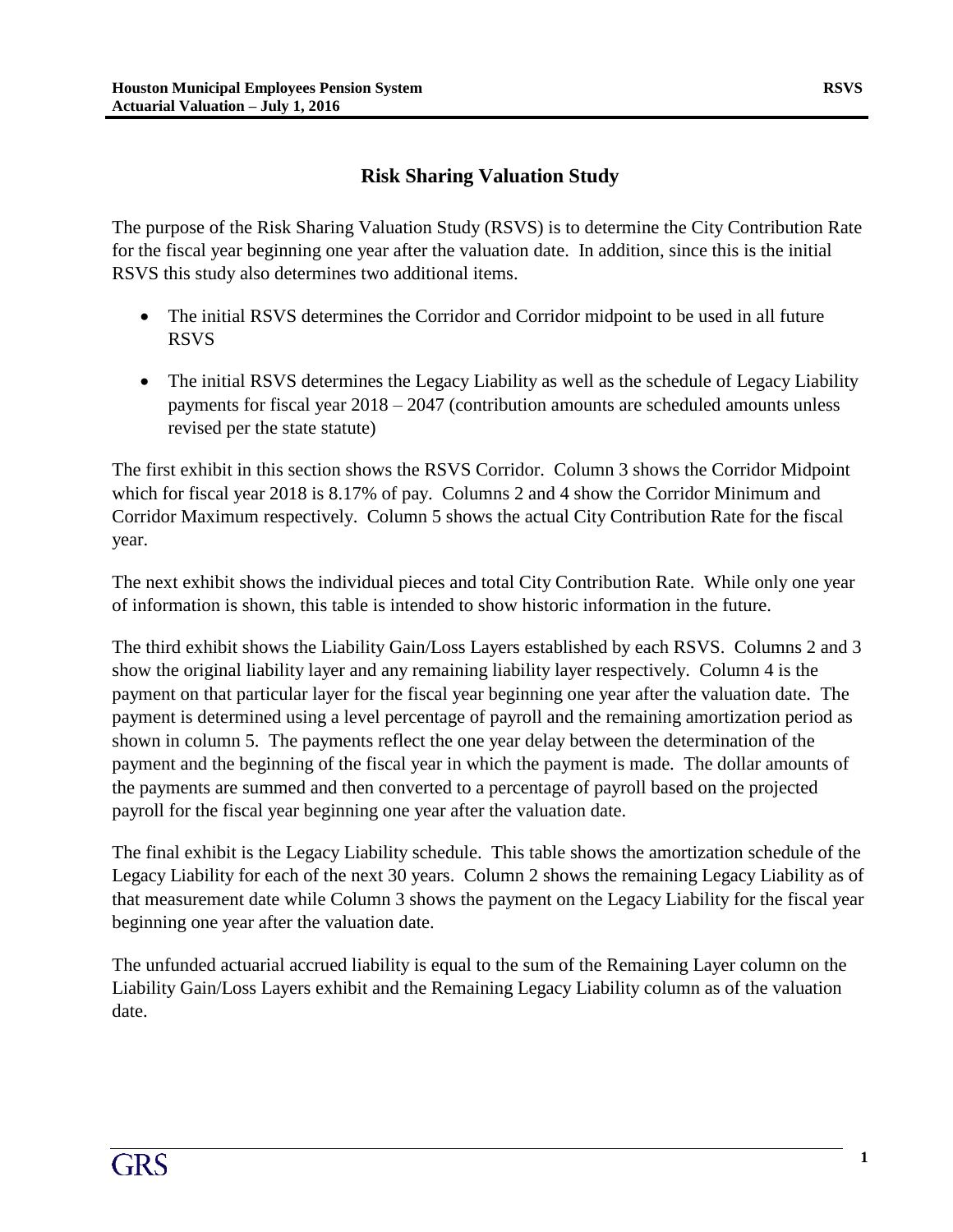## Risk Sharing Valuation Study

The purpose of the Risk Sharing Valuation Study (RSVS) is to determine the City Contribution Rate for the fiscal year beginning one year after the valuation date. In addition, since this is the initial RSVS this study also determines two additional items.

- The initial RSVS determines the Corridor and Corridor midpoint to be used in all future RSVS
- The initial RSVS determines the Legacy Liability as well as the schedule of Legacy Liability payments for fiscal year 2018 – 2047 (contribution amounts are scheduled amounts unless revised per the state statute)

The first exhibit in this section shows the RSVS Corridor. Column 3 shows the Corridor Midpoint which for fiscal year 2018 is 8.17% of pay. Columns 2 and 4 show the Corridor Minimum and Corridor Maximum respectively. Column 5 shows the actual City Contribution Rate for the fiscal year.

The next exhibit shows the individual pieces and total City Contribution Rate. While only one year of information is shown, this table is intended to show historic information in the future.

The third exhibit shows the Liability Gain/Loss Layers established by each RSVS. Columns 2 and 3 show the original liability layer and any remaining liability layer respectively. Column 4 is the payment on that particular layer for the fiscal year beginning one year after the valuation date. The payment is determined using a level percentage of payroll and the remaining amortization period as shown in column 5. The payments reflect the one year delay between the determination of the payment and the beginning of the fiscal year in which the payment is made. The dollar amounts of the payments are summed and then converted to a percentage of payroll based on the projected payroll for the fiscal year beginning one year after the valuation date.

The final exhibit is the Legacy Liability schedule. This table shows the amortization schedule of the Legacy Liability for each of the next 30 years. Column 2 shows the remaining Legacy Liability as of that measurement date while Column 3 shows the payment on the Legacy Liability for the fiscal year beginning one year after the valuation date.

The unfunded actuarial accrued liability is equal to the sum of the Remaining Layer column on the Liability Gain/Loss Layers exhibit and the Remaining Legacy Liability column as of the valuation date.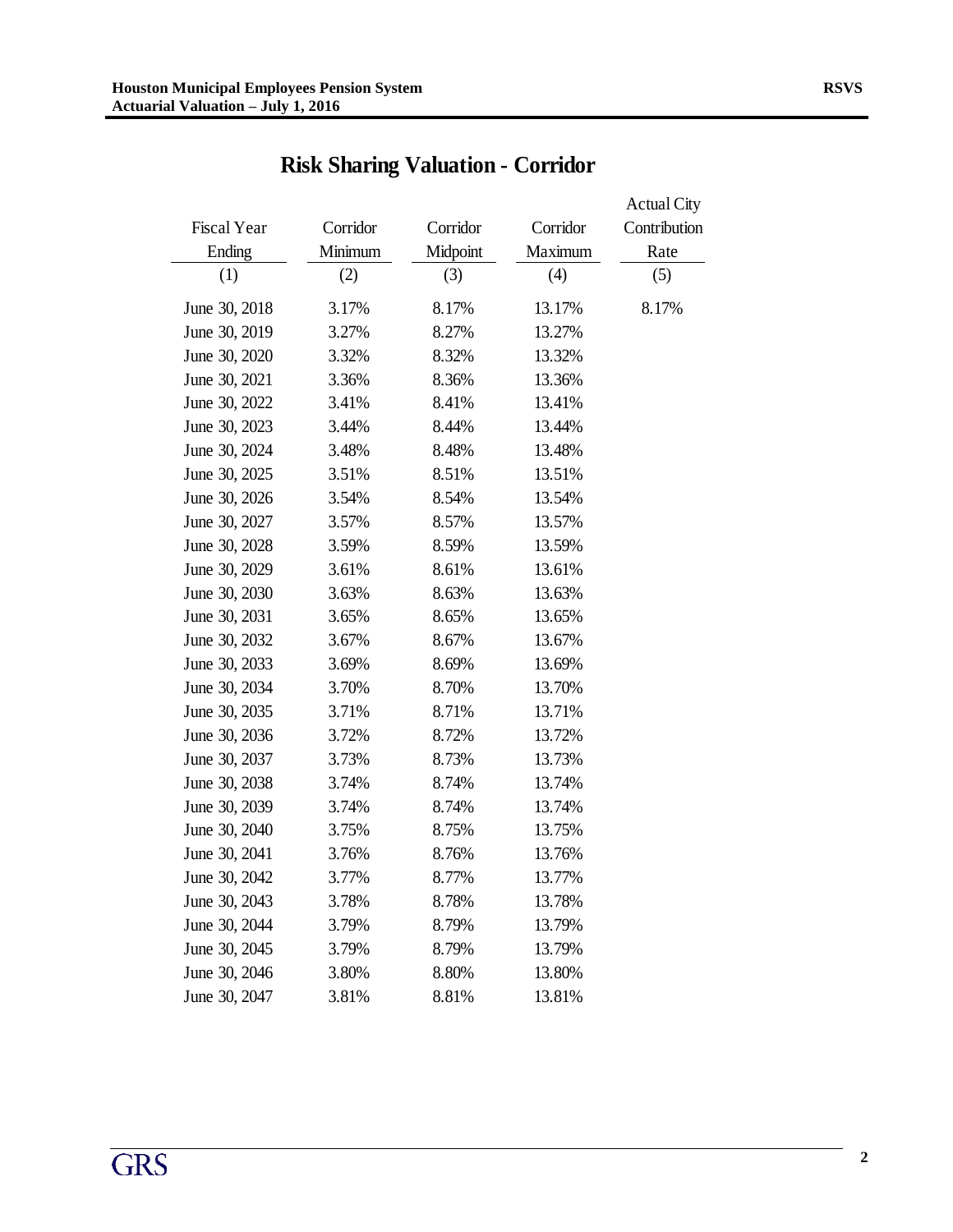# Risk Sharing Valuation - Corridor

| Fiscal Year Ending | Corridor Minimum | Corridor Midpoint | Corridor Maximum | Actual City Contribution Rate |
|---|---|---|---|---|
| (1) | (2) | (3) | (4) | (5) |
| June 30, 2018 | 3.17% | 8.17% | 13.17% | 8.17% |
| June 30, 2019 | 3.27% | 8.27% | 13.27% | |
| June 30, 2020 | 3.32% | 8.32% | 13.32% | |
| June 30, 2021 | 3.36% | 8.36% | 13.36% | |
| June 30, 2022 | 3.41% | 8.41% | 13.41% | |
| June 30, 2023 | 3.44% | 8.44% | 13.44% | |
| June 30, 2024 | 3.48% | 8.48% | 13.48% | |
| June 30, 2025 | 3.51% | 8.51% | 13.51% | |
| June 30, 2026 | 3.54% | 8.54% | 13.54% | |
| June 30, 2027 | 3.57% | 8.57% | 13.57% | |
| June 30, 2028 | 3.59% | 8.59% | 13.59% | |
| June 30, 2029 | 3.61% | 8.61% | 13.61% | |
| June 30, 2030 | 3.63% | 8.63% | 13.63% | |
| June 30, 2031 | 3.65% | 8.65% | 13.65% | |
| June 30, 2032 | 3.67% | 8.67% | 13.67% | |
| June 30, 2033 | 3.69% | 8.69% | 13.69% | |
| June 30, 2034 | 3.70% | 8.70% | 13.70% | |
| June 30, 2035 | 3.71% | 8.71% | 13.71% | |
| June 30, 2036 | 3.72% | 8.72% | 13.72% | |
| June 30, 2037 | 3.73% | 8.73% | 13.73% | |
| June 30, 2038 | 3.74% | 8.74% | 13.74% | |
| June 30, 2039 | 3.74% | 8.74% | 13.74% | |
| June 30, 2040 | 3.75% | 8.75% | 13.75% | |
| June 30, 2041 | 3.76% | 8.76% | 13.76% | |
| June 30, 2042 | 3.77% | 8.77% | 13.77% | |
| June 30, 2043 | 3.78% | 8.78% | 13.78% | |
| June 30, 2044 | 3.79% | 8.79% | 13.79% | |
| June 30, 2045 | 3.79% | 8.79% | 13.79% | |
| June 30, 2046 | 3.80% | 8.80% | 13.80% | |
| June 30, 2047 | 3.81% | 8.81% | 13.81% | |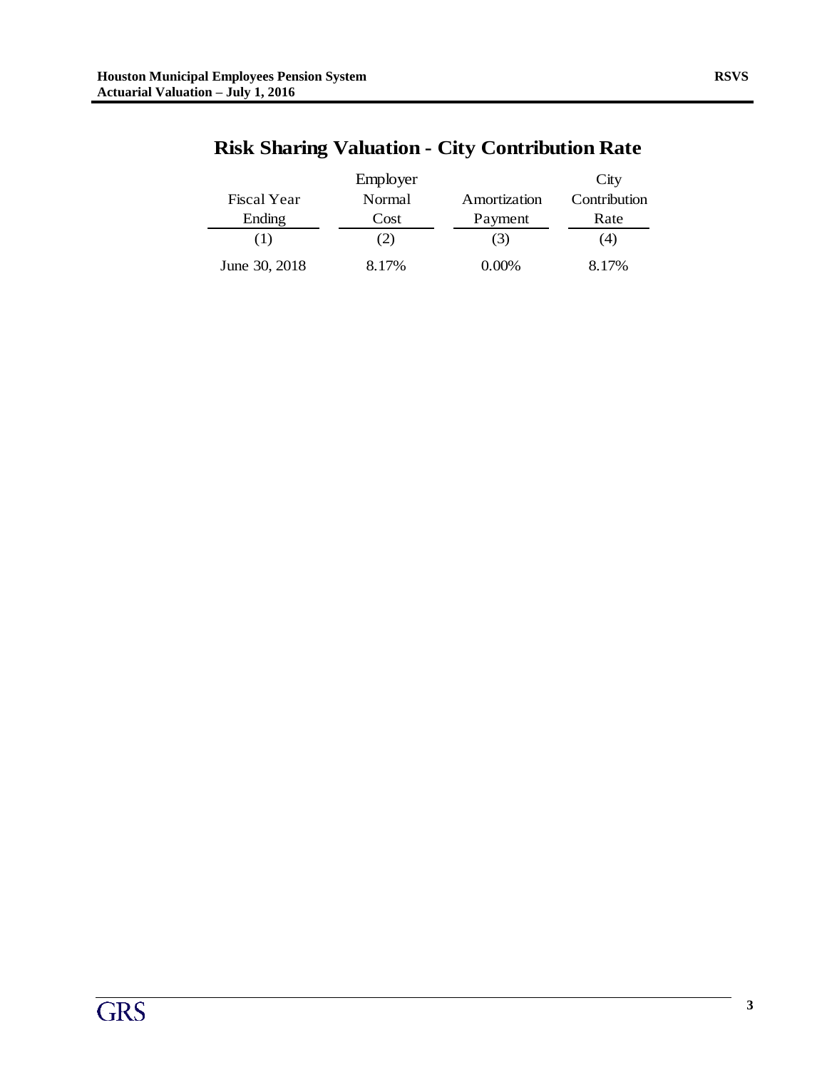# Risk Sharing Valuation - City Contribution Rate

| Fiscal Year Ending | Employer Normal Cost | Amortization Payment | City Contribution Rate |
|---|---|---|---|
| (1) | (2) | (3) | (4) |
| June 30, 2018 | 8.17% | 0.00% | 8.17% |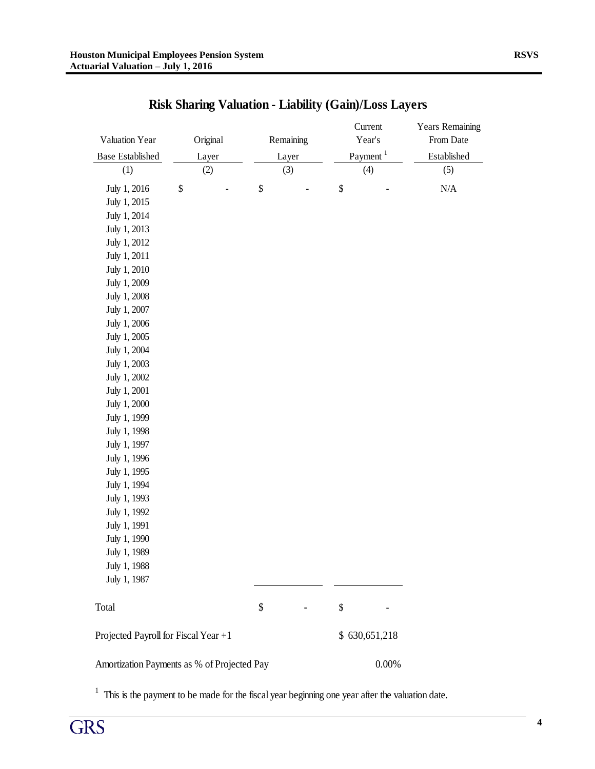## Risk Sharing Valuation - Liability (Gain)/Loss Layers

| Valuation Year Base Established | Original Layer | Remaining Layer | Current Year's Payment [1] | Years Remaining From Date Established |
|---|---|---|---|---|
| (1) | (2) | (3) | (4) | (5) |
| July 1, 2016 | $ - | $ - | $ - | N/A |
| July 1, 2015 | | | | |
| July 1, 2014 | | | | |
| July 1, 2013 | | | | |
| July 1, 2012 | | | | |
| July 1, 2011 | | | | |
| July 1, 2010 | | | | |
| July 1, 2009 | | | | |
| July 1, 2008 | | | | |
| July 1, 2007 | | | | |
| July 1, 2006 | | | | |
| July 1, 2005 | | | | |
| July 1, 2004 | | | | |
| July 1, 2003 | | | | |
| July 1, 2002 | | | | |
| July 1, 2001 | | | | |
| July 1, 2000 | | | | |
| July 1, 1999 | | | | |
| July 1, 1998 | | | | |
| July 1, 1997 | | | | |
| July 1, 1996 | | | | |
| July 1, 1995 | | | | |
| July 1, 1994 | | | | |
| July 1, 1993 | | | | |
| July 1, 1992 | | | | |
| July 1, 1991 | | | | |
| July 1, 1990 | | | | |
| July 1, 1989 | | | | |
| July 1, 1988 | | | | |
| July 1, 1987 | | | | |
| Total | | $ - | $ - | |
| Projected Payroll for Fiscal Year +1 | | | $ 630,651,218 | |
| Amortization Payments as % of Projected Pay | | | 0.00% | |

[1] This is the payment to be made for the fiscal year beginning one year after the valuation date.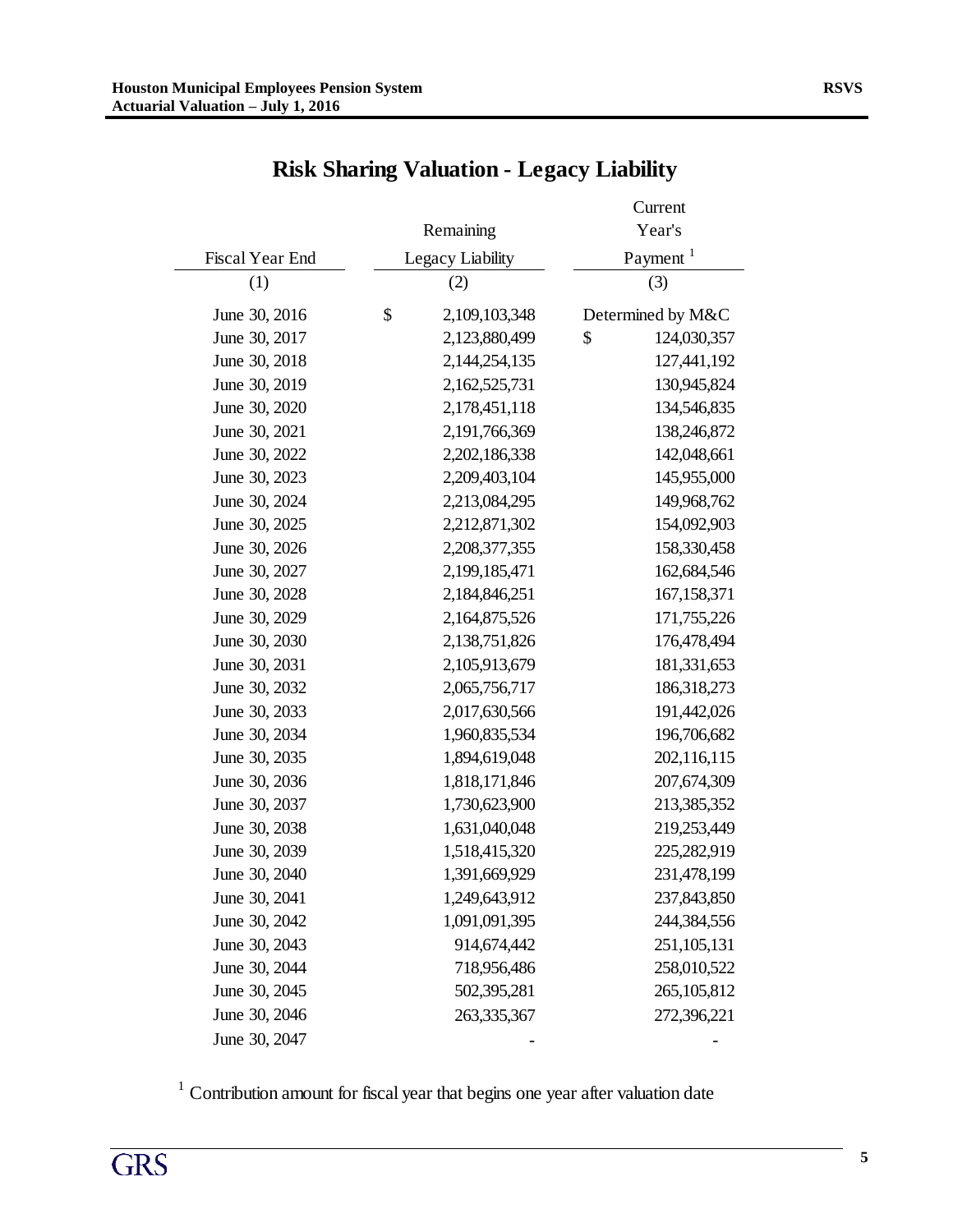# Risk Sharing Valuation - Legacy Liability

| Fiscal Year End | Remaining Legacy Liability | Current Year's Payment [1] |
|---|---|---|
| (1) | (2) | (3) |
| June 30, 2016 | $ 2,109,103,348 | Determined by M&C |
| June 30, 2017 | 2,123,880,499 | $ 124,030,357 |
| June 30, 2018 | 2,144,254,135 | 127,441,192 |
| June 30, 2019 | 2,162,525,731 | 130,945,824 |
| June 30, 2020 | 2,178,451,118 | 134,546,835 |
| June 30, 2021 | 2,191,766,369 | 138,246,872 |
| June 30, 2022 | 2,202,186,338 | 142,048,661 |
| June 30, 2023 | 2,209,403,104 | 145,955,000 |
| June 30, 2024 | 2,213,084,295 | 149,968,762 |
| June 30, 2025 | 2,212,871,302 | 154,092,903 |
| June 30, 2026 | 2,208,377,355 | 158,330,458 |
| June 30, 2027 | 2,199,185,471 | 162,684,546 |
| June 30, 2028 | 2,184,846,251 | 167,158,371 |
| June 30, 2029 | 2,164,875,526 | 171,755,226 |
| June 30, 2030 | 2,138,751,826 | 176,478,494 |
| June 30, 2031 | 2,105,913,679 | 181,331,653 |
| June 30, 2032 | 2,065,756,717 | 186,318,273 |
| June 30, 2033 | 2,017,630,566 | 191,442,026 |
| June 30, 2034 | 1,960,835,534 | 196,706,682 |
| June 30, 2035 | 1,894,619,048 | 202,116,115 |
| June 30, 2036 | 1,818,171,846 | 207,674,309 |
| June 30, 2037 | 1,730,623,900 | 213,385,352 |
| June 30, 2038 | 1,631,040,048 | 219,253,449 |
| June 30, 2039 | 1,518,415,320 | 225,282,919 |
| June 30, 2040 | 1,391,669,929 | 231,478,199 |
| June 30, 2041 | 1,249,643,912 | 237,843,850 |
| June 30, 2042 | 1,091,091,395 | 244,384,556 |
| June 30, 2043 | 914,674,442 | 251,105,131 |
| June 30, 2044 | 718,956,486 | 258,010,522 |
| June 30, 2045 | 502,395,281 | 265,105,812 |
| June 30, 2046 | 263,335,367 | 272,396,221 |
| June 30, 2047 | - | - |

[1] Contribution amount for fiscal year that begins one year after valuation date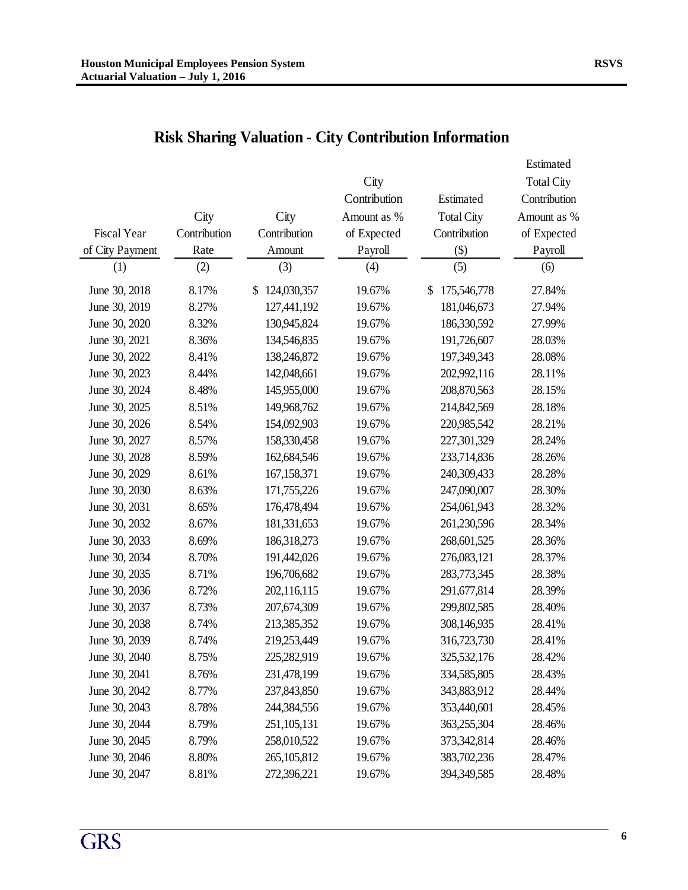## Risk Sharing Valuation - City Contribution Information

| Fiscal Year of City Payment | City Contribution Rate | City Contribution Amount | City Contribution Amount as % of Expected Payroll | Estimated Total City Contribution ($) | Estimated Total City Contribution Amount as % of Expected Payroll |
|---|---|---|---|---|---|
| (1) | (2) | (3) | (4) | (5) | (6) |
| June 30, 2018 | 8.17% | $ 124,030,357 | 19.67% | $ 175,546,778 | 27.84% |
| June 30, 2019 | 8.27% | 127,441,192 | 19.67% | 181,046,673 | 27.94% |
| June 30, 2020 | 8.32% | 130,945,824 | 19.67% | 186,330,592 | 27.99% |
| June 30, 2021 | 8.36% | 134,546,835 | 19.67% | 191,726,607 | 28.03% |
| June 30, 2022 | 8.41% | 138,246,872 | 19.67% | 197,349,343 | 28.08% |
| June 30, 2023 | 8.44% | 142,048,661 | 19.67% | 202,992,116 | 28.11% |
| June 30, 2024 | 8.48% | 145,955,000 | 19.67% | 208,870,563 | 28.15% |
| June 30, 2025 | 8.51% | 149,968,762 | 19.67% | 214,842,569 | 28.18% |
| June 30, 2026 | 8.54% | 154,092,903 | 19.67% | 220,985,542 | 28.21% |
| June 30, 2027 | 8.57% | 158,330,458 | 19.67% | 227,301,329 | 28.24% |
| June 30, 2028 | 8.59% | 162,684,546 | 19.67% | 233,714,836 | 28.26% |
| June 30, 2029 | 8.61% | 167,158,371 | 19.67% | 240,309,433 | 28.28% |
| June 30, 2030 | 8.63% | 171,755,226 | 19.67% | 247,090,007 | 28.30% |
| June 30, 2031 | 8.65% | 176,478,494 | 19.67% | 254,061,943 | 28.32% |
| June 30, 2032 | 8.67% | 181,331,653 | 19.67% | 261,230,596 | 28.34% |
| June 30, 2033 | 8.69% | 186,318,273 | 19.67% | 268,601,525 | 28.36% |
| June 30, 2034 | 8.70% | 191,442,026 | 19.67% | 276,083,121 | 28.37% |
| June 30, 2035 | 8.71% | 196,706,682 | 19.67% | 283,773,345 | 28.38% |
| June 30, 2036 | 8.72% | 202,116,115 | 19.67% | 291,677,814 | 28.39% |
| June 30, 2037 | 8.73% | 207,674,309 | 19.67% | 299,802,585 | 28.40% |
| June 30, 2038 | 8.74% | 213,385,352 | 19.67% | 308,146,935 | 28.41% |
| June 30, 2039 | 8.74% | 219,253,449 | 19.67% | 316,723,730 | 28.41% |
| June 30, 2040 | 8.75% | 225,282,919 | 19.67% | 325,532,176 | 28.42% |
| June 30, 2041 | 8.76% | 231,478,199 | 19.67% | 334,585,805 | 28.43% |
| June 30, 2042 | 8.77% | 237,843,850 | 19.67% | 343,883,912 | 28.44% |
| June 30, 2043 | 8.78% | 244,384,556 | 19.67% | 353,440,601 | 28.45% |
| June 30, 2044 | 8.79% | 251,105,131 | 19.67% | 363,255,304 | 28.46% |
| June 30, 2045 | 8.79% | 258,010,522 | 19.67% | 373,342,814 | 28.46% |
| June 30, 2046 | 8.80% | 265,105,812 | 19.67% | 383,702,236 | 28.47% |
| June 30, 2047 | 8.81% | 272,396,221 | 19.67% | 394,349,585 | 28.48% |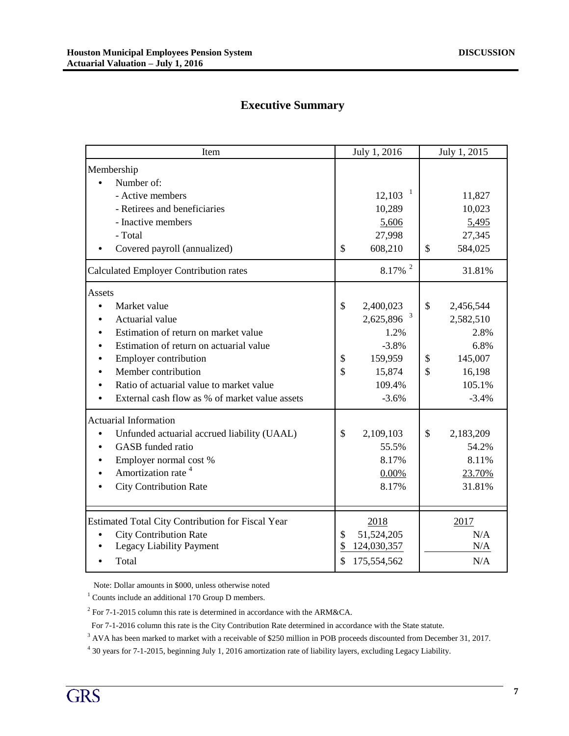# Executive Summary

| Item | July 1, 2016 | July 1, 2015 |
|---|---|---|
| Membership | | |
| • Number of: | | |
| - Active members | 12,103 [1] | 11,827 |
| - Retirees and beneficiaries | 10,289 | 10,023 |
| - Inactive members | 5,606 | 5,495 |
| - Total | 27,998 | 27,345 |
| • Covered payroll (annualized) | $ 608,210 | $ 584,025 |
| Calculated Employer Contribution rates | 8.17% [2] | 31.81% |
| Assets | | |
| • Market value | $ 2,400,023 | $ 2,456,544 |
| • Actuarial value | 2,625,896 [3] | 2,582,510 |
| • Estimation of return on market value | 1.2% | 2.8% |
| • Estimation of return on actuarial value | -3.8% | 6.8% |
| • Employer contribution | $ 159,959 | $ 145,007 |
| • Member contribution | $ 15,874 | $ 16,198 |
| • Ratio of actuarial value to market value | 109.4% | 105.1% |
| • External cash flow as % of market value assets | -3.6% | -3.4% |
| Actuarial Information | | |
| • Unfunded actuarial accrued liability (UAAL) | $ 2,109,103 | $ 2,183,209 |
| • GASB funded ratio | 55.5% | 54.2% |
| • Employer normal cost % | 8.17% | 8.11% |
| • Amortization rate [4] | 0.00% | 23.70% |
| • City Contribution Rate | 8.17% | 31.81% |
| Estimated Total City Contribution for Fiscal Year | 2018 | 2017 |
| • City Contribution Rate | $ 51,524,205 | N/A |
| • Legacy Liability Payment | $ 124,030,357 | N/A |
| • Total | $ 175,554,562 | N/A |

Note: Dollar amounts in $000, unless otherwise noted

[1] Counts include an additional 170 Group D members.

[2] For 7-1-2015 column this rate is determined in accordance with the ARM&CA.

For 7-1-2016 column this rate is the City Contribution Rate determined in accordance with the State statute.

[3] AVA has been marked to market with a receivable of $250 million in POB proceeds discounted from December 31, 2017.

[4] 30 years for 7-1-2015, beginning July 1, 2016 amortization rate of liability layers, excluding Legacy Liability.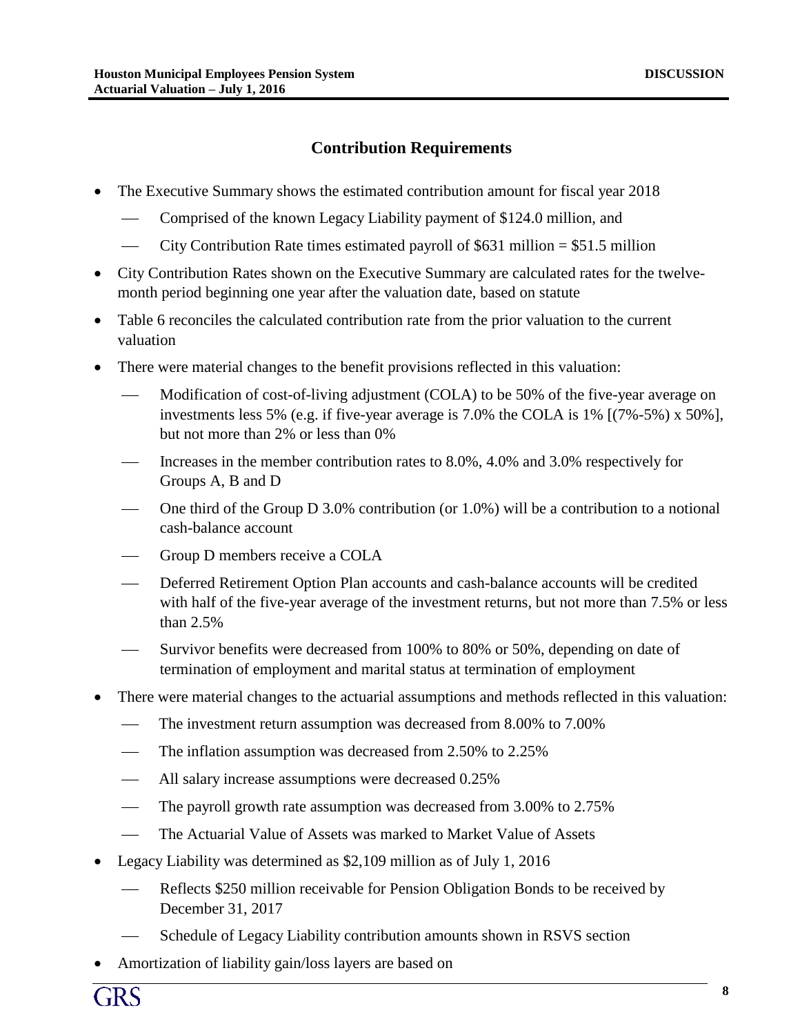## Contribution Requirements

- The Executive Summary shows the estimated contribution amount for fiscal year 2018
  - Comprised of the known Legacy Liability payment of $124.0 million, and
  - City Contribution Rate times estimated payroll of $631 million = $51.5 million
- City Contribution Rates shown on the Executive Summary are calculated rates for the twelve-month period beginning one year after the valuation date, based on statute
- Table 6 reconciles the calculated contribution rate from the prior valuation to the current valuation
- There were material changes to the benefit provisions reflected in this valuation:
  - Modification of cost-of-living adjustment (COLA) to be 50% of the five-year average on investments less 5% (e.g. if five-year average is 7.0% the COLA is 1% [(7%-5%) x 50%], but not more than 2% or less than 0%
  - Increases in the member contribution rates to 8.0%, 4.0% and 3.0% respectively for Groups A, B and D
  - One third of the Group D 3.0% contribution (or 1.0%) will be a contribution to a notional cash-balance account
  - Group D members receive a COLA
  - Deferred Retirement Option Plan accounts and cash-balance accounts will be credited with half of the five-year average of the investment returns, but not more than 7.5% or less than 2.5%
  - Survivor benefits were decreased from 100% to 80% or 50%, depending on date of termination of employment and marital status at termination of employment
- There were material changes to the actuarial assumptions and methods reflected in this valuation:
  - The investment return assumption was decreased from 8.00% to 7.00%
  - The inflation assumption was decreased from 2.50% to 2.25%
  - All salary increase assumptions were decreased 0.25%
  - The payroll growth rate assumption was decreased from 3.00% to 2.75%
  - The Actuarial Value of Assets was marked to Market Value of Assets
- Legacy Liability was determined as $2,109 million as of July 1, 2016
  - Reflects $250 million receivable for Pension Obligation Bonds to be received by December 31, 2017
  - Schedule of Legacy Liability contribution amounts shown in RSVS section
- Amortization of liability gain/loss layers are based on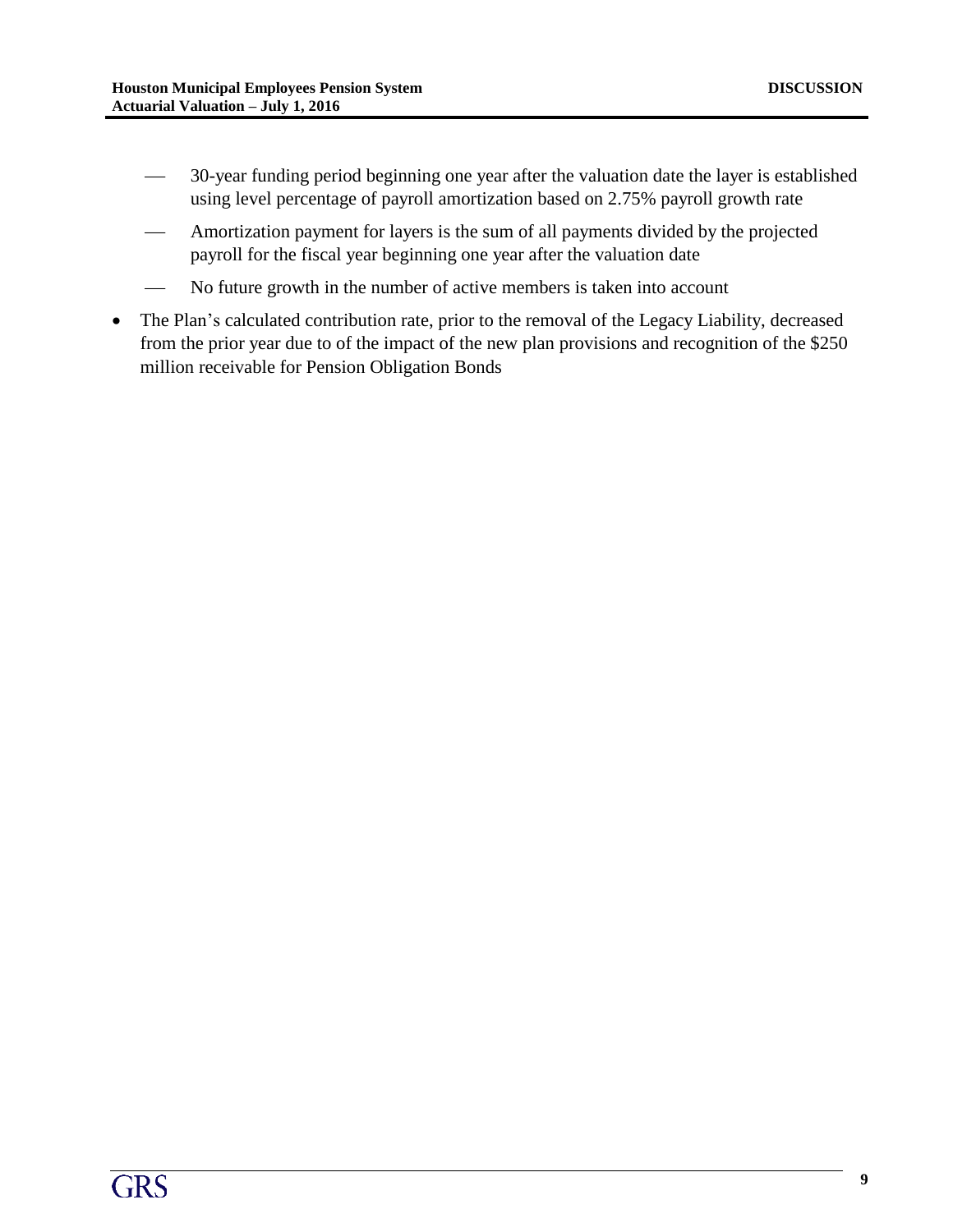- 30-year funding period beginning one year after the valuation date the layer is established using level percentage of payroll amortization based on 2.75% payroll growth rate
  - Amortization payment for layers is the sum of all payments divided by the projected payroll for the fiscal year beginning one year after the valuation date
  - No future growth in the number of active members is taken into account
- The Plan's calculated contribution rate, prior to the removal of the Legacy Liability, decreased from the prior year due to of the impact of the new plan provisions and recognition of the $250 million receivable for Pension Obligation Bonds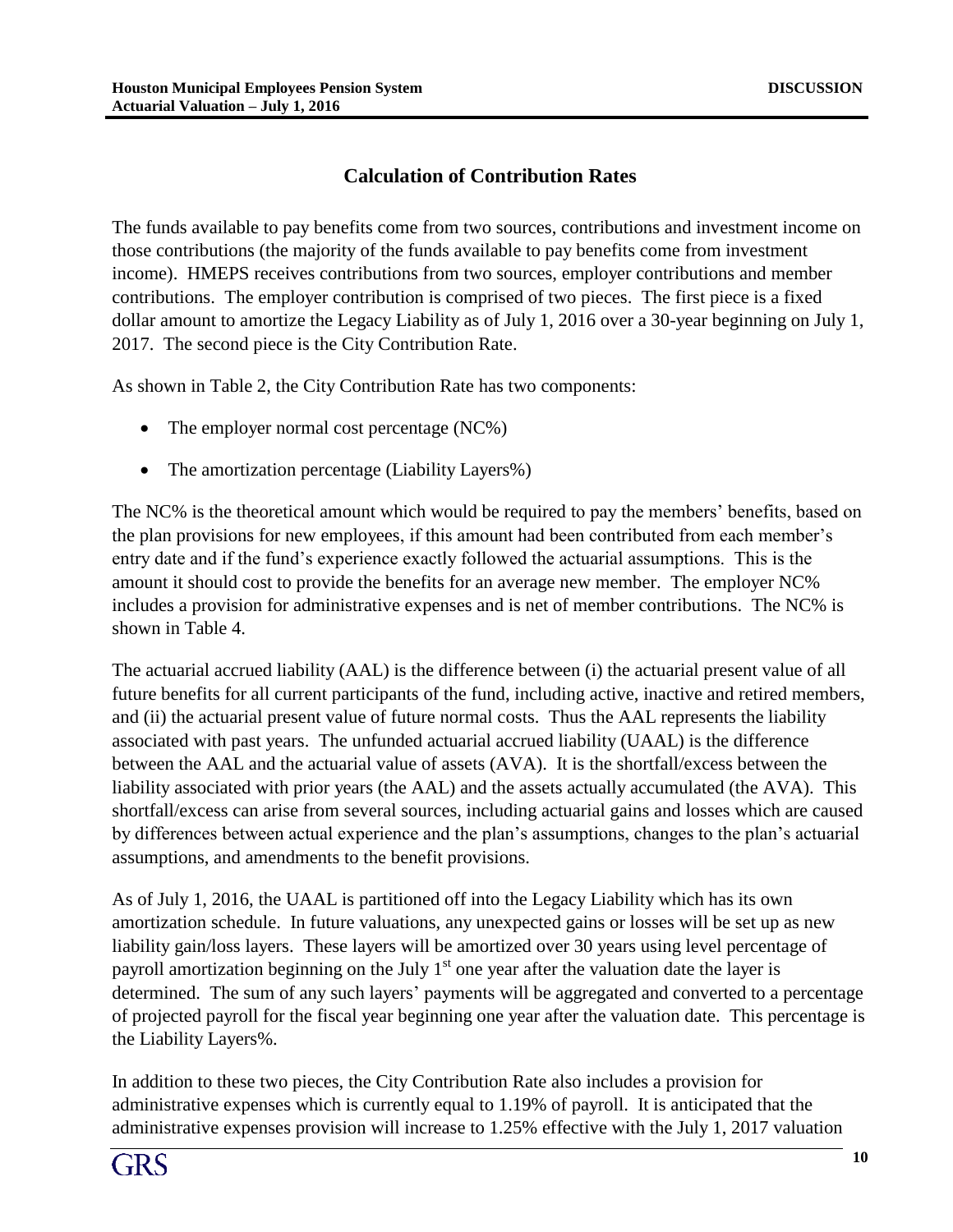## Calculation of Contribution Rates

The funds available to pay benefits come from two sources, contributions and investment income on those contributions (the majority of the funds available to pay benefits come from investment income). HMEPS receives contributions from two sources, employer contributions and member contributions. The employer contribution is comprised of two pieces. The first piece is a fixed dollar amount to amortize the Legacy Liability as of July 1, 2016 over a 30-year beginning on July 1, 2017. The second piece is the City Contribution Rate.

As shown in Table 2, the City Contribution Rate has two components:

- The employer normal cost percentage (NC%)
- The amortization percentage (Liability Layers%)

The NC% is the theoretical amount which would be required to pay the members' benefits, based on the plan provisions for new employees, if this amount had been contributed from each member's entry date and if the fund's experience exactly followed the actuarial assumptions. This is the amount it should cost to provide the benefits for an average new member. The employer NC% includes a provision for administrative expenses and is net of member contributions. The NC% is shown in Table 4.

The actuarial accrued liability (AAL) is the difference between (i) the actuarial present value of all future benefits for all current participants of the fund, including active, inactive and retired members, and (ii) the actuarial present value of future normal costs. Thus the AAL represents the liability associated with past years. The unfunded actuarial accrued liability (UAAL) is the difference between the AAL and the actuarial value of assets (AVA). It is the shortfall/excess between the liability associated with prior years (the AAL) and the assets actually accumulated (the AVA). This shortfall/excess can arise from several sources, including actuarial gains and losses which are caused by differences between actual experience and the plan's assumptions, changes to the plan's actuarial assumptions, and amendments to the benefit provisions.

As of July 1, 2016, the UAAL is partitioned off into the Legacy Liability which has its own amortization schedule. In future valuations, any unexpected gains or losses will be set up as new liability gain/loss layers. These layers will be amortized over 30 years using level percentage of payroll amortization beginning on the July 1st one year after the valuation date the layer is determined. The sum of any such layers' payments will be aggregated and converted to a percentage of projected payroll for the fiscal year beginning one year after the valuation date. This percentage is the Liability Layers%.

In addition to these two pieces, the City Contribution Rate also includes a provision for administrative expenses which is currently equal to 1.19% of payroll. It is anticipated that the administrative expenses provision will increase to 1.25% effective with the July 1, 2017 valuation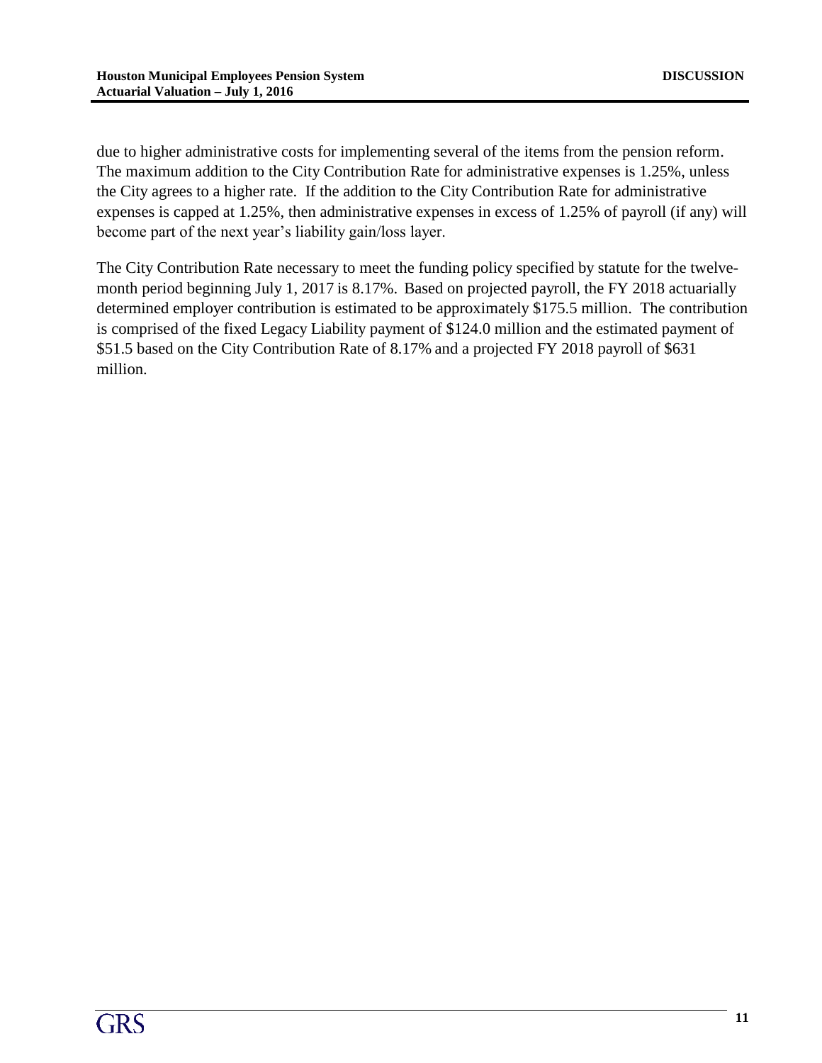due to higher administrative costs for implementing several of the items from the pension reform. The maximum addition to the City Contribution Rate for administrative expenses is 1.25%, unless the City agrees to a higher rate. If the addition to the City Contribution Rate for administrative expenses is capped at 1.25%, then administrative expenses in excess of 1.25% of payroll (if any) will become part of the next year's liability gain/loss layer.

The City Contribution Rate necessary to meet the funding policy specified by statute for the twelve-month period beginning July 1, 2017 is 8.17%. Based on projected payroll, the FY 2018 actuarially determined employer contribution is estimated to be approximately $175.5 million. The contribution is comprised of the fixed Legacy Liability payment of $124.0 million and the estimated payment of $51.5 based on the City Contribution Rate of 8.17% and a projected FY 2018 payroll of $631 million.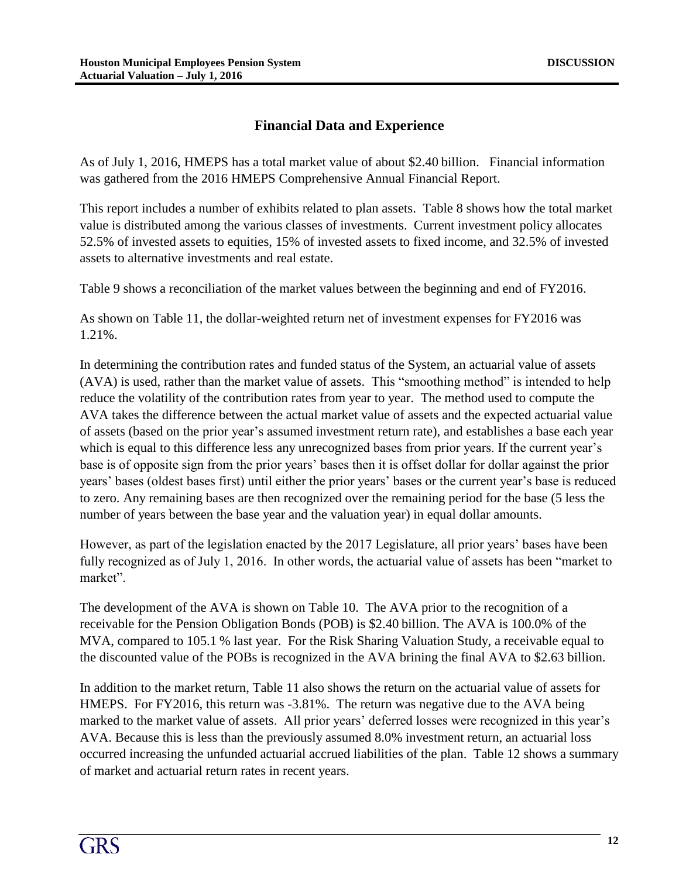## Financial Data and Experience

As of July 1, 2016, HMEPS has a total market value of about $2.40 billion. Financial information was gathered from the 2016 HMEPS Comprehensive Annual Financial Report.

This report includes a number of exhibits related to plan assets. Table 8 shows how the total market value is distributed among the various classes of investments. Current investment policy allocates 52.5% of invested assets to equities, 15% of invested assets to fixed income, and 32.5% of invested assets to alternative investments and real estate.

Table 9 shows a reconciliation of the market values between the beginning and end of FY2016.

As shown on Table 11, the dollar-weighted return net of investment expenses for FY2016 was 1.21%.

In determining the contribution rates and funded status of the System, an actuarial value of assets (AVA) is used, rather than the market value of assets. This "smoothing method" is intended to help reduce the volatility of the contribution rates from year to year. The method used to compute the AVA takes the difference between the actual market value of assets and the expected actuarial value of assets (based on the prior year's assumed investment return rate), and establishes a base each year which is equal to this difference less any unrecognized bases from prior years. If the current year's base is of opposite sign from the prior years' bases then it is offset dollar for dollar against the prior years' bases (oldest bases first) until either the prior years' bases or the current year's base is reduced to zero. Any remaining bases are then recognized over the remaining period for the base (5 less the number of years between the base year and the valuation year) in equal dollar amounts.

However, as part of the legislation enacted by the 2017 Legislature, all prior years' bases have been fully recognized as of July 1, 2016. In other words, the actuarial value of assets has been "market to market".

The development of the AVA is shown on Table 10. The AVA prior to the recognition of a receivable for the Pension Obligation Bonds (POB) is $2.40 billion. The AVA is 100.0% of the MVA, compared to 105.1 % last year. For the Risk Sharing Valuation Study, a receivable equal to the discounted value of the POBs is recognized in the AVA brining the final AVA to $2.63 billion.

In addition to the market return, Table 11 also shows the return on the actuarial value of assets for HMEPS. For FY2016, this return was -3.81%. The return was negative due to the AVA being marked to the market value of assets. All prior years' deferred losses were recognized in this year's AVA. Because this is less than the previously assumed 8.0% investment return, an actuarial loss occurred increasing the unfunded actuarial accrued liabilities of the plan. Table 12 shows a summary of market and actuarial return rates in recent years.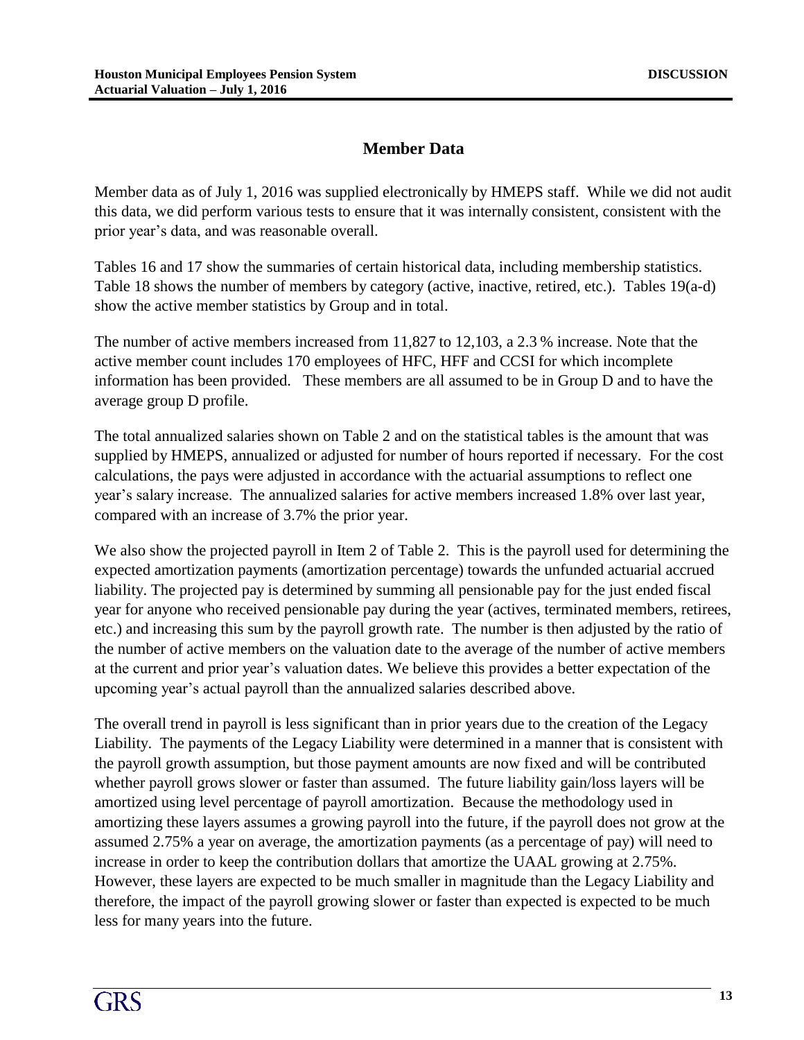## Member Data

Member data as of July 1, 2016 was supplied electronically by HMEPS staff. While we did not audit this data, we did perform various tests to ensure that it was internally consistent, consistent with the prior year's data, and was reasonable overall.

Tables 16 and 17 show the summaries of certain historical data, including membership statistics. Table 18 shows the number of members by category (active, inactive, retired, etc.). Tables 19(a-d) show the active member statistics by Group and in total.

The number of active members increased from 11,827 to 12,103, a 2.3 % increase. Note that the active member count includes 170 employees of HFC, HFF and CCSI for which incomplete information has been provided. These members are all assumed to be in Group D and to have the average group D profile.

The total annualized salaries shown on Table 2 and on the statistical tables is the amount that was supplied by HMEPS, annualized or adjusted for number of hours reported if necessary. For the cost calculations, the pays were adjusted in accordance with the actuarial assumptions to reflect one year's salary increase. The annualized salaries for active members increased 1.8% over last year, compared with an increase of 3.7% the prior year.

We also show the projected payroll in Item 2 of Table 2. This is the payroll used for determining the expected amortization payments (amortization percentage) towards the unfunded actuarial accrued liability. The projected pay is determined by summing all pensionable pay for the just ended fiscal year for anyone who received pensionable pay during the year (actives, terminated members, retirees, etc.) and increasing this sum by the payroll growth rate. The number is then adjusted by the ratio of the number of active members on the valuation date to the average of the number of active members at the current and prior year's valuation dates. We believe this provides a better expectation of the upcoming year's actual payroll than the annualized salaries described above.

The overall trend in payroll is less significant than in prior years due to the creation of the Legacy Liability. The payments of the Legacy Liability were determined in a manner that is consistent with the payroll growth assumption, but those payment amounts are now fixed and will be contributed whether payroll grows slower or faster than assumed. The future liability gain/loss layers will be amortized using level percentage of payroll amortization. Because the methodology used in amortizing these layers assumes a growing payroll into the future, if the payroll does not grow at the assumed 2.75% a year on average, the amortization payments (as a percentage of pay) will need to increase in order to keep the contribution dollars that amortize the UAAL growing at 2.75%. However, these layers are expected to be much smaller in magnitude than the Legacy Liability and therefore, the impact of the payroll growing slower or faster than expected is expected to be much less for many years into the future.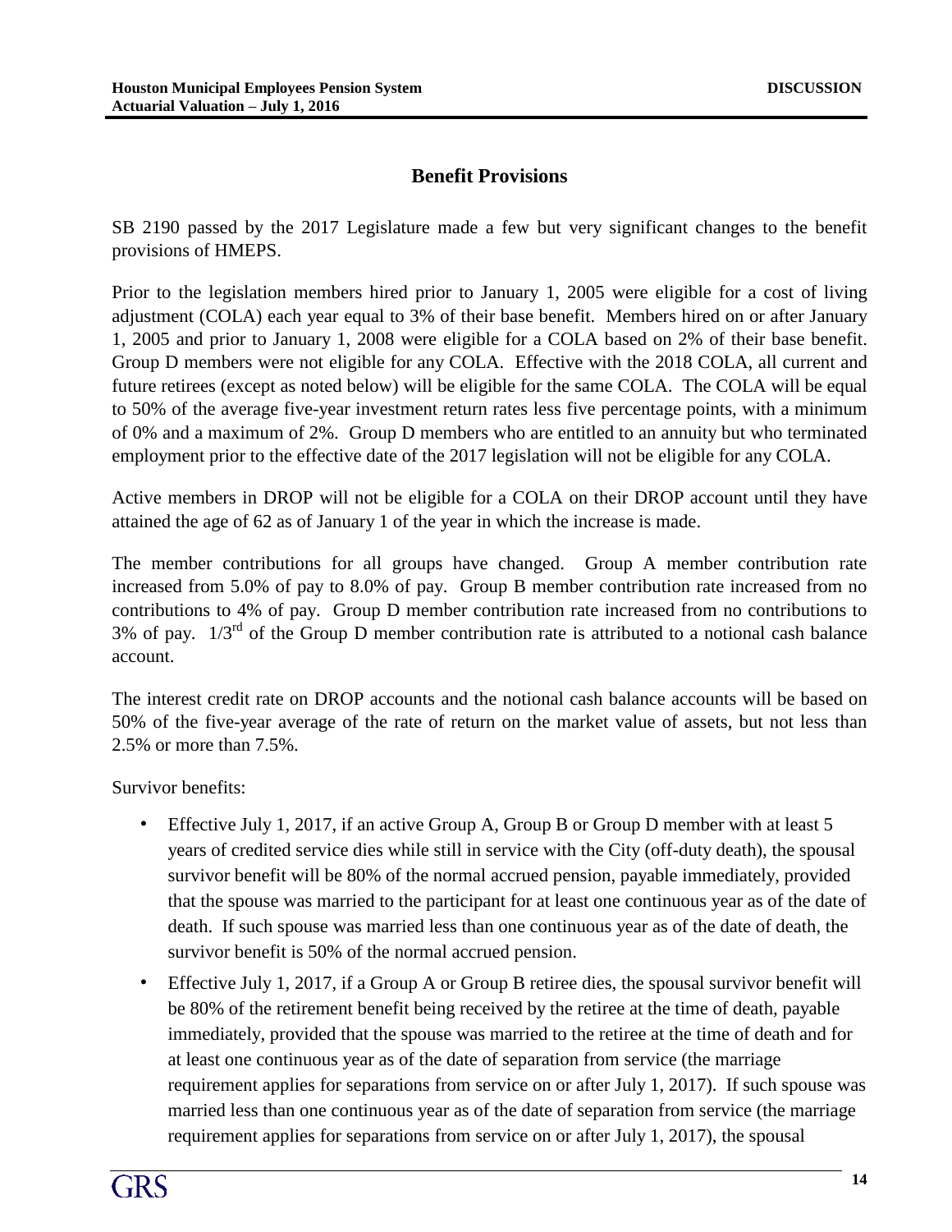## Benefit Provisions

SB 2190 passed by the 2017 Legislature made a few but very significant changes to the benefit provisions of HMEPS.

Prior to the legislation members hired prior to January 1, 2005 were eligible for a cost of living adjustment (COLA) each year equal to 3% of their base benefit. Members hired on or after January 1, 2005 and prior to January 1, 2008 were eligible for a COLA based on 2% of their base benefit. Group D members were not eligible for any COLA. Effective with the 2018 COLA, all current and future retirees (except as noted below) will be eligible for the same COLA. The COLA will be equal to 50% of the average five-year investment return rates less five percentage points, with a minimum of 0% and a maximum of 2%. Group D members who are entitled to an annuity but who terminated employment prior to the effective date of the 2017 legislation will not be eligible for any COLA.

Active members in DROP will not be eligible for a COLA on their DROP account until they have attained the age of 62 as of January 1 of the year in which the increase is made.

The member contributions for all groups have changed. Group A member contribution rate increased from 5.0% of pay to 8.0% of pay. Group B member contribution rate increased from no contributions to 4% of pay. Group D member contribution rate increased from no contributions to 3% of pay. 1/3rd of the Group D member contribution rate is attributed to a notional cash balance account.

The interest credit rate on DROP accounts and the notional cash balance accounts will be based on 50% of the five-year average of the rate of return on the market value of assets, but not less than 2.5% or more than 7.5%.

Survivor benefits:

- Effective July 1, 2017, if an active Group A, Group B or Group D member with at least 5 years of credited service dies while still in service with the City (off-duty death), the spousal survivor benefit will be 80% of the normal accrued pension, payable immediately, provided that the spouse was married to the participant for at least one continuous year as of the date of death. If such spouse was married less than one continuous year as of the date of death, the survivor benefit is 50% of the normal accrued pension.
- Effective July 1, 2017, if a Group A or Group B retiree dies, the spousal survivor benefit will be 80% of the retirement benefit being received by the retiree at the time of death, payable immediately, provided that the spouse was married to the retiree at the time of death and for at least one continuous year as of the date of separation from service (the marriage requirement applies for separations from service on or after July 1, 2017). If such spouse was married less than one continuous year as of the date of separation from service (the marriage requirement applies for separations from service on or after July 1, 2017), the spousal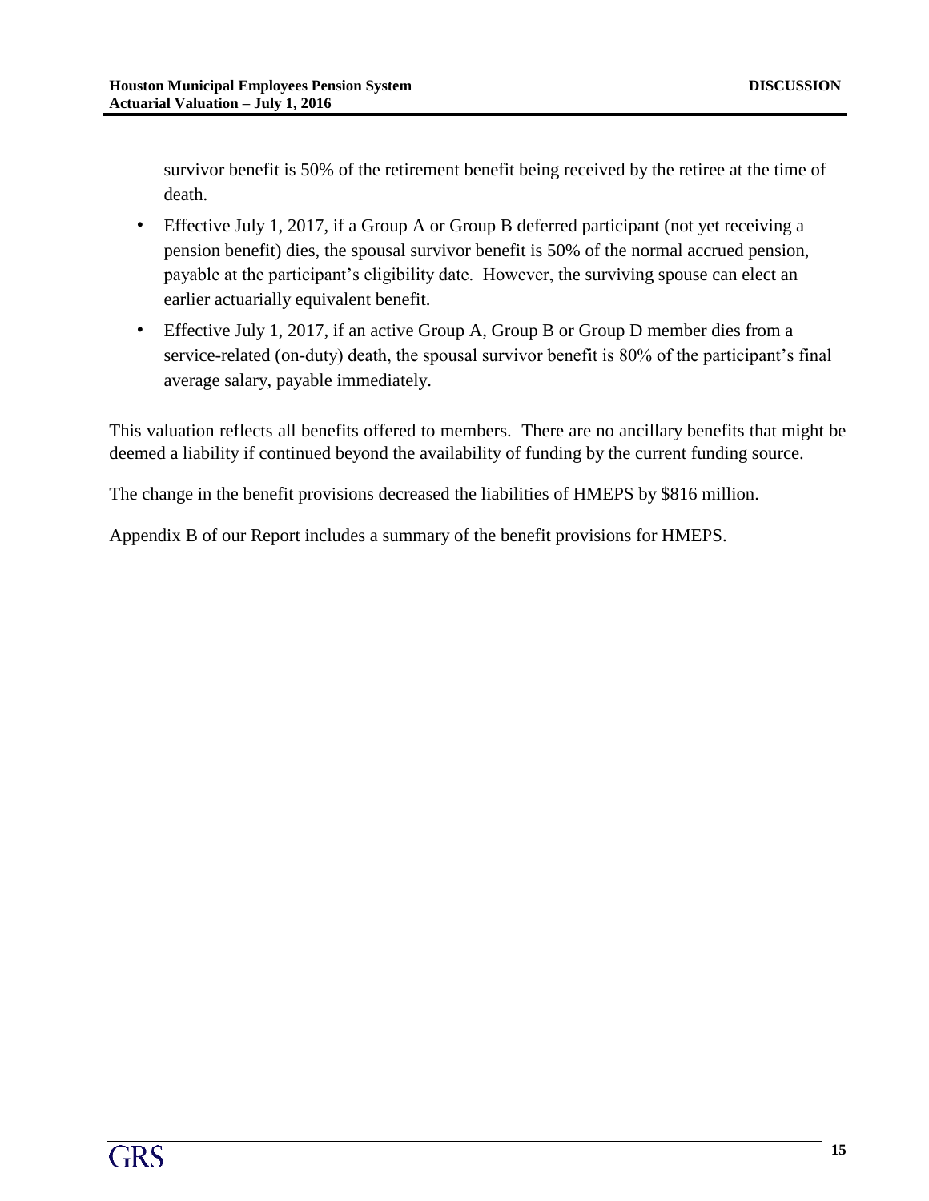survivor benefit is 50% of the retirement benefit being received by the retiree at the time of death.

- Effective July 1, 2017, if a Group A or Group B deferred participant (not yet receiving a pension benefit) dies, the spousal survivor benefit is 50% of the normal accrued pension, payable at the participant's eligibility date. However, the surviving spouse can elect an earlier actuarially equivalent benefit.
- Effective July 1, 2017, if an active Group A, Group B or Group D member dies from a service-related (on-duty) death, the spousal survivor benefit is 80% of the participant's final average salary, payable immediately.

This valuation reflects all benefits offered to members. There are no ancillary benefits that might be deemed a liability if continued beyond the availability of funding by the current funding source.

The change in the benefit provisions decreased the liabilities of HMEPS by $816 million.

Appendix B of our Report includes a summary of the benefit provisions for HMEPS.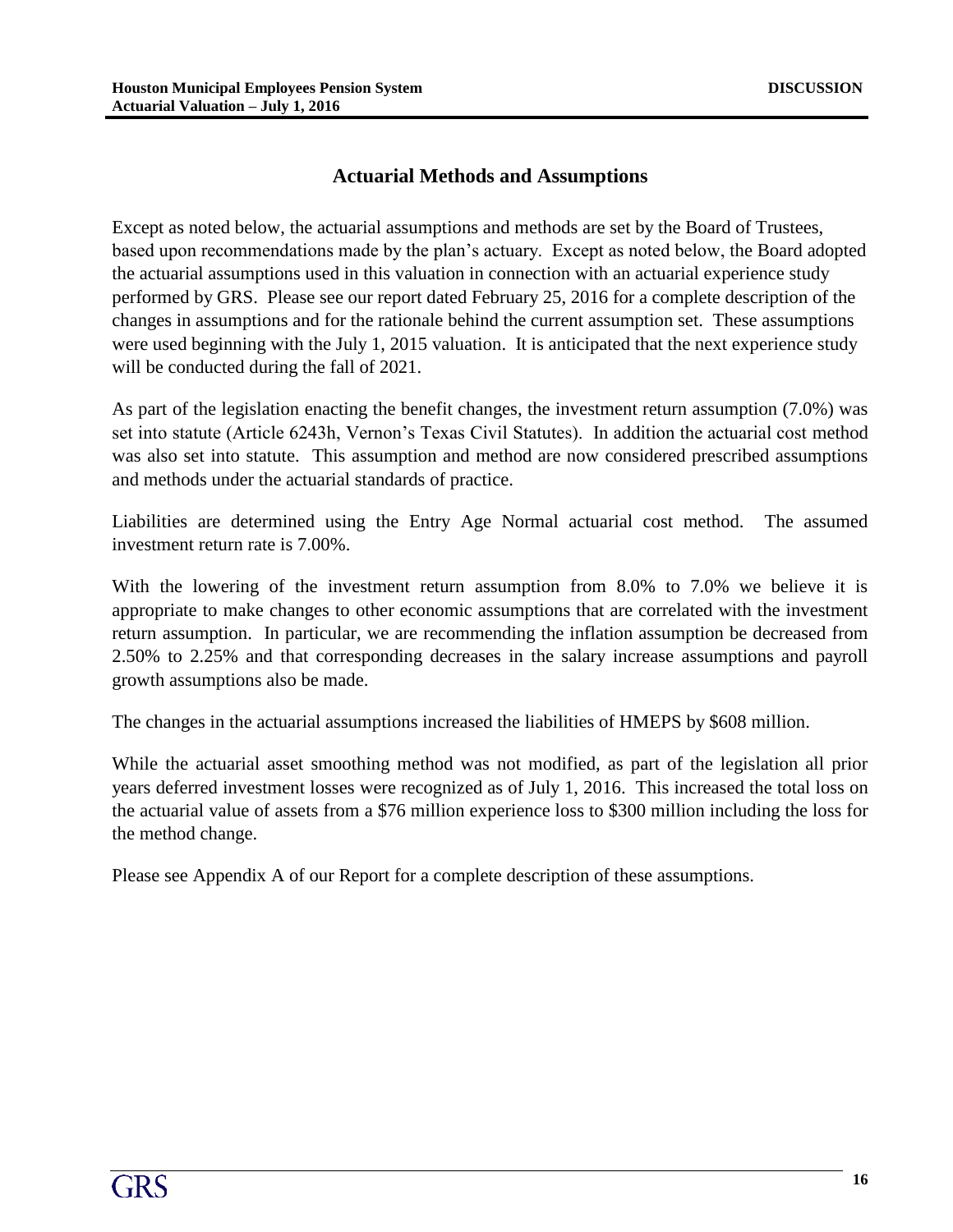## Actuarial Methods and Assumptions

Except as noted below, the actuarial assumptions and methods are set by the Board of Trustees, based upon recommendations made by the plan's actuary. Except as noted below, the Board adopted the actuarial assumptions used in this valuation in connection with an actuarial experience study performed by GRS. Please see our report dated February 25, 2016 for a complete description of the changes in assumptions and for the rationale behind the current assumption set. These assumptions were used beginning with the July 1, 2015 valuation. It is anticipated that the next experience study will be conducted during the fall of 2021.

As part of the legislation enacting the benefit changes, the investment return assumption (7.0%) was set into statute (Article 6243h, Vernon's Texas Civil Statutes). In addition the actuarial cost method was also set into statute. This assumption and method are now considered prescribed assumptions and methods under the actuarial standards of practice.

Liabilities are determined using the Entry Age Normal actuarial cost method. The assumed investment return rate is 7.00%.

With the lowering of the investment return assumption from 8.0% to 7.0% we believe it is appropriate to make changes to other economic assumptions that are correlated with the investment return assumption. In particular, we are recommending the inflation assumption be decreased from 2.50% to 2.25% and that corresponding decreases in the salary increase assumptions and payroll growth assumptions also be made.

The changes in the actuarial assumptions increased the liabilities of HMEPS by $608 million.

While the actuarial asset smoothing method was not modified, as part of the legislation all prior years deferred investment losses were recognized as of July 1, 2016. This increased the total loss on the actuarial value of assets from a $76 million experience loss to $300 million including the loss for the method change.

Please see Appendix A of our Report for a complete description of these assumptions.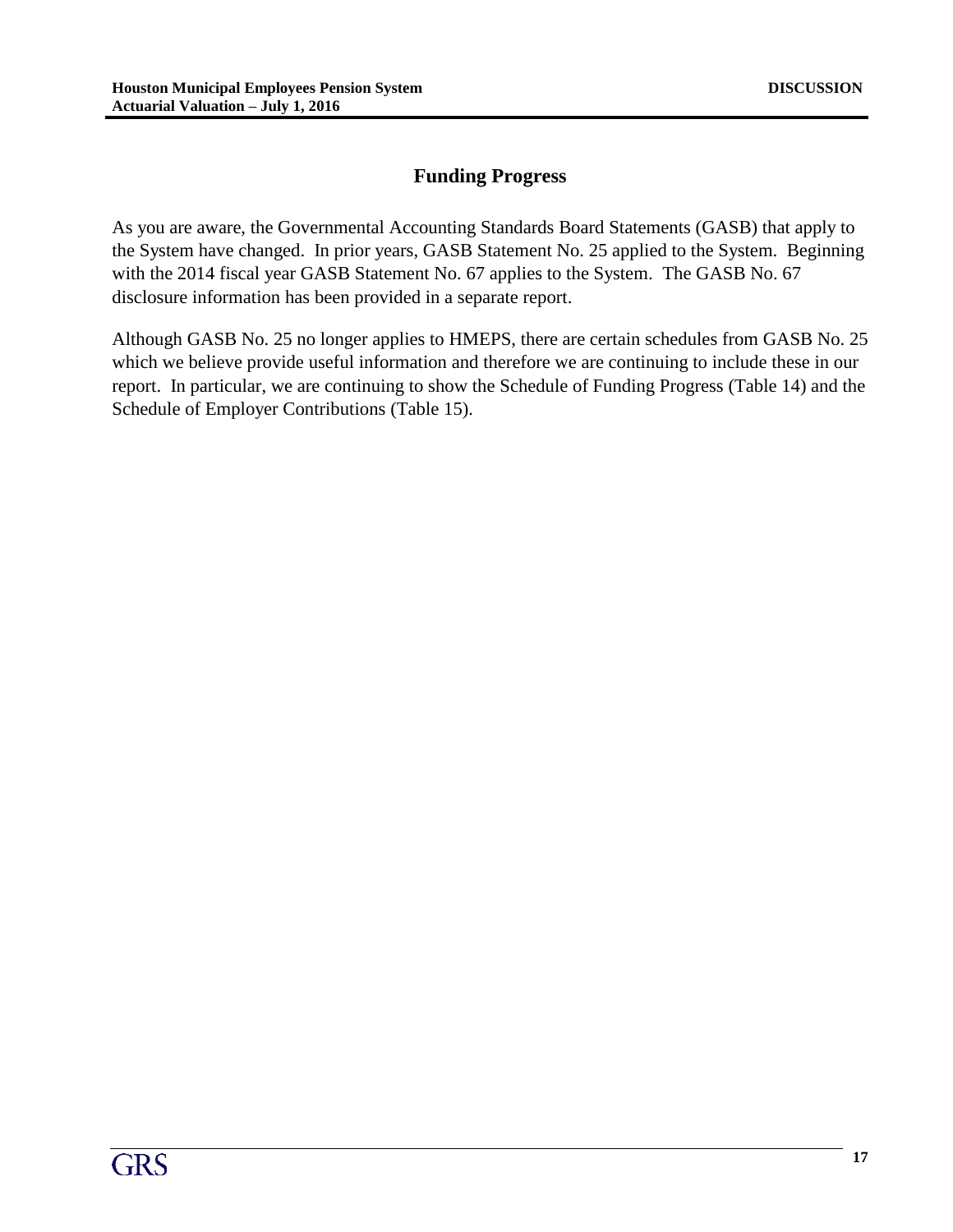## Funding Progress

As you are aware, the Governmental Accounting Standards Board Statements (GASB) that apply to the System have changed. In prior years, GASB Statement No. 25 applied to the System. Beginning with the 2014 fiscal year GASB Statement No. 67 applies to the System. The GASB No. 67 disclosure information has been provided in a separate report.

Although GASB No. 25 no longer applies to HMEPS, there are certain schedules from GASB No. 25 which we believe provide useful information and therefore we are continuing to include these in our report. In particular, we are continuing to show the Schedule of Funding Progress (Table 14) and the Schedule of Employer Contributions (Table 15).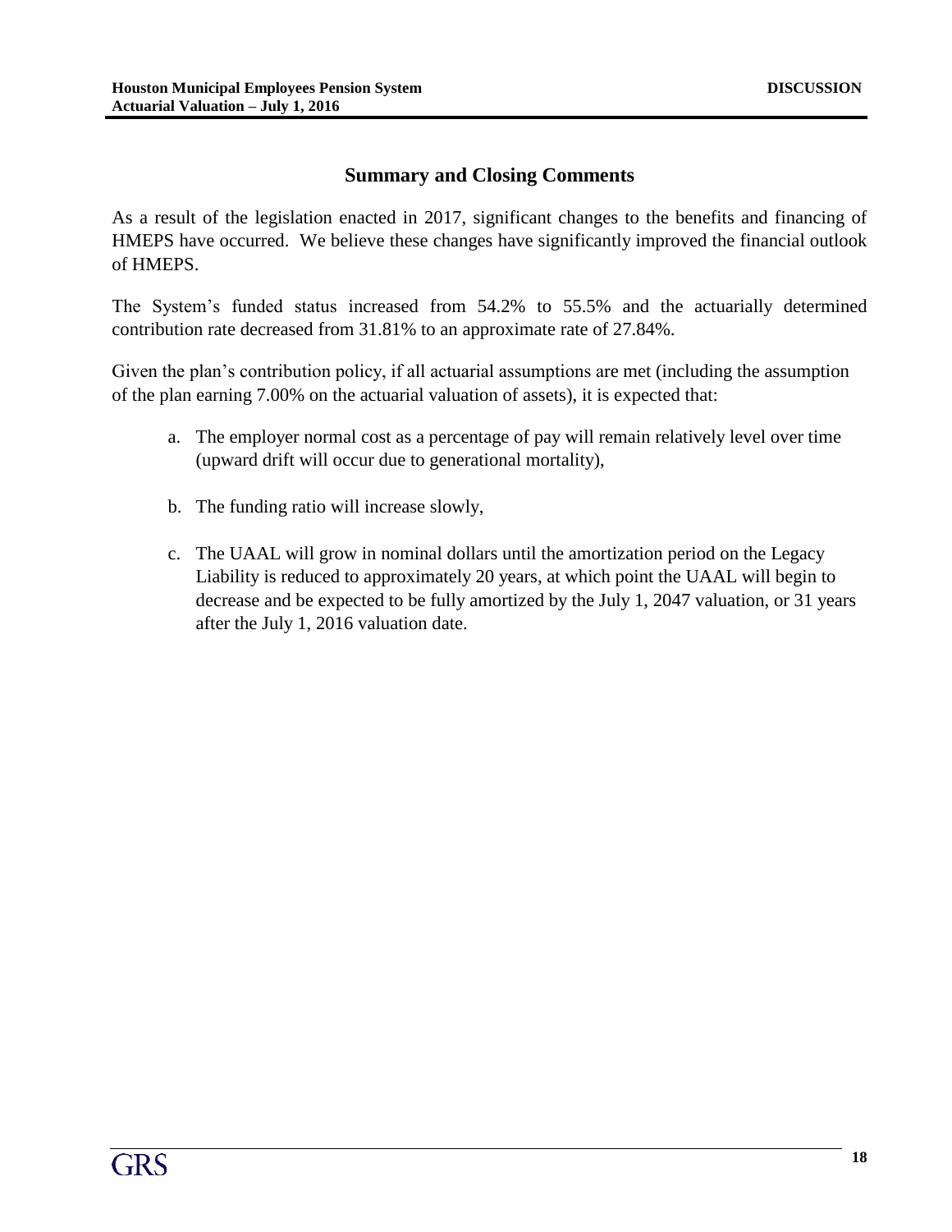## Summary and Closing Comments

As a result of the legislation enacted in 2017, significant changes to the benefits and financing of HMEPS have occurred. We believe these changes have significantly improved the financial outlook of HMEPS.

The System's funded status increased from 54.2% to 55.5% and the actuarially determined contribution rate decreased from 31.81% to an approximate rate of 27.84%.

Given the plan's contribution policy, if all actuarial assumptions are met (including the assumption of the plan earning 7.00% on the actuarial valuation of assets), it is expected that:

a. The employer normal cost as a percentage of pay will remain relatively level over time (upward drift will occur due to generational mortality),

b. The funding ratio will increase slowly,

c. The UAAL will grow in nominal dollars until the amortization period on the Legacy Liability is reduced to approximately 20 years, at which point the UAAL will begin to decrease and be expected to be fully amortized by the July 1, 2047 valuation, or 31 years after the July 1, 2016 valuation date.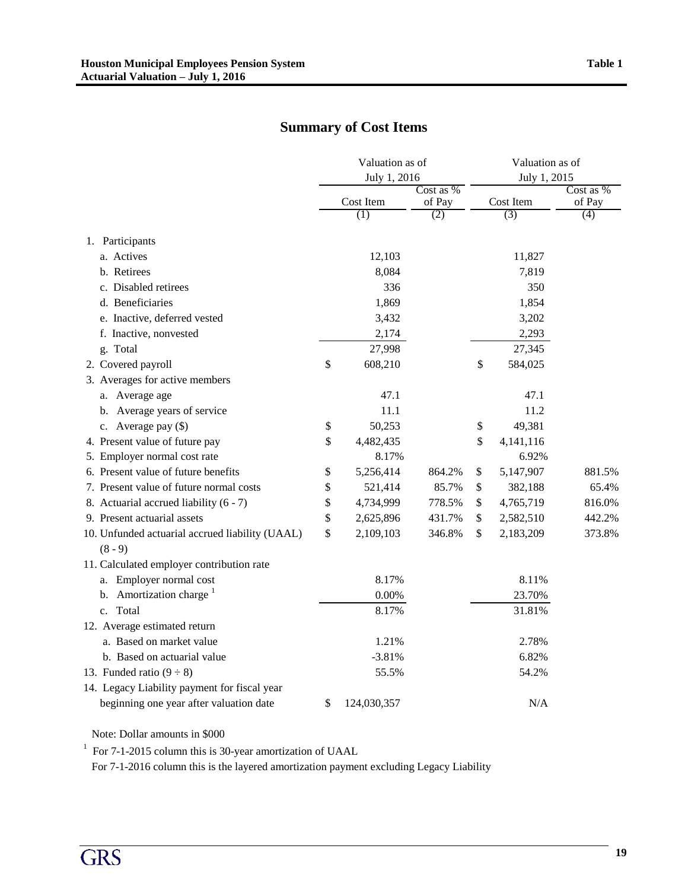## Summary of Cost Items

| | Valuation as of July 1, 2016 | | Valuation as of July 1, 2015 | |
|---|---|---|---|---|
| | Cost Item | Cost as % of Pay | Cost Item | Cost as % of Pay |
| | (1) | (2) | (3) | (4) |
| 1. Participants | | | | |
| a. Actives | 12,103 | | 11,827 | |
| b. Retirees | 8,084 | | 7,819 | |
| c. Disabled retirees | 336 | | 350 | |
| d. Beneficiaries | 1,869 | | 1,854 | |
| e. Inactive, deferred vested | 3,432 | | 3,202 | |
| f. Inactive, nonvested | 2,174 | | 2,293 | |
| g. Total | 27,998 | | 27,345 | |
| 2. Covered payroll | $ 608,210 | | $ 584,025 | |
| 3. Averages for active members | | | | |
| a. Average age | 47.1 | | 47.1 | |
| b. Average years of service | 11.1 | | 11.2 | |
| c. Average pay ($) | $ 50,253 | | $ 49,381 | |
| 4. Present value of future pay | $ 4,482,435 | | $ 4,141,116 | |
| 5. Employer normal cost rate | 8.17% | | 6.92% | |
| 6. Present value of future benefits | $ 5,256,414 | 864.2% | $ 5,147,907 | 881.5% |
| 7. Present value of future normal costs | $ 521,414 | 85.7% | $ 382,188 | 65.4% |
| 8. Actuarial accrued liability (6 - 7) | $ 4,734,999 | 778.5% | $ 4,765,719 | 816.0% |
| 9. Present actuarial assets | $ 2,625,896 | 431.7% | $ 2,582,510 | 442.2% |
| 10. Unfunded actuarial accrued liability (UAAL) (8 - 9) | $ 2,109,103 | 346.8% | $ 2,183,209 | 373.8% |
| 11. Calculated employer contribution rate | | | | |
| a. Employer normal cost | 8.17% | | 8.11% | |
| b. Amortization charge [1] | 0.00% | | 23.70% | |
| c. Total | 8.17% | | 31.81% | |
| 12. Average estimated return | | | | |
| a. Based on market value | 1.21% | | 2.78% | |
| b. Based on actuarial value | -3.81% | | 6.82% | |
| 13. Funded ratio (9 ÷ 8) | 55.5% | | 54.2% | |
| 14. Legacy Liability payment for fiscal year beginning one year after valuation date | $ 124,030,357 | | N/A | |

Note: Dollar amounts in $000

[1] For 7-1-2015 column this is 30-year amortization of UAAL
For 7-1-2016 column this is the layered amortization payment excluding Legacy Liability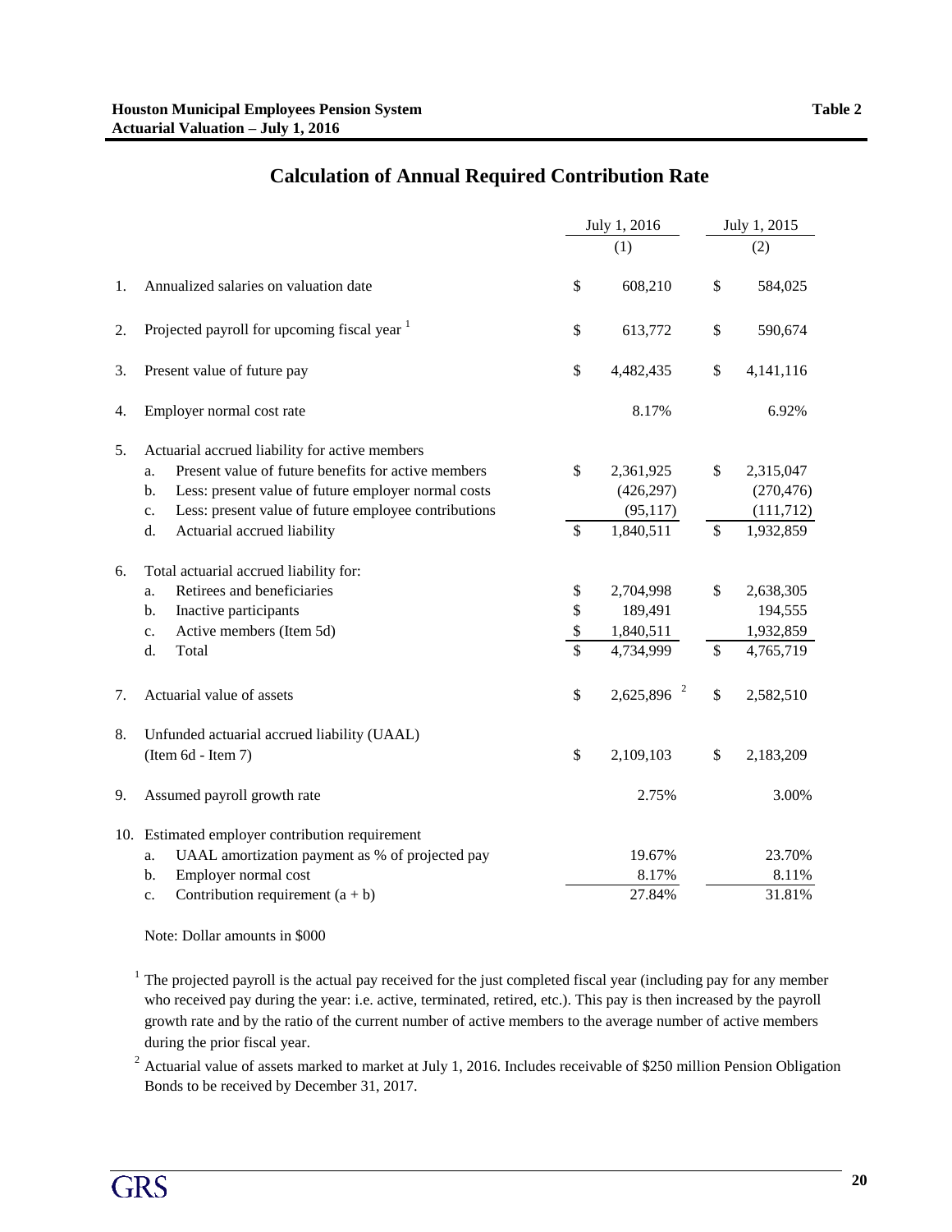# Calculation of Annual Required Contribution Rate

| | | July 1, 2016 (1) | July 1, 2015 (2) |
|---|---|---|---|
| 1. | Annualized salaries on valuation date | $ 608,210 | $ 584,025 |
| 2. | Projected payroll for upcoming fiscal year [1] | $ 613,772 | $ 590,674 |
| 3. | Present value of future pay | $ 4,482,435 | $ 4,141,116 |
| 4. | Employer normal cost rate | 8.17% | 6.92% |
| 5. | Actuarial accrued liability for active members | | |
| | a. Present value of future benefits for active members | $ 2,361,925 | $ 2,315,047 |
| | b. Less: present value of future employer normal costs | (426,297) | (270,476) |
| | c. Less: present value of future employee contributions | (95,117) | (111,712) |
| | d. Actuarial accrued liability | $ 1,840,511 | $ 1,932,859 |
| 6. | Total actuarial accrued liability for: | | |
| | a. Retirees and beneficiaries | $ 2,704,998 | $ 2,638,305 |
| | b. Inactive participants | $ 189,491 | 194,555 |
| | c. Active members (Item 5d) | $ 1,840,511 | 1,932,859 |
| | d. Total | $ 4,734,999 | $ 4,765,719 |
| 7. | Actuarial value of assets | $ 2,625,896 [2] | $ 2,582,510 |
| 8. | Unfunded actuarial accrued liability (UAAL) (Item 6d - Item 7) | $ 2,109,103 | $ 2,183,209 |
| 9. | Assumed payroll growth rate | 2.75% | 3.00% |
| 10. | Estimated employer contribution requirement | | |
| | a. UAAL amortization payment as % of projected pay | 19.67% | 23.70% |
| | b. Employer normal cost | 8.17% | 8.11% |
| | c. Contribution requirement (a + b) | 27.84% | 31.81% |

Note: Dollar amounts in $000

[1] The projected payroll is the actual pay received for the just completed fiscal year (including pay for any member who received pay during the year: i.e. active, terminated, retired, etc.). This pay is then increased by the payroll growth rate and by the ratio of the current number of active members to the average number of active members during the prior fiscal year.

[2] Actuarial value of assets marked to market at July 1, 2016. Includes receivable of $250 million Pension Obligation Bonds to be received by December 31, 2017.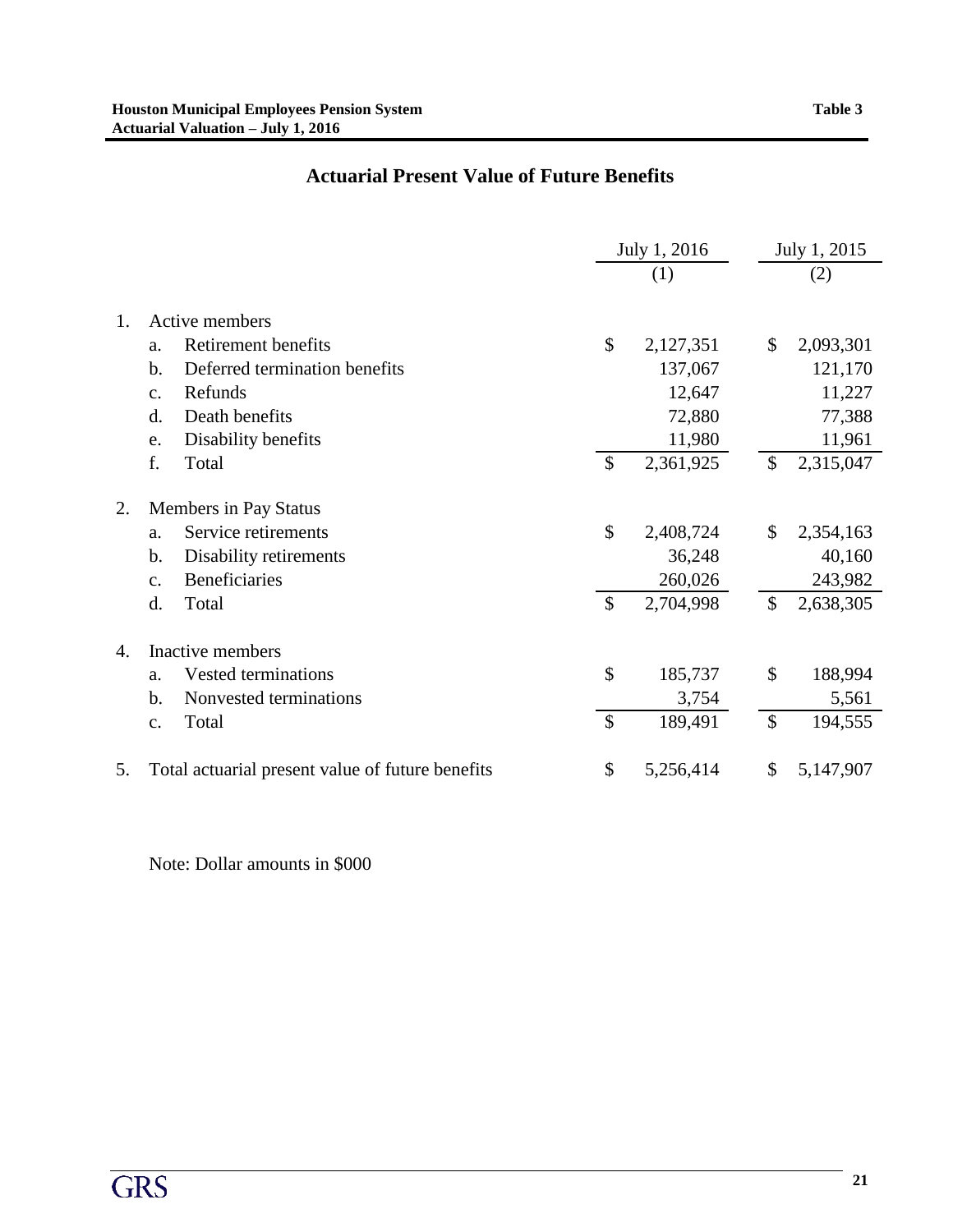## Actuarial Present Value of Future Benefits

| | | July 1, 2016<br>(1) | July 1, 2015<br>(2) |
|---|---|---|---|
| 1. | Active members | | |
| | a. Retirement benefits | $ 2,127,351 | $ 2,093,301 |
| | b. Deferred termination benefits | 137,067 | 121,170 |
| | c. Refunds | 12,647 | 11,227 |
| | d. Death benefits | 72,880 | 77,388 |
| | e. Disability benefits | 11,980 | 11,961 |
| | f. Total | $ 2,361,925 | $ 2,315,047 |
| 2. | Members in Pay Status | | |
| | a. Service retirements | $ 2,408,724 | $ 2,354,163 |
| | b. Disability retirements | 36,248 | 40,160 |
| | c. Beneficiaries | 260,026 | 243,982 |
| | d. Total | $ 2,704,998 | $ 2,638,305 |
| 4. | Inactive members | | |
| | a. Vested terminations | $ 185,737 | $ 188,994 |
| | b. Nonvested terminations | 3,754 | 5,561 |
| | c. Total | $ 189,491 | $ 194,555 |
| 5. | Total actuarial present value of future benefits | $ 5,256,414 | $ 5,147,907 |

Note: Dollar amounts in $000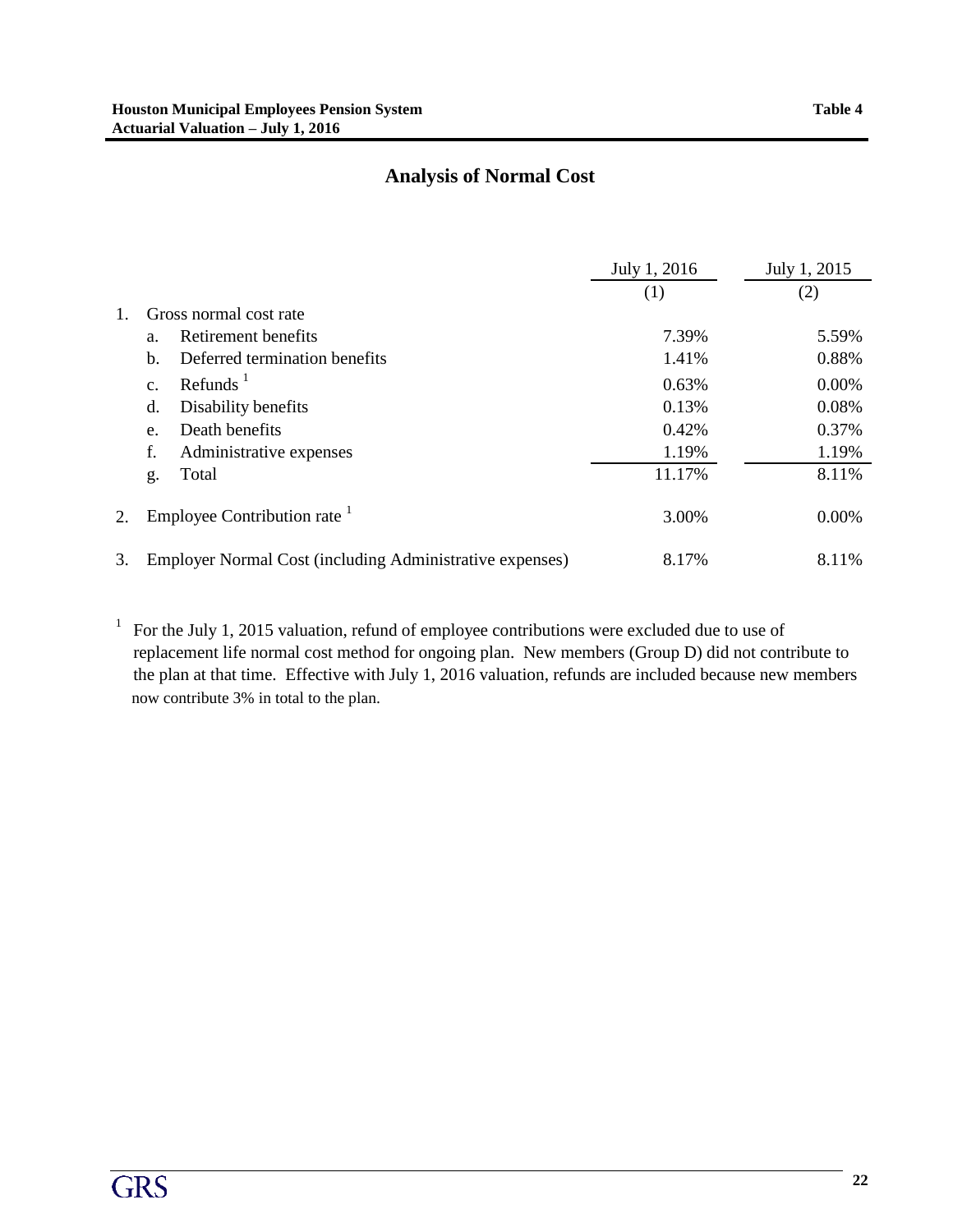# Analysis of Normal Cost

| | | July 1, 2016 | July 1, 2015 |
|---|---|---|---|
| | | (1) | (2) |
| 1. | Gross normal cost rate | | |
| | a. Retirement benefits | 7.39% | 5.59% |
| | b. Deferred termination benefits | 1.41% | 0.88% |
| | c. Refunds [1] | 0.63% | 0.00% |
| | d. Disability benefits | 0.13% | 0.08% |
| | e. Death benefits | 0.42% | 0.37% |
| | f. Administrative expenses | 1.19% | 1.19% |
| | g. Total | 11.17% | 8.11% |
| 2. | Employee Contribution rate [1] | 3.00% | 0.00% |
| 3. | Employer Normal Cost (including Administrative expenses) | 8.17% | 8.11% |

[1] For the July 1, 2015 valuation, refund of employee contributions were excluded due to use of replacement life normal cost method for ongoing plan. New members (Group D) did not contribute to the plan at that time. Effective with July 1, 2016 valuation, refunds are included because new members now contribute 3% in total to the plan.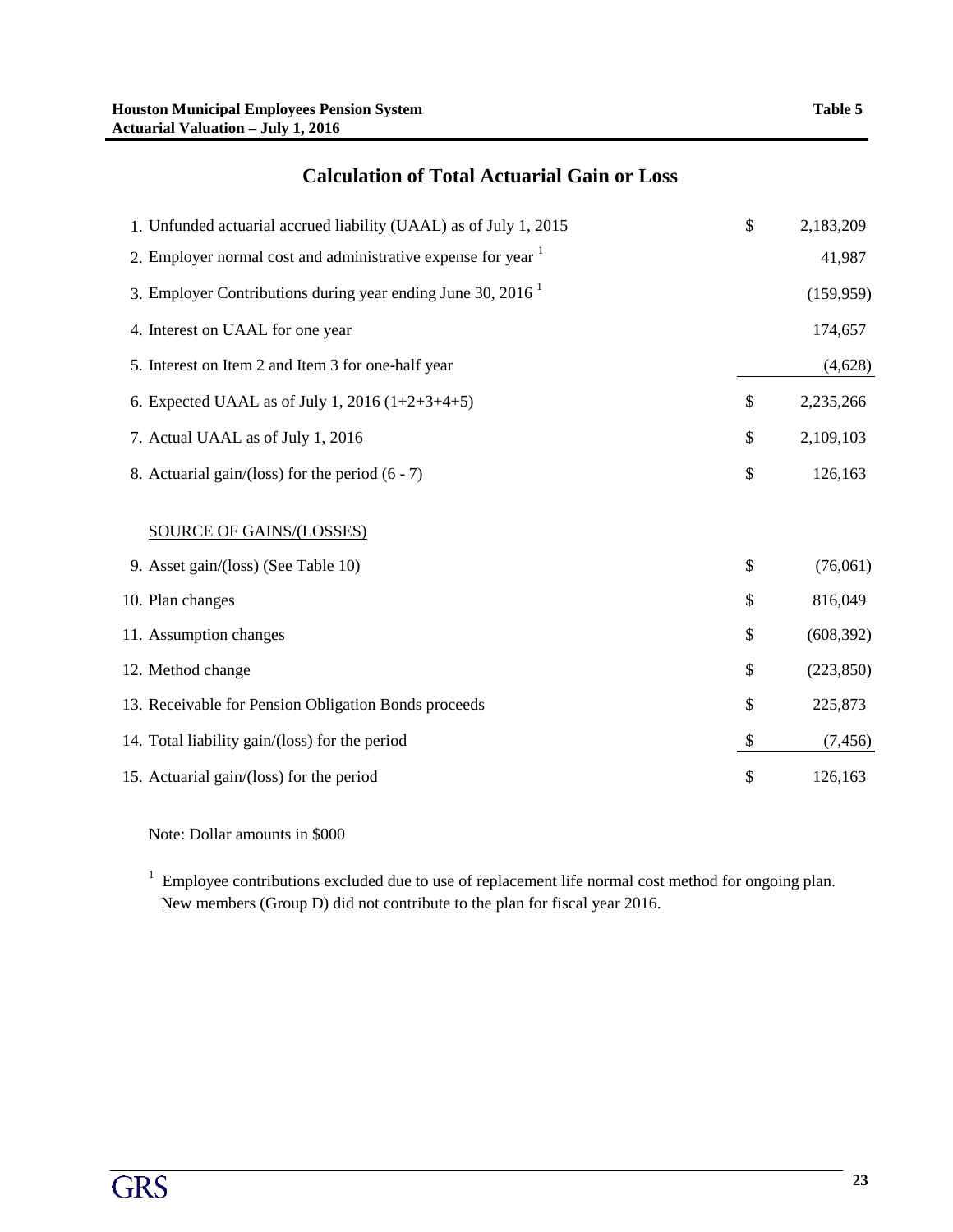**Houston Municipal Employees Pension System** **Table 5**
**Actuarial Valuation – July 1, 2016**

## Calculation of Total Actuarial Gain or Loss

| | | |
|---|---|---|
| 1. Unfunded actuarial accrued liability (UAAL) as of July 1, 2015 | $ | 2,183,209 |
| 2. Employer normal cost and administrative expense for year [1] | | 41,987 |
| 3. Employer Contributions during year ending June 30, 2016 [1] | | (159,959) |
| 4. Interest on UAAL for one year | | 174,657 |
| 5. Interest on Item 2 and Item 3 for one-half year | | (4,628) |
| 6. Expected UAAL as of July 1, 2016 (1+2+3+4+5) | $ | 2,235,266 |
| 7. Actual UAAL as of July 1, 2016 | $ | 2,109,103 |
| 8. Actuarial gain/(loss) for the period (6 - 7) | $ | 126,163 |
| SOURCE OF GAINS/(LOSSES) | | |
| 9. Asset gain/(loss) (See Table 10) | $ | (76,061) |
| 10. Plan changes | $ | 816,049 |
| 11. Assumption changes | $ | (608,392) |
| 12. Method change | $ | (223,850) |
| 13. Receivable for Pension Obligation Bonds proceeds | $ | 225,873 |
| 14. Total liability gain/(loss) for the period | $ | (7,456) |
| 15. Actuarial gain/(loss) for the period | $ | 126,163 |

Note: Dollar amounts in $000

[1] Employee contributions excluded due to use of replacement life normal cost method for ongoing plan. New members (Group D) did not contribute to the plan for fiscal year 2016.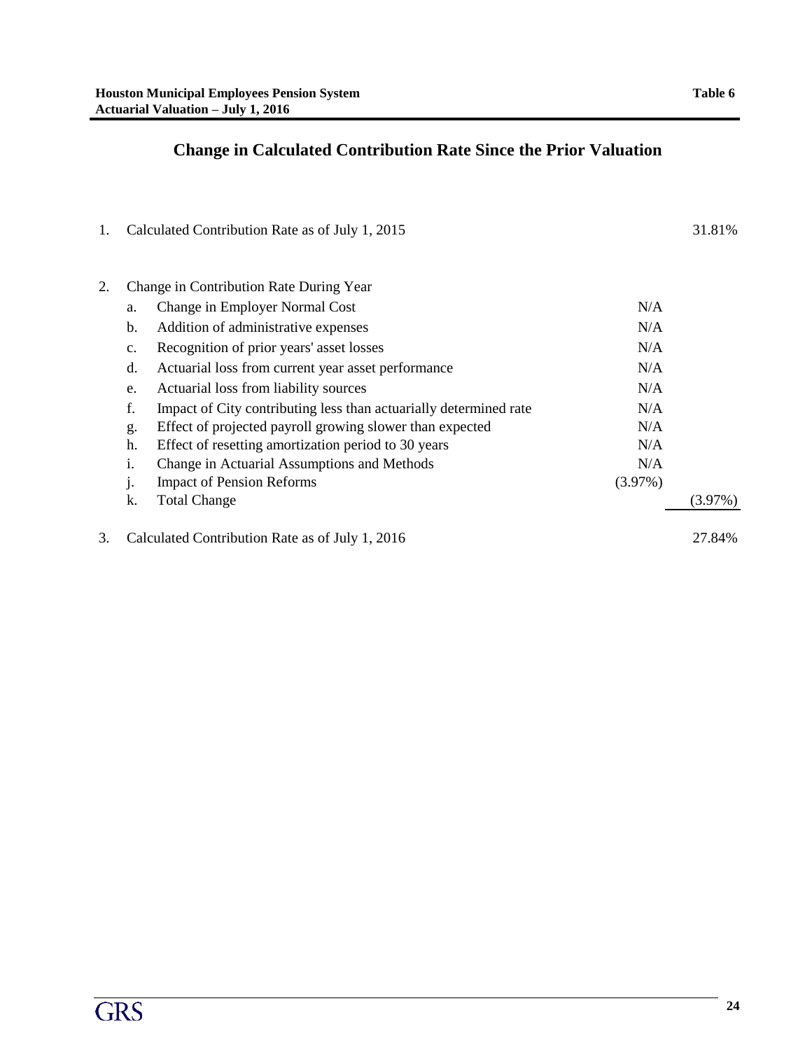# Change in Calculated Contribution Rate Since the Prior Valuation

| | | | |
|---|---|---|---|
| 1. | Calculated Contribution Rate as of July 1, 2015 | | 31.81% |
| | | | |
| 2. | Change in Contribution Rate During Year | | |
| | a. Change in Employer Normal Cost | N/A | |
| | b. Addition of administrative expenses | N/A | |
| | c. Recognition of prior years' asset losses | N/A | |
| | d. Actuarial loss from current year asset performance | N/A | |
| | e. Actuarial loss from liability sources | N/A | |
| | f. Impact of City contributing less than actuarially determined rate | N/A | |
| | g. Effect of projected payroll growing slower than expected | N/A | |
| | h. Effect of resetting amortization period to 30 years | N/A | |
| | i. Change in Actuarial Assumptions and Methods | N/A | |
| | j. Impact of Pension Reforms | (3.97%) | |
| | k. Total Change | | (3.97%) |
| | | | |
| 3. | Calculated Contribution Rate as of July 1, 2016 | | 27.84% |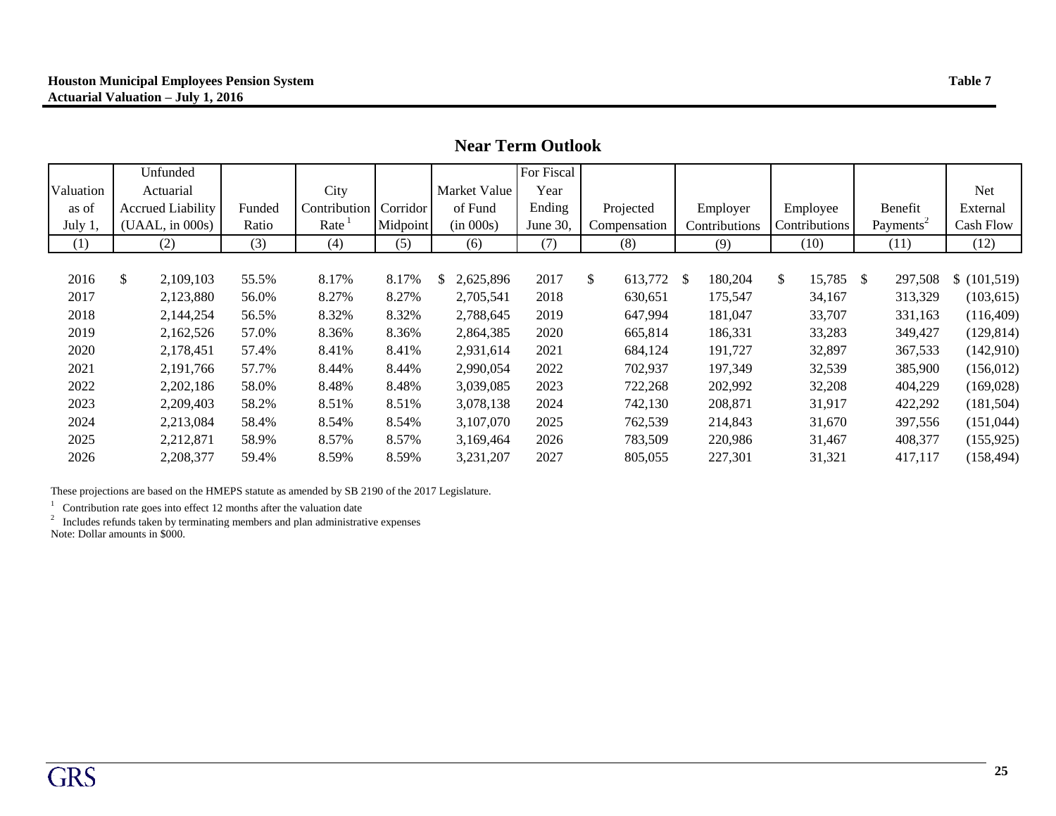**Houston Municipal Employees Pension System**
**Actuarial Valuation – July 1, 2016**

**Table 7**

## Near Term Outlook

| Valuation as of July 1, | Unfunded Actuarial Accrued Liability (UAAL, in 000s) | Funded Ratio | City Contribution Rate [1] | Corridor Midpoint | Market Value of Fund (in 000s) | For Fiscal Year Ending June 30, | Projected Compensation | Employer Contributions | Employee Contributions | Benefit Payments[2] | Net External Cash Flow |
|---|---|---|---|---|---|---|---|---|---|---|---|
| (1) | (2) | (3) | (4) | (5) | (6) | (7) | (8) | (9) | (10) | (11) | (12) |
| 2016 | $ 2,109,103 | 55.5% | 8.17% | 8.17% | $ 2,625,896 | 2017 | $ 613,772 | $ 180,204 | $ 15,785 | $ 297,508 | $ (101,519) |
| 2017 | 2,123,880 | 56.0% | 8.27% | 8.27% | 2,705,541 | 2018 | 630,651 | 175,547 | 34,167 | 313,329 | (103,615) |
| 2018 | 2,144,254 | 56.5% | 8.32% | 8.32% | 2,788,645 | 2019 | 647,994 | 181,047 | 33,707 | 331,163 | (116,409) |
| 2019 | 2,162,526 | 57.0% | 8.36% | 8.36% | 2,864,385 | 2020 | 665,814 | 186,331 | 33,283 | 349,427 | (129,814) |
| 2020 | 2,178,451 | 57.4% | 8.41% | 8.41% | 2,931,614 | 2021 | 684,124 | 191,727 | 32,897 | 367,533 | (142,910) |
| 2021 | 2,191,766 | 57.7% | 8.44% | 8.44% | 2,990,054 | 2022 | 702,937 | 197,349 | 32,539 | 385,900 | (156,012) |
| 2022 | 2,202,186 | 58.0% | 8.48% | 8.48% | 3,039,085 | 2023 | 722,268 | 202,992 | 32,208 | 404,229 | (169,028) |
| 2023 | 2,209,403 | 58.2% | 8.51% | 8.51% | 3,078,138 | 2024 | 742,130 | 208,871 | 31,917 | 422,292 | (181,504) |
| 2024 | 2,213,084 | 58.4% | 8.54% | 8.54% | 3,107,070 | 2025 | 762,539 | 214,843 | 31,670 | 397,556 | (151,044) |
| 2025 | 2,212,871 | 58.9% | 8.57% | 8.57% | 3,169,464 | 2026 | 783,509 | 220,986 | 31,467 | 408,377 | (155,925) |
| 2026 | 2,208,377 | 59.4% | 8.59% | 8.59% | 3,231,207 | 2027 | 805,055 | 227,301 | 31,321 | 417,117 | (158,494) |

These projections are based on the HMEPS statute as amended by SB 2190 of the 2017 Legislature.

[1] Contribution rate goes into effect 12 months after the valuation date

[2] Includes refunds taken by terminating members and plan administrative expenses

Note: Dollar amounts in $000.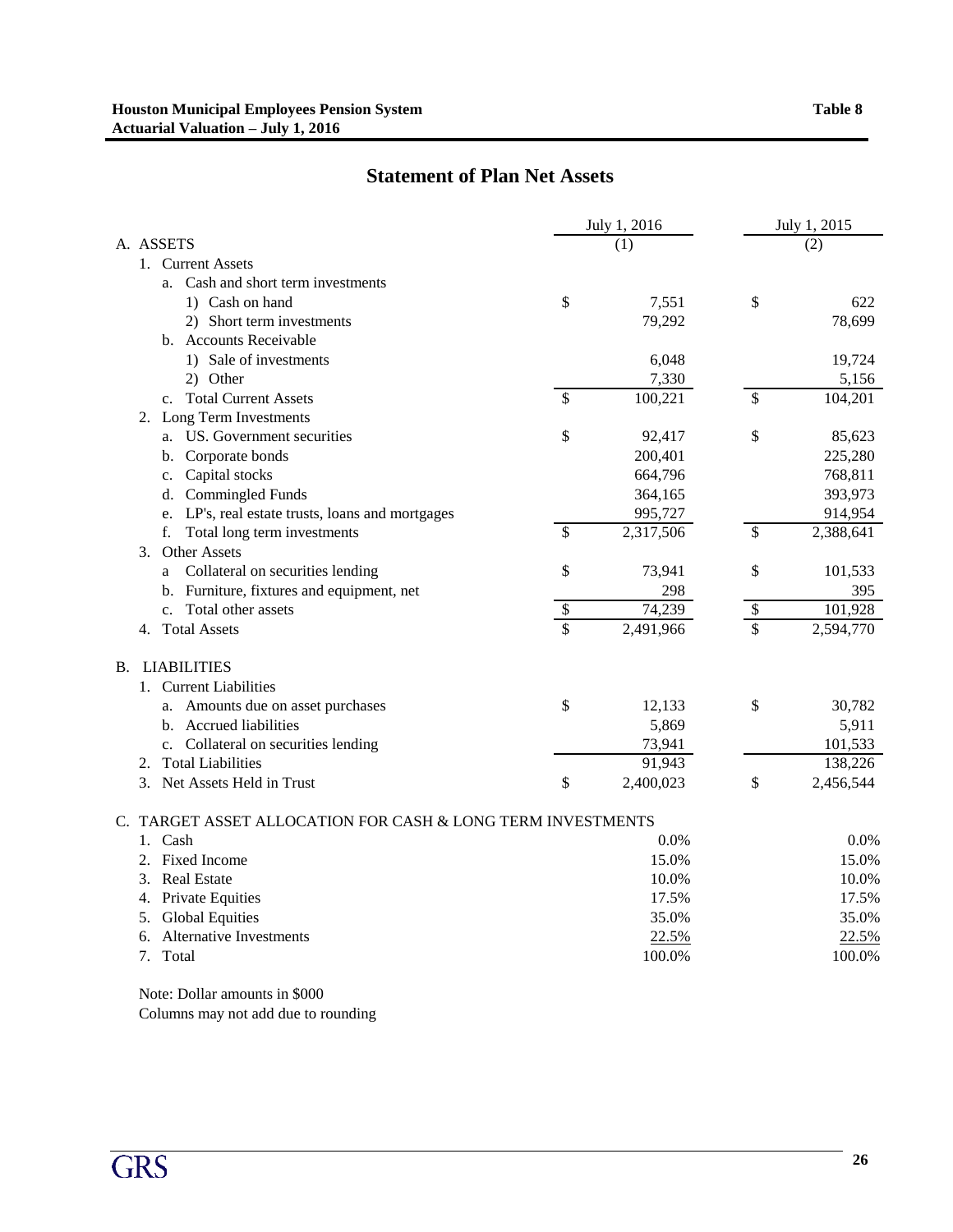**Table 8**

## Statement of Plan Net Assets

| | July 1, 2016 (1) | July 1, 2015 (2) |
|---|---|---|
| A. ASSETS | | |
| 1. Current Assets | | |
| a. Cash and short term investments | | |
| 1) Cash on hand | $ 7,551 | $ 622 |
| 2) Short term investments | 79,292 | 78,699 |
| b. Accounts Receivable | | |
| 1) Sale of investments | 6,048 | 19,724 |
| 2) Other | 7,330 | 5,156 |
| c. Total Current Assets | $ 100,221 | $ 104,201 |
| 2. Long Term Investments | | |
| a. US. Government securities | $ 92,417 | $ 85,623 |
| b. Corporate bonds | 200,401 | 225,280 |
| c. Capital stocks | 664,796 | 768,811 |
| d. Commingled Funds | 364,165 | 393,973 |
| e. LP's, real estate trusts, loans and mortgages | 995,727 | 914,954 |
| f. Total long term investments | $ 2,317,506 | $ 2,388,641 |
| 3. Other Assets | | |
| a Collateral on securities lending | $ 73,941 | $ 101,533 |
| b. Furniture, fixtures and equipment, net | 298 | 395 |
| c. Total other assets | $ 74,239 | $ 101,928 |
| 4. Total Assets | $ 2,491,966 | $ 2,594,770 |
| B. LIABILITIES | | |
| 1. Current Liabilities | | |
| a. Amounts due on asset purchases | $ 12,133 | $ 30,782 |
| b. Accrued liabilities | 5,869 | 5,911 |
| c. Collateral on securities lending | 73,941 | 101,533 |
| 2. Total Liabilities | 91,943 | 138,226 |
| 3. Net Assets Held in Trust | $ 2,400,023 | $ 2,456,544 |
| C. TARGET ASSET ALLOCATION FOR CASH & LONG TERM INVESTMENTS | | |
| 1. Cash | 0.0% | 0.0% |
| 2. Fixed Income | 15.0% | 15.0% |
| 3. Real Estate | 10.0% | 10.0% |
| 4. Private Equities | 17.5% | 17.5% |
| 5. Global Equities | 35.0% | 35.0% |
| 6. Alternative Investments | 22.5% | 22.5% |
| 7. Total | 100.0% | 100.0% |

Note: Dollar amounts in $000

Columns may not add due to rounding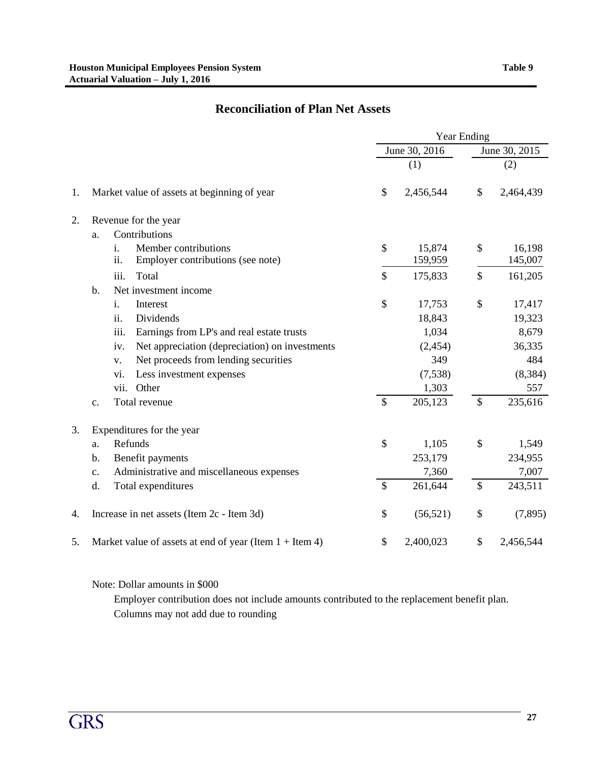## Reconciliation of Plan Net Assets

| | | | Year Ending | |
|---|---|---|---|---|
| | | | June 30, 2016 | June 30, 2015 |
| | | | (1) | (2) |
| 1. | Market value of assets at beginning of year | | $ 2,456,544 | $ 2,464,439 |
| 2. | Revenue for the year | | | |
| | a. | Contributions | | |
| | | i. Member contributions | $ 15,874 | $ 16,198 |
| | | ii. Employer contributions (see note) | 159,959 | 145,007 |
| | | iii. Total | $ 175,833 | $ 161,205 |
| | b. | Net investment income | | |
| | | i. Interest | $ 17,753 | $ 17,417 |
| | | ii. Dividends | 18,843 | 19,323 |
| | | iii. Earnings from LP's and real estate trusts | 1,034 | 8,679 |
| | | iv. Net appreciation (depreciation) on investments | (2,454) | 36,335 |
| | | v. Net proceeds from lending securities | 349 | 484 |
| | | vi. Less investment expenses | (7,538) | (8,384) |
| | | vii. Other | 1,303 | 557 |
| | c. | Total revenue | $ 205,123 | $ 235,616 |
| 3. | Expenditures for the year | | | |
| | a. | Refunds | $ 1,105 | $ 1,549 |
| | b. | Benefit payments | 253,179 | 234,955 |
| | c. | Administrative and miscellaneous expenses | 7,360 | 7,007 |
| | d. | Total expenditures | $ 261,644 | $ 243,511 |
| 4. | Increase in net assets (Item 2c - Item 3d) | | $ (56,521) | $ (7,895) |
| 5. | Market value of assets at end of year (Item 1 + Item 4) | | $ 2,400,023 | $ 2,456,544 |

Note: Dollar amounts in $000

Employer contribution does not include amounts contributed to the replacement benefit plan.

Columns may not add due to rounding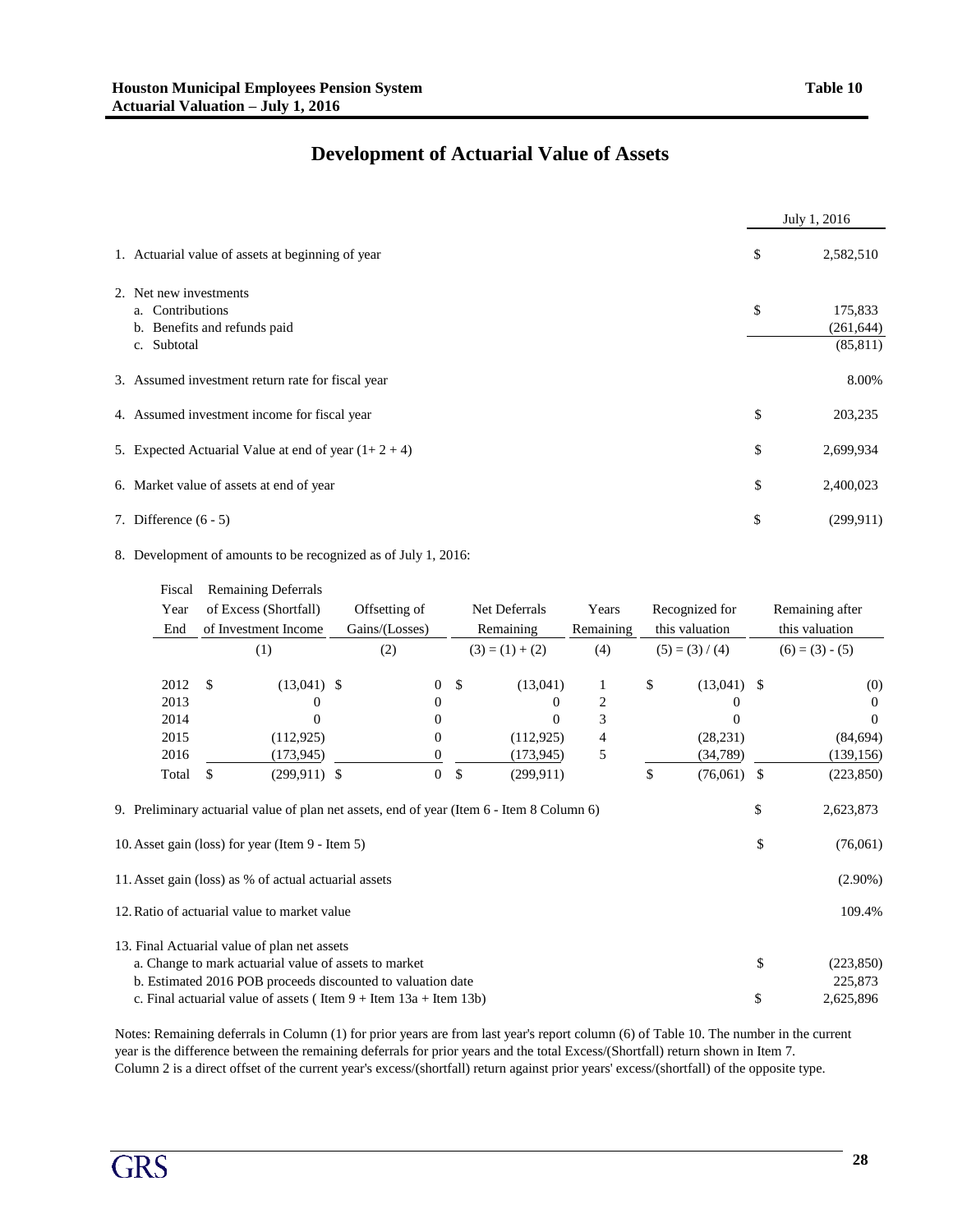## Development of Actuarial Value of Assets

| | | July 1, 2016 |
|---|---|---|
| 1. Actuarial value of assets at beginning of year | $ | 2,582,510 |
| 2. Net new investments | | |
| a. Contributions | $ | 175,833 |
| b. Benefits and refunds paid | | (261,644) |
| c. Subtotal | | (85,811) |
| 3. Assumed investment return rate for fiscal year | | 8.00% |
| 4. Assumed investment income for fiscal year | $ | 203,235 |
| 5. Expected Actuarial Value at end of year (1+ 2 + 4) | $ | 2,699,934 |
| 6. Market value of assets at end of year | $ | 2,400,023 |
| 7. Difference (6 - 5) | $ | (299,911) |

8. Development of amounts to be recognized as of July 1, 2016:

| Fiscal Year End | Remaining Deferrals of Excess (Shortfall) of Investment Income | Offsetting of Gains/(Losses) | Net Deferrals Remaining | Years Remaining | Recognized for this valuation | Remaining after this valuation |
|---|---|---|---|---|---|---|
| | (1) | (2) | (3) = (1) + (2) | (4) | (5) = (3) / (4) | (6) = (3) - (5) |
| 2012 | $ (13,041) | $ 0 | $ (13,041) | 1 | $ (13,041) | $ (0) |
| 2013 | 0 | 0 | 0 | 2 | 0 | 0 |
| 2014 | 0 | 0 | 0 | 3 | 0 | 0 |
| 2015 | (112,925) | 0 | (112,925) | 4 | (28,231) | (84,694) |
| 2016 | (173,945) | 0 | (173,945) | 5 | (34,789) | (139,156) |
| Total | $ (299,911) | $ 0 | $ (299,911) | | $ (76,061) | $ (223,850) |

| | | |
|---|---|---|
| 9. Preliminary actuarial value of plan net assets, end of year (Item 6 - Item 8 Column 6) | $ | 2,623,873 |
| 10. Asset gain (loss) for year (Item 9 - Item 5) | $ | (76,061) |
| 11. Asset gain (loss) as % of actual actuarial assets | | (2.90%) |
| 12. Ratio of actuarial value to market value | | 109.4% |
| 13. Final Actuarial value of plan net assets | | |
| a. Change to mark actuarial value of assets to market | $ | (223,850) |
| b. Estimated 2016 POB proceeds discounted to valuation date | | 225,873 |
| c. Final actuarial value of assets ( Item 9 + Item 13a + Item 13b) | $ | 2,625,896 |

Notes: Remaining deferrals in Column (1) for prior years are from last year's report column (6) of Table 10. The number in the current year is the difference between the remaining deferrals for prior years and the total Excess/(Shortfall) return shown in Item 7. Column 2 is a direct offset of the current year's excess/(shortfall) return against prior years' excess/(shortfall) of the opposite type.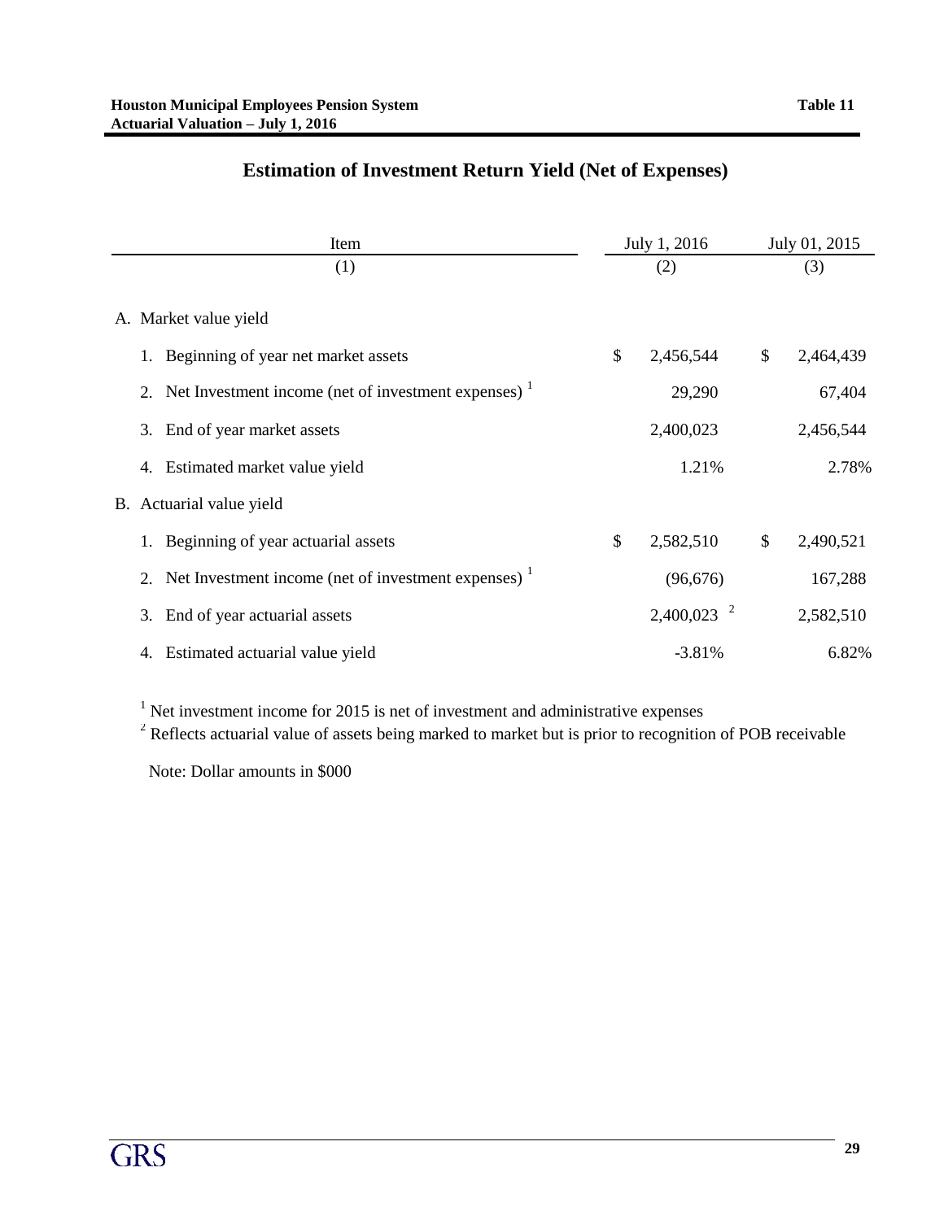## Estimation of Investment Return Yield (Net of Expenses)

| Item | July 1, 2016 | July 01, 2015 |
|---|---|---|
| (1) | (2) | (3) |
| A. Market value yield | | |
| 1. Beginning of year net market assets | $ 2,456,544 | $ 2,464,439 |
| 2. Net Investment income (net of investment expenses) [1] | 29,290 | 67,404 |
| 3. End of year market assets | 2,400,023 | 2,456,544 |
| 4. Estimated market value yield | 1.21% | 2.78% |
| B. Actuarial value yield | | |
| 1. Beginning of year actuarial assets | $ 2,582,510 | $ 2,490,521 |
| 2. Net Investment income (net of investment expenses) [1] | (96,676) | 167,288 |
| 3. End of year actuarial assets | 2,400,023 [2] | 2,582,510 |
| 4. Estimated actuarial value yield | -3.81% | 6.82% |

[1] Net investment income for 2015 is net of investment and administrative expenses

[2] Reflects actuarial value of assets being marked to market but is prior to recognition of POB receivable

Note: Dollar amounts in $000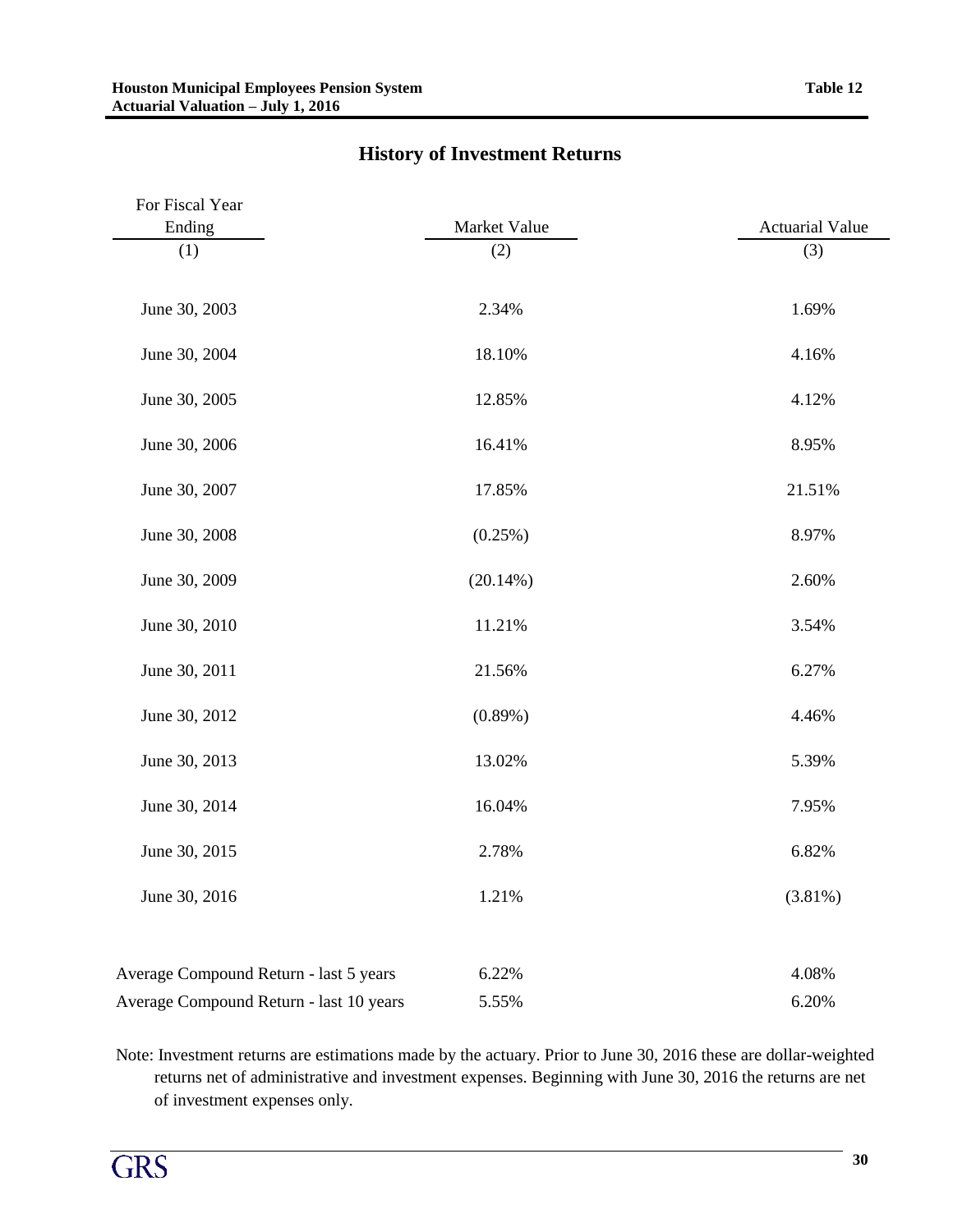## History of Investment Returns

| For Fiscal Year Ending | Market Value | Actuarial Value |
|---|---|---|
| (1) | (2) | (3) |
| June 30, 2003 | 2.34% | 1.69% |
| June 30, 2004 | 18.10% | 4.16% |
| June 30, 2005 | 12.85% | 4.12% |
| June 30, 2006 | 16.41% | 8.95% |
| June 30, 2007 | 17.85% | 21.51% |
| June 30, 2008 | (0.25%) | 8.97% |
| June 30, 2009 | (20.14%) | 2.60% |
| June 30, 2010 | 11.21% | 3.54% |
| June 30, 2011 | 21.56% | 6.27% |
| June 30, 2012 | (0.89%) | 4.46% |
| June 30, 2013 | 13.02% | 5.39% |
| June 30, 2014 | 16.04% | 7.95% |
| June 30, 2015 | 2.78% | 6.82% |
| June 30, 2016 | 1.21% | (3.81%) |
| Average Compound Return - last 5 years | 6.22% | 4.08% |
| Average Compound Return - last 10 years | 5.55% | 6.20% |

Note: Investment returns are estimations made by the actuary. Prior to June 30, 2016 these are dollar-weighted returns net of administrative and investment expenses. Beginning with June 30, 2016 the returns are net of investment expenses only.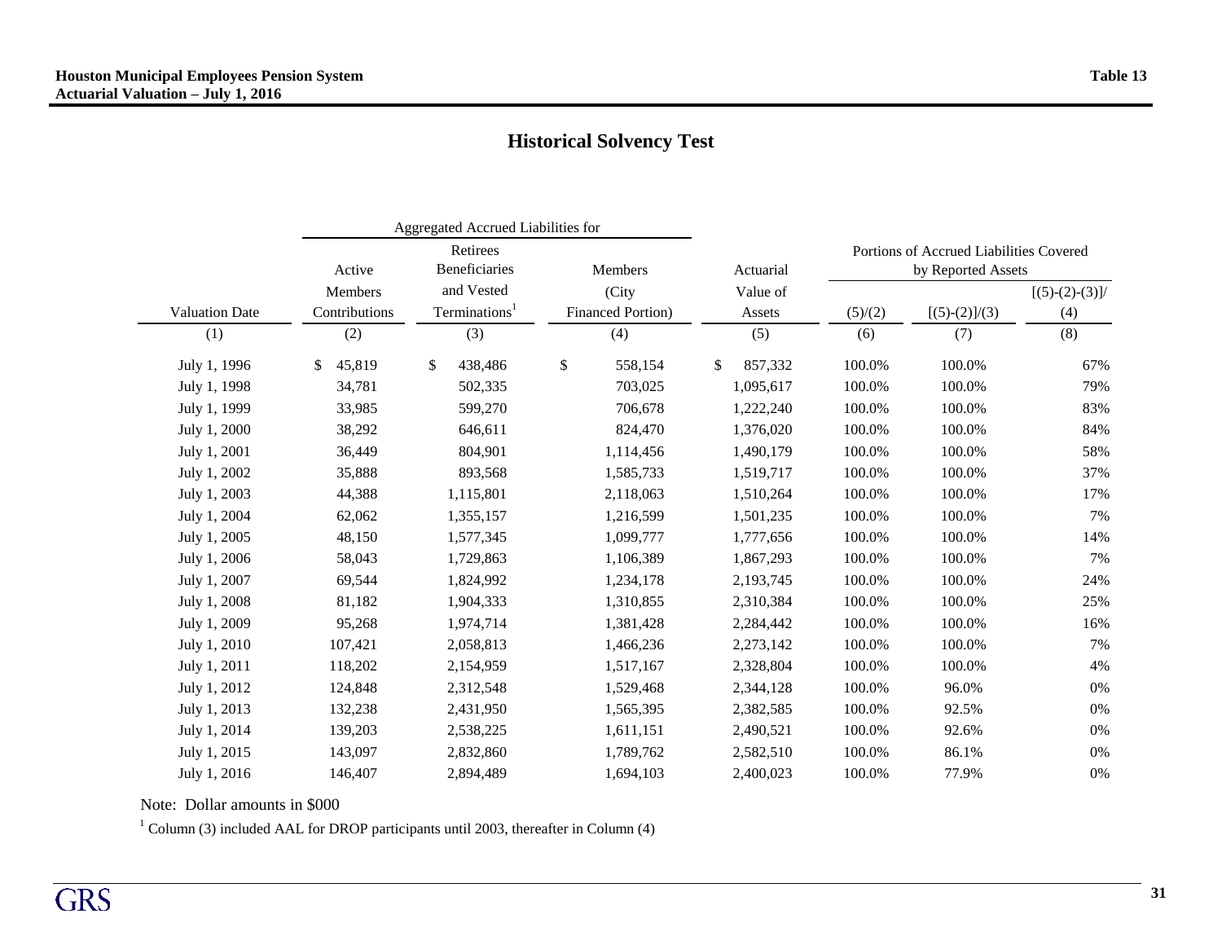## Historical Solvency Test

| | Aggregated Accrued Liabilities for | | | | Portions of Accrued Liabilities Covered by Reported Assets | | |
|---|---|---|---|---|---|---|---|
| Valuation Date | Active Members Contributions | Retirees Beneficiaries and Vested Terminations[1] | Members (City Financed Portion) | Actuarial Value of Assets | (5)/(2) | [(5)-(2)]/(3) | [(5)-(2)-(3)]/(4) |
| (1) | (2) | (3) | (4) | (5) | (6) | (7) | (8) |
| July 1, 1996 | $ 45,819 | $ 438,486 | $ 558,154 | $ 857,332 | 100.0% | 100.0% | 67% |
| July 1, 1998 | 34,781 | 502,335 | 703,025 | 1,095,617 | 100.0% | 100.0% | 79% |
| July 1, 1999 | 33,985 | 599,270 | 706,678 | 1,222,240 | 100.0% | 100.0% | 83% |
| July 1, 2000 | 38,292 | 646,611 | 824,470 | 1,376,020 | 100.0% | 100.0% | 84% |
| July 1, 2001 | 36,449 | 804,901 | 1,114,456 | 1,490,179 | 100.0% | 100.0% | 58% |
| July 1, 2002 | 35,888 | 893,568 | 1,585,733 | 1,519,717 | 100.0% | 100.0% | 37% |
| July 1, 2003 | 44,388 | 1,115,801 | 2,118,063 | 1,510,264 | 100.0% | 100.0% | 17% |
| July 1, 2004 | 62,062 | 1,355,157 | 1,216,599 | 1,501,235 | 100.0% | 100.0% | 7% |
| July 1, 2005 | 48,150 | 1,577,345 | 1,099,777 | 1,777,656 | 100.0% | 100.0% | 14% |
| July 1, 2006 | 58,043 | 1,729,863 | 1,106,389 | 1,867,293 | 100.0% | 100.0% | 7% |
| July 1, 2007 | 69,544 | 1,824,992 | 1,234,178 | 2,193,745 | 100.0% | 100.0% | 24% |
| July 1, 2008 | 81,182 | 1,904,333 | 1,310,855 | 2,310,384 | 100.0% | 100.0% | 25% |
| July 1, 2009 | 95,268 | 1,974,714 | 1,381,428 | 2,284,442 | 100.0% | 100.0% | 16% |
| July 1, 2010 | 107,421 | 2,058,813 | 1,466,236 | 2,273,142 | 100.0% | 100.0% | 7% |
| July 1, 2011 | 118,202 | 2,154,959 | 1,517,167 | 2,328,804 | 100.0% | 100.0% | 4% |
| July 1, 2012 | 124,848 | 2,312,548 | 1,529,468 | 2,344,128 | 100.0% | 96.0% | 0% |
| July 1, 2013 | 132,238 | 2,431,950 | 1,565,395 | 2,382,585 | 100.0% | 92.5% | 0% |
| July 1, 2014 | 139,203 | 2,538,225 | 1,611,151 | 2,490,521 | 100.0% | 92.6% | 0% |
| July 1, 2015 | 143,097 | 2,832,860 | 1,789,762 | 2,582,510 | 100.0% | 86.1% | 0% |
| July 1, 2016 | 146,407 | 2,894,489 | 1,694,103 | 2,400,023 | 100.0% | 77.9% | 0% |

Note: Dollar amounts in $000

[1] Column (3) included AAL for DROP participants until 2003, thereafter in Column (4)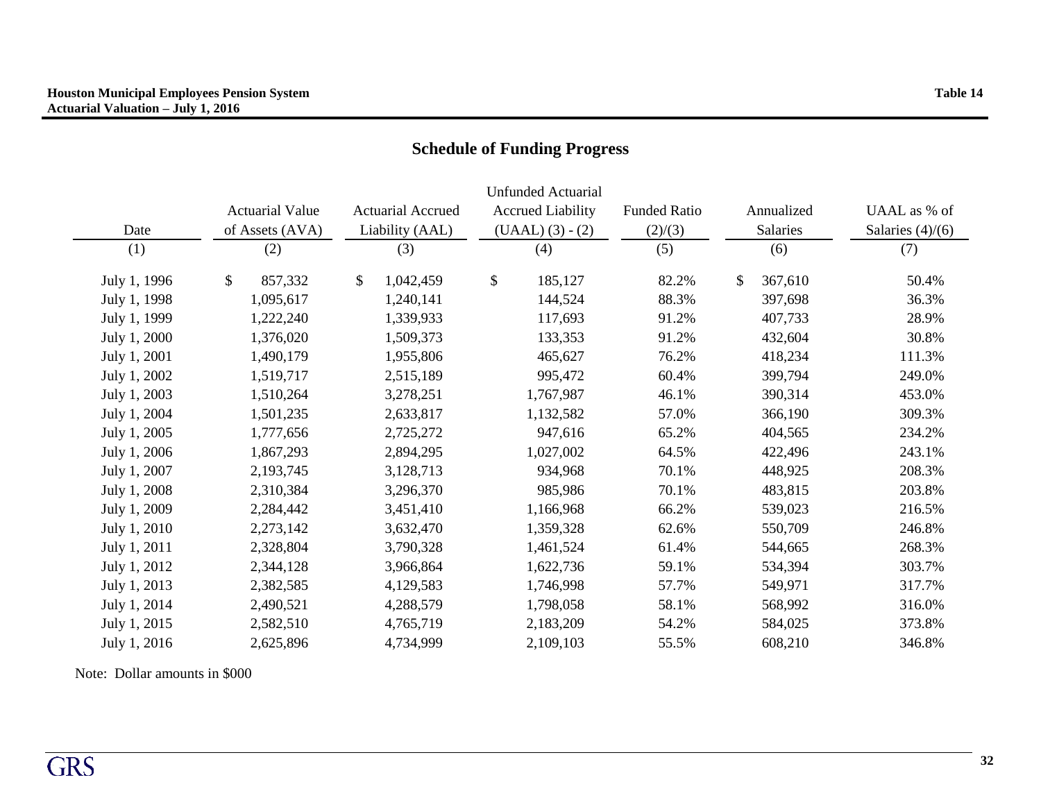## Schedule of Funding Progress

| Date | Actuarial Value of Assets (AVA) | Actuarial Accrued Liability (AAL) | Unfunded Actuarial Accrued Liability (UAAL) (3) - (2) | Funded Ratio (2)/(3) | Annualized Salaries | UAAL as % of Salaries (4)/(6) |
|---|---|---|---|---|---|---|
| (1) | (2) | (3) | (4) | (5) | (6) | (7) |
| July 1, 1996 | $ 857,332 | $ 1,042,459 | $ 185,127 | 82.2% | $ 367,610 | 50.4% |
| July 1, 1998 | 1,095,617 | 1,240,141 | 144,524 | 88.3% | 397,698 | 36.3% |
| July 1, 1999 | 1,222,240 | 1,339,933 | 117,693 | 91.2% | 407,733 | 28.9% |
| July 1, 2000 | 1,376,020 | 1,509,373 | 133,353 | 91.2% | 432,604 | 30.8% |
| July 1, 2001 | 1,490,179 | 1,955,806 | 465,627 | 76.2% | 418,234 | 111.3% |
| July 1, 2002 | 1,519,717 | 2,515,189 | 995,472 | 60.4% | 399,794 | 249.0% |
| July 1, 2003 | 1,510,264 | 3,278,251 | 1,767,987 | 46.1% | 390,314 | 453.0% |
| July 1, 2004 | 1,501,235 | 2,633,817 | 1,132,582 | 57.0% | 366,190 | 309.3% |
| July 1, 2005 | 1,777,656 | 2,725,272 | 947,616 | 65.2% | 404,565 | 234.2% |
| July 1, 2006 | 1,867,293 | 2,894,295 | 1,027,002 | 64.5% | 422,496 | 243.1% |
| July 1, 2007 | 2,193,745 | 3,128,713 | 934,968 | 70.1% | 448,925 | 208.3% |
| July 1, 2008 | 2,310,384 | 3,296,370 | 985,986 | 70.1% | 483,815 | 203.8% |
| July 1, 2009 | 2,284,442 | 3,451,410 | 1,166,968 | 66.2% | 539,023 | 216.5% |
| July 1, 2010 | 2,273,142 | 3,632,470 | 1,359,328 | 62.6% | 550,709 | 246.8% |
| July 1, 2011 | 2,328,804 | 3,790,328 | 1,461,524 | 61.4% | 544,665 | 268.3% |
| July 1, 2012 | 2,344,128 | 3,966,864 | 1,622,736 | 59.1% | 534,394 | 303.7% |
| July 1, 2013 | 2,382,585 | 4,129,583 | 1,746,998 | 57.7% | 549,971 | 317.7% |
| July 1, 2014 | 2,490,521 | 4,288,579 | 1,798,058 | 58.1% | 568,992 | 316.0% |
| July 1, 2015 | 2,582,510 | 4,765,719 | 2,183,209 | 54.2% | 584,025 | 373.8% |
| July 1, 2016 | 2,625,896 | 4,734,999 | 2,109,103 | 55.5% | 608,210 | 346.8% |

Note: Dollar amounts in $000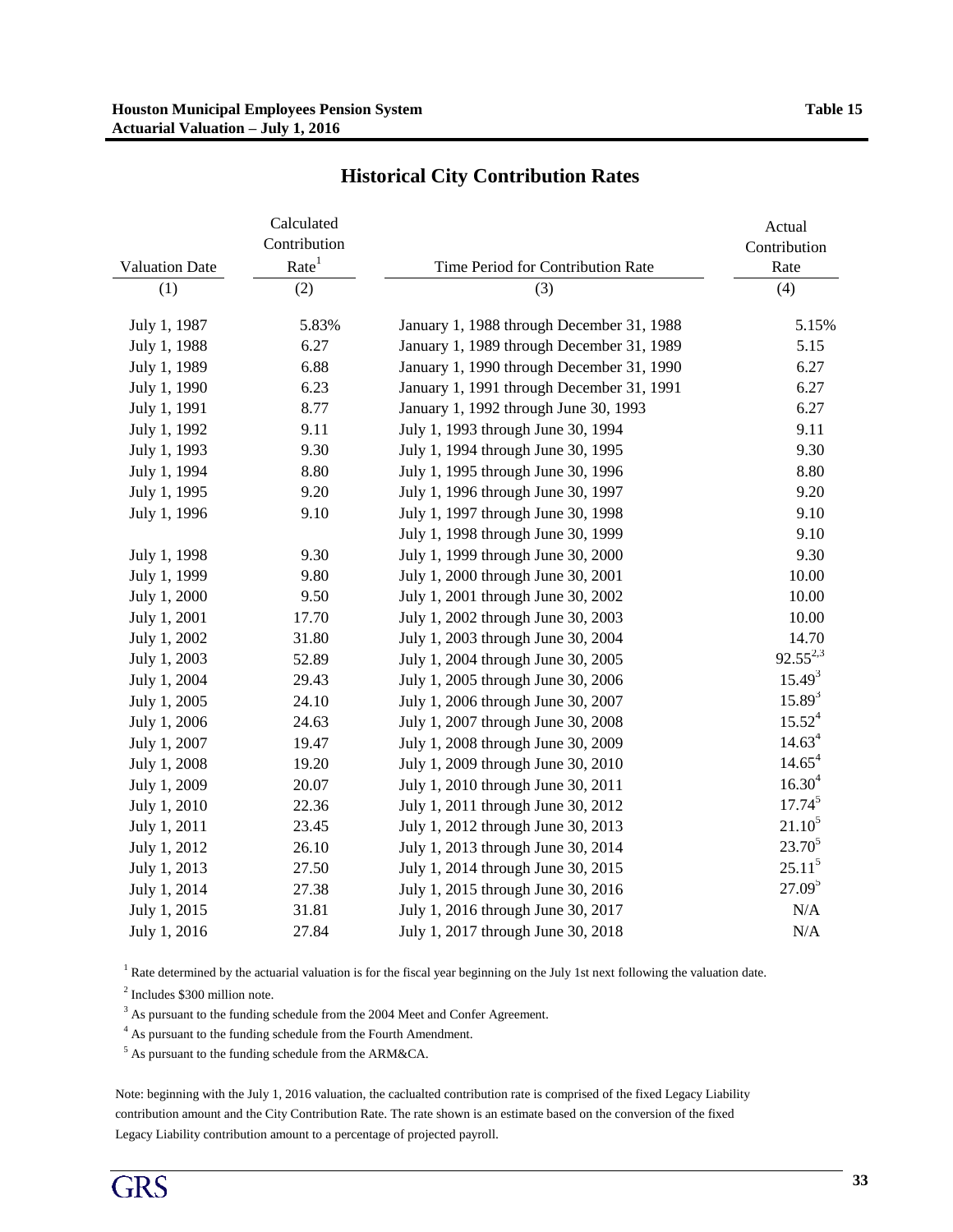# Historical City Contribution Rates

| Valuation Date (1) | Calculated Contribution Rate[1] (2) | Time Period for Contribution Rate (3) | Actual Contribution Rate (4) |
|---|---|---|---|
| July 1, 1987 | 5.83% | January 1, 1988 through December 31, 1988 | 5.15% |
| July 1, 1988 | 6.27 | January 1, 1989 through December 31, 1989 | 5.15 |
| July 1, 1989 | 6.88 | January 1, 1990 through December 31, 1990 | 6.27 |
| July 1, 1990 | 6.23 | January 1, 1991 through December 31, 1991 | 6.27 |
| July 1, 1991 | 8.77 | January 1, 1992 through June 30, 1993 | 6.27 |
| July 1, 1992 | 9.11 | July 1, 1993 through June 30, 1994 | 9.11 |
| July 1, 1993 | 9.30 | July 1, 1994 through June 30, 1995 | 9.30 |
| July 1, 1994 | 8.80 | July 1, 1995 through June 30, 1996 | 8.80 |
| July 1, 1995 | 9.20 | July 1, 1996 through June 30, 1997 | 9.20 |
| July 1, 1996 | 9.10 | July 1, 1997 through June 30, 1998 | 9.10 |
| | | July 1, 1998 through June 30, 1999 | 9.10 |
| July 1, 1998 | 9.30 | July 1, 1999 through June 30, 2000 | 9.30 |
| July 1, 1999 | 9.80 | July 1, 2000 through June 30, 2001 | 10.00 |
| July 1, 2000 | 9.50 | July 1, 2001 through June 30, 2002 | 10.00 |
| July 1, 2001 | 17.70 | July 1, 2002 through June 30, 2003 | 10.00 |
| July 1, 2002 | 31.80 | July 1, 2003 through June 30, 2004 | 14.70 |
| July 1, 2003 | 52.89 | July 1, 2004 through June 30, 2005 | 92.55[2,3] |
| July 1, 2004 | 29.43 | July 1, 2005 through June 30, 2006 | 15.49[3] |
| July 1, 2005 | 24.10 | July 1, 2006 through June 30, 2007 | 15.89[3] |
| July 1, 2006 | 24.63 | July 1, 2007 through June 30, 2008 | 15.52[4] |
| July 1, 2007 | 19.47 | July 1, 2008 through June 30, 2009 | 14.63[4] |
| July 1, 2008 | 19.20 | July 1, 2009 through June 30, 2010 | 14.65[4] |
| July 1, 2009 | 20.07 | July 1, 2010 through June 30, 2011 | 16.30[4] |
| July 1, 2010 | 22.36 | July 1, 2011 through June 30, 2012 | 17.74[5] |
| July 1, 2011 | 23.45 | July 1, 2012 through June 30, 2013 | 21.10[5] |
| July 1, 2012 | 26.10 | July 1, 2013 through June 30, 2014 | 23.70[5] |
| July 1, 2013 | 27.50 | July 1, 2014 through June 30, 2015 | 25.11[5] |
| July 1, 2014 | 27.38 | July 1, 2015 through June 30, 2016 | 27.09[5] |
| July 1, 2015 | 31.81 | July 1, 2016 through June 30, 2017 | N/A |
| July 1, 2016 | 27.84 | July 1, 2017 through June 30, 2018 | N/A |

[1] Rate determined by the actuarial valuation is for the fiscal year beginning on the July 1st next following the valuation date.

[2] Includes $300 million note.

[3] As pursuant to the funding schedule from the 2004 Meet and Confer Agreement.

[4] As pursuant to the funding schedule from the Fourth Amendment.

[5] As pursuant to the funding schedule from the ARM&CA.

Note: beginning with the July 1, 2016 valuation, the caclualted contribution rate is comprised of the fixed Legacy Liability contribution amount and the City Contribution Rate. The rate shown is an estimate based on the conversion of the fixed Legacy Liability contribution amount to a percentage of projected payroll.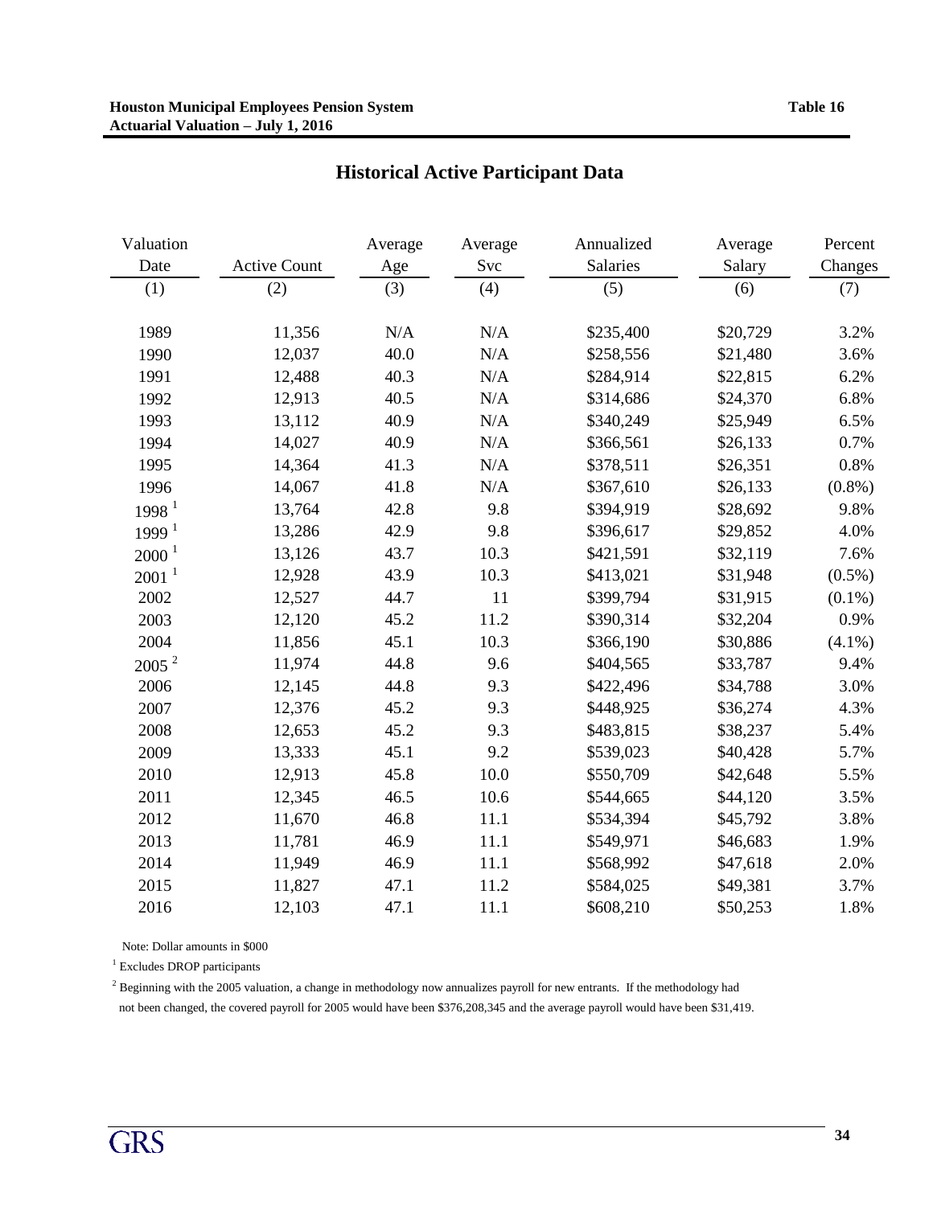**Houston Municipal Employees Pension System**
**Actuarial Valuation – July 1, 2016**

**Table 16**

## Historical Active Participant Data

| Valuation Date | Active Count | Average Age | Average Svc | Annualized Salaries | Average Salary | Percent Changes |
|---|---|---|---|---|---|---|
| (1) | (2) | (3) | (4) | (5) | (6) | (7) |
| 1989 | 11,356 | N/A | N/A | $235,400 | $20,729 | 3.2% |
| 1990 | 12,037 | 40.0 | N/A | $258,556 | $21,480 | 3.6% |
| 1991 | 12,488 | 40.3 | N/A | $284,914 | $22,815 | 6.2% |
| 1992 | 12,913 | 40.5 | N/A | $314,686 | $24,370 | 6.8% |
| 1993 | 13,112 | 40.9 | N/A | $340,249 | $25,949 | 6.5% |
| 1994 | 14,027 | 40.9 | N/A | $366,561 | $26,133 | 0.7% |
| 1995 | 14,364 | 41.3 | N/A | $378,511 | $26,351 | 0.8% |
| 1996 | 14,067 | 41.8 | N/A | $367,610 | $26,133 | (0.8%) |
| 1998 [1] | 13,764 | 42.8 | 9.8 | $394,919 | $28,692 | 9.8% |
| 1999 [1] | 13,286 | 42.9 | 9.8 | $396,617 | $29,852 | 4.0% |
| 2000 [1] | 13,126 | 43.7 | 10.3 | $421,591 | $32,119 | 7.6% |
| 2001 [1] | 12,928 | 43.9 | 10.3 | $413,021 | $31,948 | (0.5%) |
| 2002 | 12,527 | 44.7 | 11 | $399,794 | $31,915 | (0.1%) |
| 2003 | 12,120 | 45.2 | 11.2 | $390,314 | $32,204 | 0.9% |
| 2004 | 11,856 | 45.1 | 10.3 | $366,190 | $30,886 | (4.1%) |
| 2005 [2] | 11,974 | 44.8 | 9.6 | $404,565 | $33,787 | 9.4% |
| 2006 | 12,145 | 44.8 | 9.3 | $422,496 | $34,788 | 3.0% |
| 2007 | 12,376 | 45.2 | 9.3 | $448,925 | $36,274 | 4.3% |
| 2008 | 12,653 | 45.2 | 9.3 | $483,815 | $38,237 | 5.4% |
| 2009 | 13,333 | 45.1 | 9.2 | $539,023 | $40,428 | 5.7% |
| 2010 | 12,913 | 45.8 | 10.0 | $550,709 | $42,648 | 5.5% |
| 2011 | 12,345 | 46.5 | 10.6 | $544,665 | $44,120 | 3.5% |
| 2012 | 11,670 | 46.8 | 11.1 | $534,394 | $45,792 | 3.8% |
| 2013 | 11,781 | 46.9 | 11.1 | $549,971 | $46,683 | 1.9% |
| 2014 | 11,949 | 46.9 | 11.1 | $568,992 | $47,618 | 2.0% |
| 2015 | 11,827 | 47.1 | 11.2 | $584,025 | $49,381 | 3.7% |
| 2016 | 12,103 | 47.1 | 11.1 | $608,210 | $50,253 | 1.8% |

Note: Dollar amounts in $000

[1] Excludes DROP participants

[2] Beginning with the 2005 valuation, a change in methodology now annualizes payroll for new entrants. If the methodology had not been changed, the covered payroll for 2005 would have been $376,208,345 and the average payroll would have been $31,419.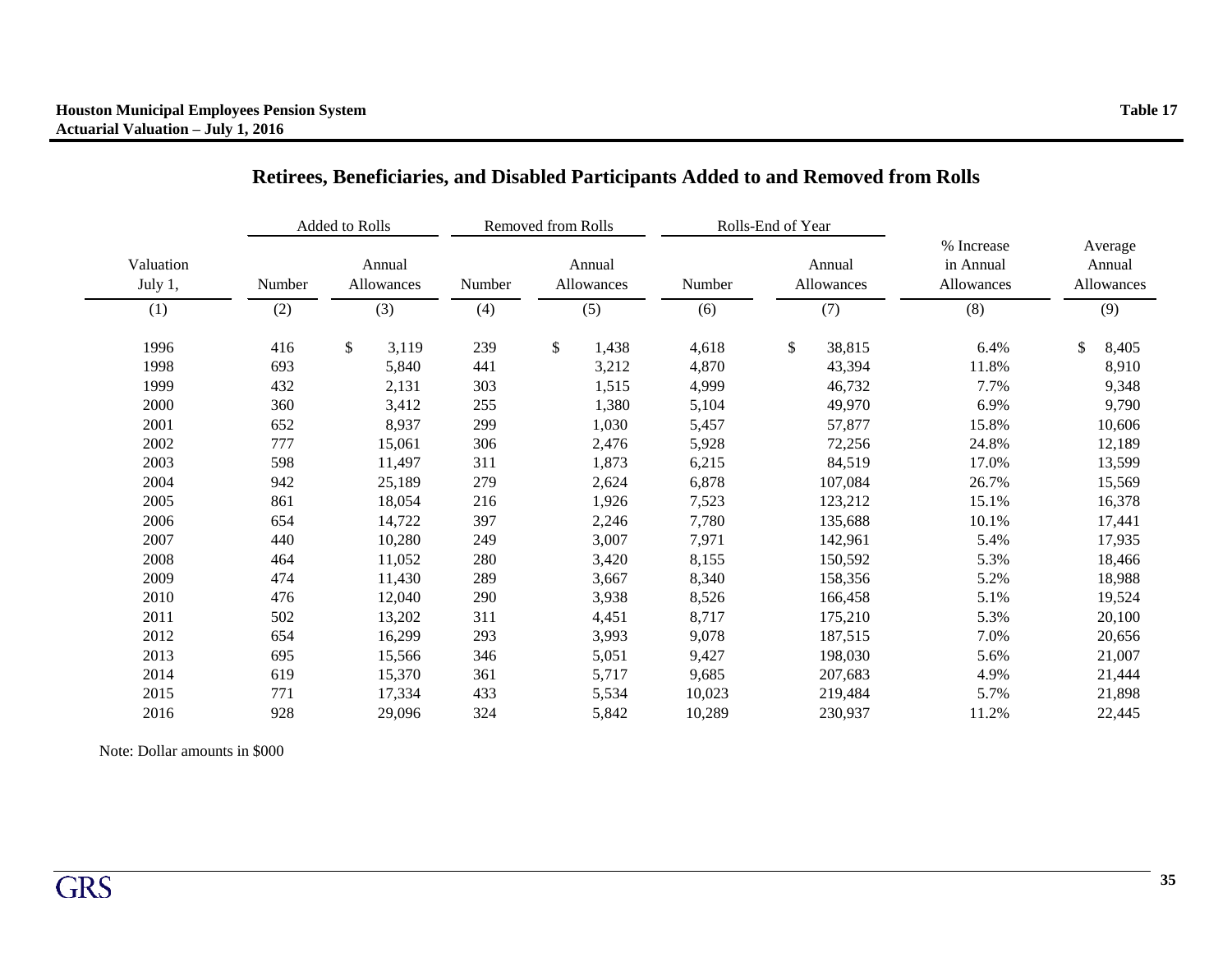Houston Municipal Employees Pension System
Actuarial Valuation – July 1, 2016

Table 17

## Retirees, Beneficiaries, and Disabled Participants Added to and Removed from Rolls

| | Added to Rolls | | Removed from Rolls | | Rolls-End of Year | | | |
|---|---|---|---|---|---|---|---|---|
| Valuation July 1, | Number | Annual Allowances | Number | Annual Allowances | Number | Annual Allowances | % Increase in Annual Allowances | Average Annual Allowances |
| (1) | (2) | (3) | (4) | (5) | (6) | (7) | (8) | (9) |
| 1996 | 416 | $ 3,119 | 239 | $ 1,438 | 4,618 | $ 38,815 | 6.4% | $ 8,405 |
| 1998 | 693 | 5,840 | 441 | 3,212 | 4,870 | 43,394 | 11.8% | 8,910 |
| 1999 | 432 | 2,131 | 303 | 1,515 | 4,999 | 46,732 | 7.7% | 9,348 |
| 2000 | 360 | 3,412 | 255 | 1,380 | 5,104 | 49,970 | 6.9% | 9,790 |
| 2001 | 652 | 8,937 | 299 | 1,030 | 5,457 | 57,877 | 15.8% | 10,606 |
| 2002 | 777 | 15,061 | 306 | 2,476 | 5,928 | 72,256 | 24.8% | 12,189 |
| 2003 | 598 | 11,497 | 311 | 1,873 | 6,215 | 84,519 | 17.0% | 13,599 |
| 2004 | 942 | 25,189 | 279 | 2,624 | 6,878 | 107,084 | 26.7% | 15,569 |
| 2005 | 861 | 18,054 | 216 | 1,926 | 7,523 | 123,212 | 15.1% | 16,378 |
| 2006 | 654 | 14,722 | 397 | 2,246 | 7,780 | 135,688 | 10.1% | 17,441 |
| 2007 | 440 | 10,280 | 249 | 3,007 | 7,971 | 142,961 | 5.4% | 17,935 |
| 2008 | 464 | 11,052 | 280 | 3,420 | 8,155 | 150,592 | 5.3% | 18,466 |
| 2009 | 474 | 11,430 | 289 | 3,667 | 8,340 | 158,356 | 5.2% | 18,988 |
| 2010 | 476 | 12,040 | 290 | 3,938 | 8,526 | 166,458 | 5.1% | 19,524 |
| 2011 | 502 | 13,202 | 311 | 4,451 | 8,717 | 175,210 | 5.3% | 20,100 |
| 2012 | 654 | 16,299 | 293 | 3,993 | 9,078 | 187,515 | 7.0% | 20,656 |
| 2013 | 695 | 15,566 | 346 | 5,051 | 9,427 | 198,030 | 5.6% | 21,007 |
| 2014 | 619 | 15,370 | 361 | 5,717 | 9,685 | 207,683 | 4.9% | 21,444 |
| 2015 | 771 | 17,334 | 433 | 5,534 | 10,023 | 219,484 | 5.7% | 21,898 |
| 2016 | 928 | 29,096 | 324 | 5,842 | 10,289 | 230,937 | 11.2% | 22,445 |

Note: Dollar amounts in $000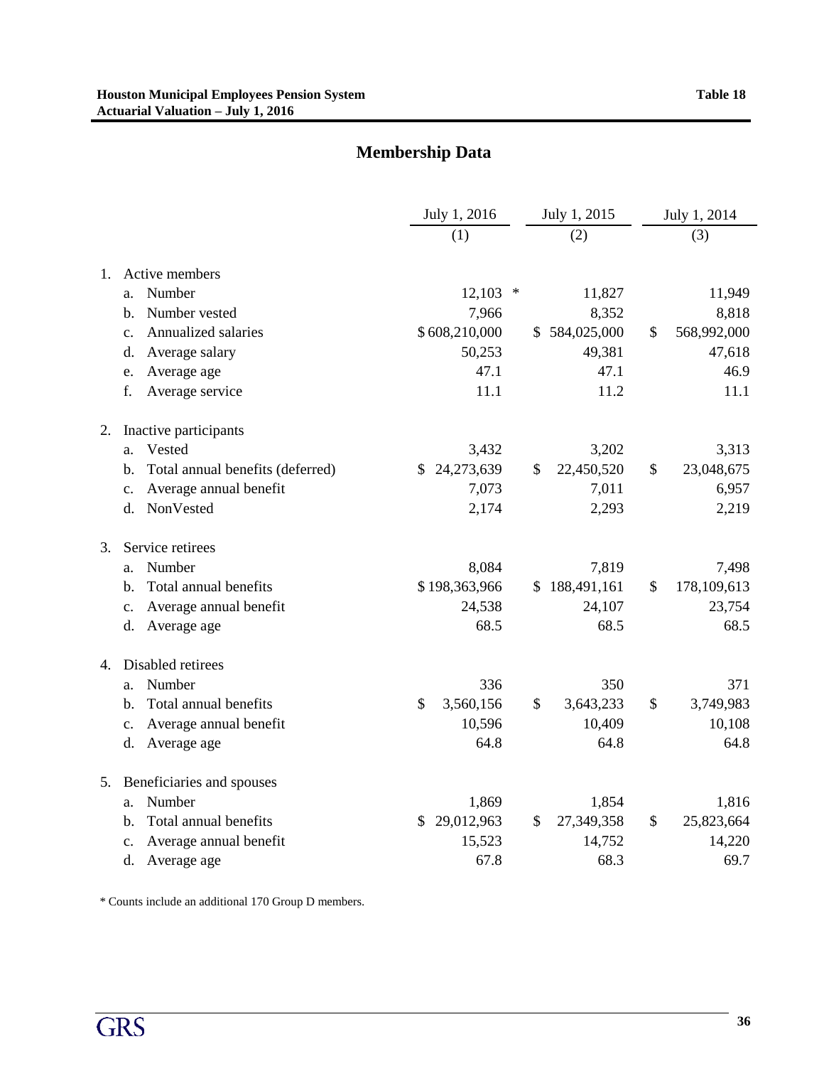## Membership Data

| | July 1, 2016 (1) | July 1, 2015 (2) | July 1, 2014 (3) |
|---|---|---|---|
| **1. Active members** | | | |
| a. Number | 12,103 * | 11,827 | 11,949 |
| b. Number vested | 7,966 | 8,352 | 8,818 |
| c. Annualized salaries | $ 608,210,000 | $ 584,025,000 | $ 568,992,000 |
| d. Average salary | 50,253 | 49,381 | 47,618 |
| e. Average age | 47.1 | 47.1 | 46.9 |
| f. Average service | 11.1 | 11.2 | 11.1 |
| **2. Inactive participants** | | | |
| a. Vested | 3,432 | 3,202 | 3,313 |
| b. Total annual benefits (deferred) | $ 24,273,639 | $ 22,450,520 | $ 23,048,675 |
| c. Average annual benefit | 7,073 | 7,011 | 6,957 |
| d. NonVested | 2,174 | 2,293 | 2,219 |
| **3. Service retirees** | | | |
| a. Number | 8,084 | 7,819 | 7,498 |
| b. Total annual benefits | $ 198,363,966 | $ 188,491,161 | $ 178,109,613 |
| c. Average annual benefit | 24,538 | 24,107 | 23,754 |
| d. Average age | 68.5 | 68.5 | 68.5 |
| **4. Disabled retirees** | | | |
| a. Number | 336 | 350 | 371 |
| b. Total annual benefits | $ 3,560,156 | $ 3,643,233 | $ 3,749,983 |
| c. Average annual benefit | 10,596 | 10,409 | 10,108 |
| d. Average age | 64.8 | 64.8 | 64.8 |
| **5. Beneficiaries and spouses** | | | |
| a. Number | 1,869 | 1,854 | 1,816 |
| b. Total annual benefits | $ 29,012,963 | $ 27,349,358 | $ 25,823,664 |
| c. Average annual benefit | 15,523 | 14,752 | 14,220 |
| d. Average age | 67.8 | 68.3 | 69.7 |

* Counts include an additional 170 Group D members.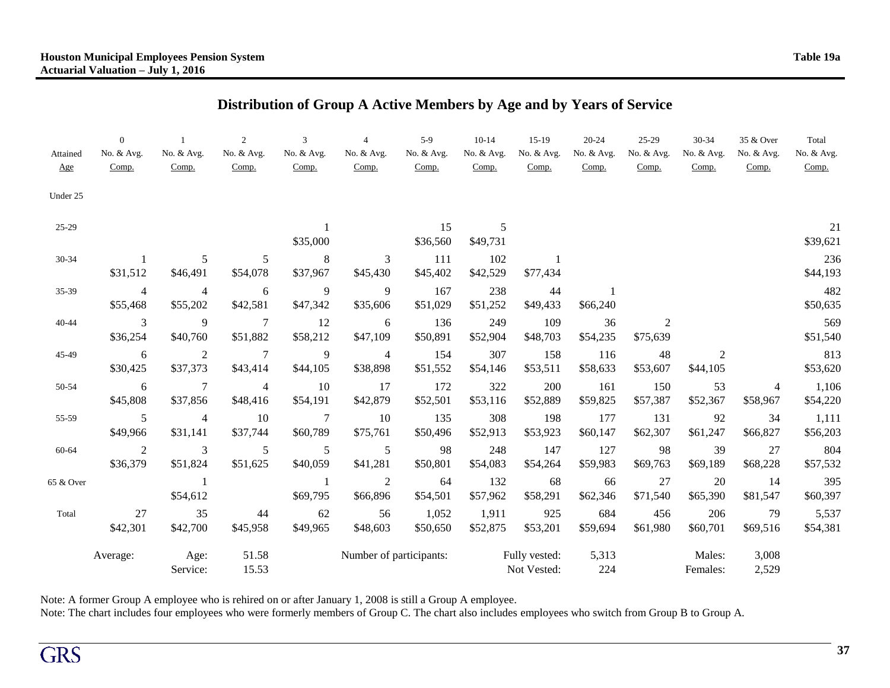**Houston Municipal Employees Pension System**
**Actuarial Valuation – July 1, 2016**

**Table 19a**

## Distribution of Group A Active Members by Age and by Years of Service

| Attained Age | 0 No. & Avg. Comp. | 1 No. & Avg. Comp. | 2 No. & Avg. Comp. | 3 No. & Avg. Comp. | 4 No. & Avg. Comp. | 5-9 No. & Avg. Comp. | 10-14 No. & Avg. Comp. | 15-19 No. & Avg. Comp. | 20-24 No. & Avg. Comp. | 25-29 No. & Avg. Comp. | 30-34 No. & Avg. Comp. | 35 & Over No. & Avg. Comp. | Total No. & Avg. Comp. |
|---|---|---|---|---|---|---|---|---|---|---|---|---|---|
| Under 25 | | | | | | | | | | | | | |
| 25-29 | | | | 1 | | 15 | 5 | | | | | | 21 |
| | | | | $35,000 | | $36,560 | $49,731 | | | | | | $39,621 |
| 30-34 | 1 | 5 | 5 | 8 | 3 | 111 | 102 | 1 | | | | | 236 |
| | $31,512 | $46,491 | $54,078 | $37,967 | $45,430 | $45,402 | $42,529 | $77,434 | | | | | $44,193 |
| 35-39 | 4 | 4 | 6 | 9 | 9 | 167 | 238 | 44 | 1 | | | | 482 |
| | $55,468 | $55,202 | $42,581 | $47,342 | $35,606 | $51,029 | $51,252 | $49,433 | $66,240 | | | | $50,635 |
| 40-44 | 3 | 9 | 7 | 12 | 6 | 136 | 249 | 109 | 36 | 2 | | | 569 |
| | $36,254 | $40,760 | $51,882 | $58,212 | $47,109 | $50,891 | $52,904 | $48,703 | $54,235 | $75,639 | | | $51,540 |
| 45-49 | 6 | 2 | 7 | 9 | 4 | 154 | 307 | 158 | 116 | 48 | 2 | | 813 |
| | $30,425 | $37,373 | $43,414 | $44,105 | $38,898 | $51,552 | $54,146 | $53,511 | $58,633 | $53,607 | $44,105 | | $53,620 |
| 50-54 | 6 | 7 | 4 | 10 | 17 | 172 | 322 | 200 | 161 | 150 | 53 | 4 | 1,106 |
| | $45,808 | $37,856 | $48,416 | $54,191 | $42,879 | $52,501 | $53,116 | $52,889 | $59,825 | $57,387 | $52,367 | $58,967 | $54,220 |
| 55-59 | 5 | 4 | 10 | 7 | 10 | 135 | 308 | 198 | 177 | 131 | 92 | 34 | 1,111 |
| | $49,966 | $31,141 | $37,744 | $60,789 | $75,761 | $50,496 | $52,913 | $53,923 | $60,147 | $62,307 | $61,247 | $66,827 | $56,203 |
| 60-64 | 2 | 3 | 5 | 5 | 5 | 98 | 248 | 147 | 127 | 98 | 39 | 27 | 804 |
| | $36,379 | $51,824 | $51,625 | $40,059 | $41,281 | $50,801 | $54,083 | $54,264 | $59,983 | $69,763 | $69,189 | $68,228 | $57,532 |
| 65 & Over | | 1 | | 1 | 2 | 64 | 132 | 68 | 66 | 27 | 20 | 14 | 395 |
| | | $54,612 | | $69,795 | $66,896 | $54,501 | $57,962 | $58,291 | $62,346 | $71,540 | $65,390 | $81,547 | $60,397 |
| Total | 27 | 35 | 44 | 62 | 56 | 1,052 | 1,911 | 925 | 684 | 456 | 206 | 79 | 5,537 |
| | $42,301 | $42,700 | $45,958 | $49,965 | $48,603 | $50,650 | $52,875 | $53,201 | $59,694 | $61,980 | $60,701 | $69,516 | $54,381 |

| Average: | | Number of participants: | | |
|---|---|---|---|---|
| Age: | 51.58 | Fully vested: 5,313 | Males: | 3,008 |
| Service: | 15.53 | Not Vested: 224 | Females: | 2,529 |

Note: A former Group A employee who is rehired on or after January 1, 2008 is still a Group A employee.
Note: The chart includes four employees who were formerly members of Group C. The chart also includes employees who switch from Group B to Group A.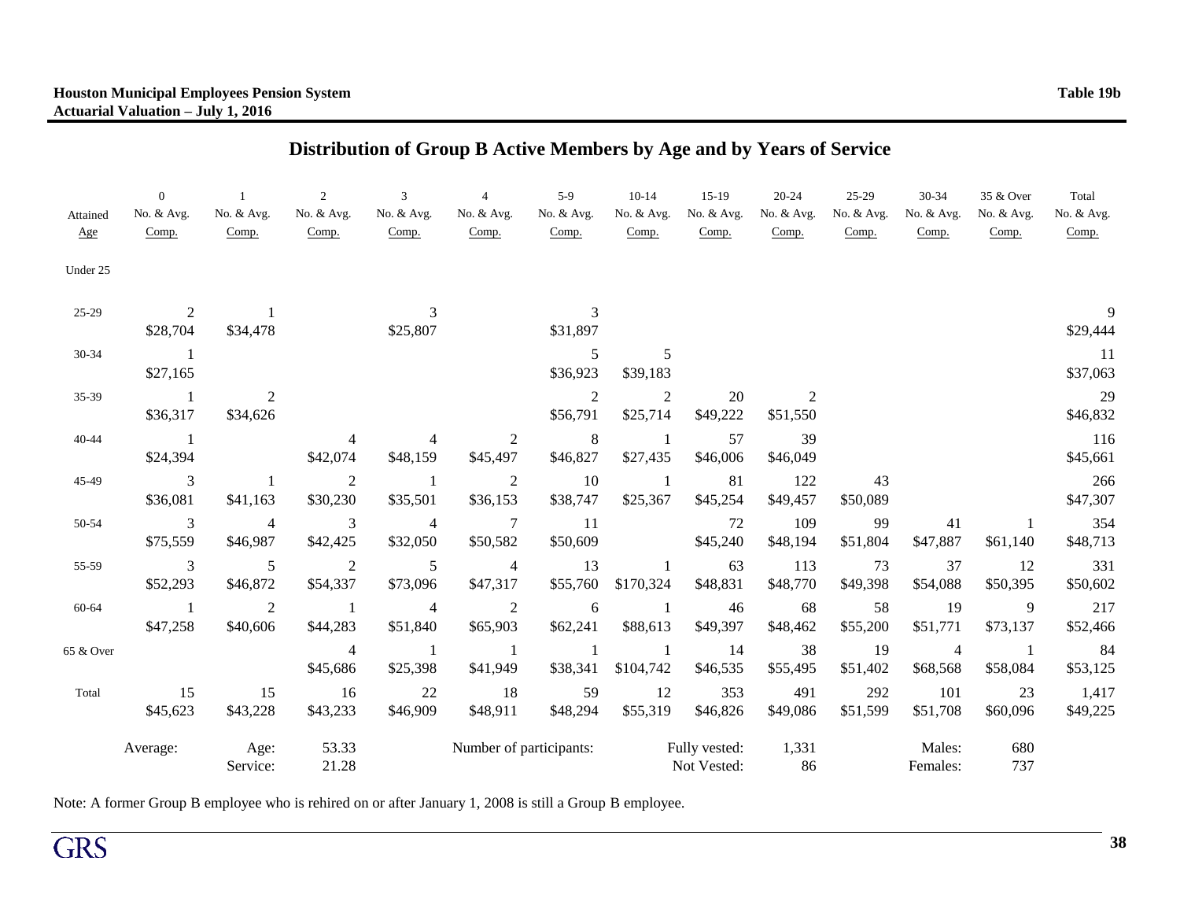**Houston Municipal Employees Pension System**
**Actuarial Valuation – July 1, 2016**

**Table 19b**

## Distribution of Group B Active Members by Age and by Years of Service

| Attained Age | 0 No. & Avg. Comp. | 1 No. & Avg. Comp. | 2 No. & Avg. Comp. | 3 No. & Avg. Comp. | 4 No. & Avg. Comp. | 5-9 No. & Avg. Comp. | 10-14 No. & Avg. Comp. | 15-19 No. & Avg. Comp. | 20-24 No. & Avg. Comp. | 25-29 No. & Avg. Comp. | 30-34 No. & Avg. Comp. | 35 & Over No. & Avg. Comp. | Total No. & Avg. Comp. |
|---|---|---|---|---|---|---|---|---|---|---|---|---|---|
| Under 25 | | | | | | | | | | | | | |
| 25-29 | 2 | 1 | | 3 | | 3 | | | | | | | 9 |
| | $28,704 | $34,478 | | $25,807 | | $31,897 | | | | | | | $29,444 |
| 30-34 | 1 | | | | | 5 | 5 | | | | | | 11 |
| | $27,165 | | | | | $36,923 | $39,183 | | | | | | $37,063 |
| 35-39 | 1 | 2 | | | | 2 | 2 | 20 | 2 | | | | 29 |
| | $36,317 | $34,626 | | | | $56,791 | $25,714 | $49,222 | $51,550 | | | | $46,832 |
| 40-44 | 1 | | 4 | 4 | 2 | 8 | 1 | 57 | 39 | | | | 116 |
| | $24,394 | | $42,074 | $48,159 | $45,497 | $46,827 | $27,435 | $46,006 | $46,049 | | | | $45,661 |
| 45-49 | 3 | 1 | 2 | 1 | 2 | 10 | 1 | 81 | 122 | 43 | | | 266 |
| | $36,081 | $41,163 | $30,230 | $35,501 | $36,153 | $38,747 | $25,367 | $45,254 | $49,457 | $50,089 | | | $47,307 |
| 50-54 | 3 | 4 | 3 | 4 | 7 | 11 | | 72 | 109 | 99 | 41 | 1 | 354 |
| | $75,559 | $46,987 | $42,425 | $32,050 | $50,582 | $50,609 | | $45,240 | $48,194 | $51,804 | $47,887 | $61,140 | $48,713 |
| 55-59 | 3 | 5 | 2 | 5 | 4 | 13 | 1 | 63 | 113 | 73 | 37 | 12 | 331 |
| | $52,293 | $46,872 | $54,337 | $73,096 | $47,317 | $55,760 | $170,324 | $48,831 | $48,770 | $49,398 | $54,088 | $50,395 | $50,602 |
| 60-64 | 1 | 2 | 1 | 4 | 2 | 6 | 1 | 46 | 68 | 58 | 19 | 9 | 217 |
| | $47,258 | $40,606 | $44,283 | $51,840 | $65,903 | $62,241 | $88,613 | $49,397 | $48,462 | $55,200 | $51,771 | $73,137 | $52,466 |
| 65 & Over | | | 4 | 1 | 1 | 1 | 1 | 14 | 38 | 19 | 4 | 1 | 84 |
| | | | $45,686 | $25,398 | $41,949 | $38,341 | $104,742 | $46,535 | $55,495 | $51,402 | $68,568 | $58,084 | $53,125 |
| Total | 15 | 15 | 16 | 22 | 18 | 59 | 12 | 353 | 491 | 292 | 101 | 23 | 1,417 |
| | $45,623 | $43,228 | $43,233 | $46,909 | $48,911 | $48,294 | $55,319 | $46,826 | $49,086 | $51,599 | $51,708 | $60,096 | $49,225 |

| Average: | | Number of participants: | | | |
|---|---|---|---|---|---|
| Age: | 53.33 | Fully vested: | 1,331 | Males: | 680 |
| Service: | 21.28 | Not Vested: | 86 | Females: | 737 |

Note: A former Group B employee who is rehired on or after January 1, 2008 is still a Group B employee.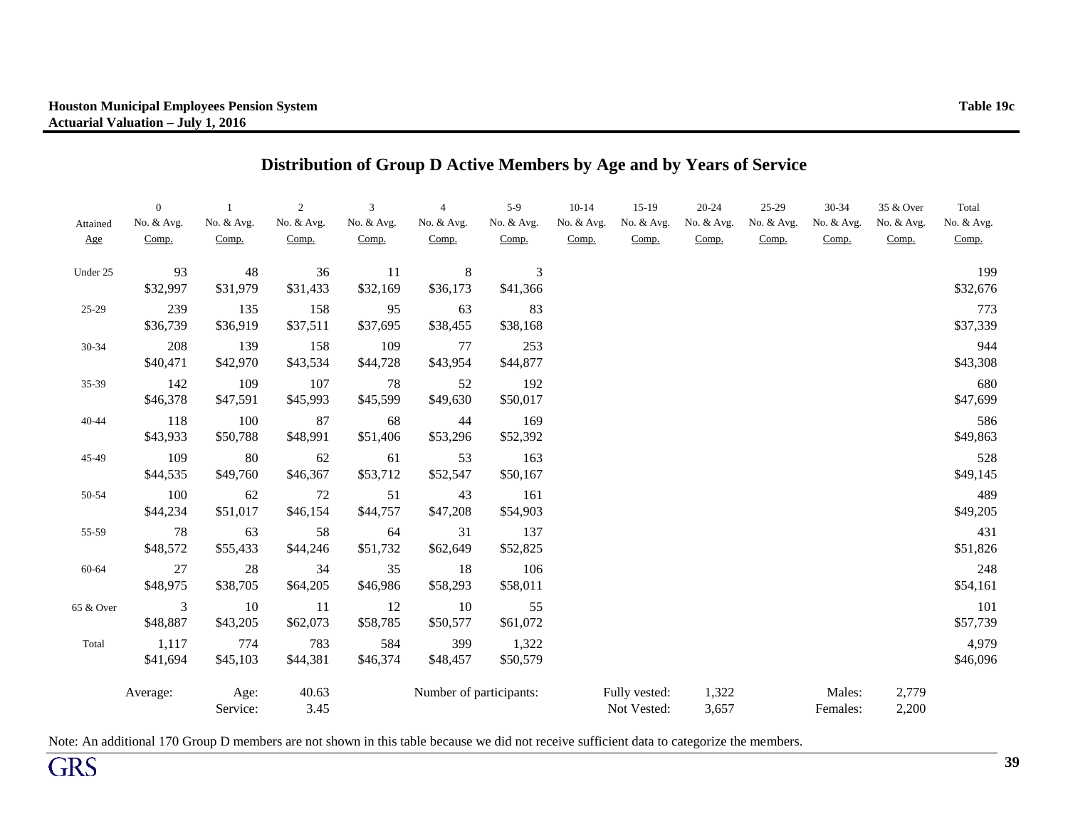**Houston Municipal Employees Pension System** **Table 19c**
**Actuarial Valuation – July 1, 2016**

## Distribution of Group D Active Members by Age and by Years of Service

| Attained Age | 0 No. & Avg. Comp. | 1 No. & Avg. Comp. | 2 No. & Avg. Comp. | 3 No. & Avg. Comp. | 4 No. & Avg. Comp. | 5-9 No. & Avg. Comp. | 10-14 No. & Avg. Comp. | 15-19 No. & Avg. Comp. | 20-24 No. & Avg. Comp. | 25-29 No. & Avg. Comp. | 30-34 No. & Avg. Comp. | 35 & Over No. & Avg. Comp. | Total No. & Avg. Comp. |
|---|---|---|---|---|---|---|---|---|---|---|---|---|---|
| Under 25 | 93 | 48 | 36 | 11 | 8 | 3 | | | | | | | 199 |
| | $32,997 | $31,979 | $31,433 | $32,169 | $36,173 | $41,366 | | | | | | | $32,676 |
| 25-29 | 239 | 135 | 158 | 95 | 63 | 83 | | | | | | | 773 |
| | $36,739 | $36,919 | $37,511 | $37,695 | $38,455 | $38,168 | | | | | | | $37,339 |
| 30-34 | 208 | 139 | 158 | 109 | 77 | 253 | | | | | | | 944 |
| | $40,471 | $42,970 | $43,534 | $44,728 | $43,954 | $44,877 | | | | | | | $43,308 |
| 35-39 | 142 | 109 | 107 | 78 | 52 | 192 | | | | | | | 680 |
| | $46,378 | $47,591 | $45,993 | $45,599 | $49,630 | $50,017 | | | | | | | $47,699 |
| 40-44 | 118 | 100 | 87 | 68 | 44 | 169 | | | | | | | 586 |
| | $43,933 | $50,788 | $48,991 | $51,406 | $53,296 | $52,392 | | | | | | | $49,863 |
| 45-49 | 109 | 80 | 62 | 61 | 53 | 163 | | | | | | | 528 |
| | $44,535 | $49,760 | $46,367 | $53,712 | $52,547 | $50,167 | | | | | | | $49,145 |
| 50-54 | 100 | 62 | 72 | 51 | 43 | 161 | | | | | | | 489 |
| | $44,234 | $51,017 | $46,154 | $44,757 | $47,208 | $54,903 | | | | | | | $49,205 |
| 55-59 | 78 | 63 | 58 | 64 | 31 | 137 | | | | | | | 431 |
| | $48,572 | $55,433 | $44,246 | $51,732 | $62,649 | $52,825 | | | | | | | $51,826 |
| 60-64 | 27 | 28 | 34 | 35 | 18 | 106 | | | | | | | 248 |
| | $48,975 | $38,705 | $64,205 | $46,986 | $58,293 | $58,011 | | | | | | | $54,161 |
| 65 & Over | 3 | 10 | 11 | 12 | 10 | 55 | | | | | | | 101 |
| | $48,887 | $43,205 | $62,073 | $58,785 | $50,577 | $61,072 | | | | | | | $57,739 |
| Total | 1,117 | 774 | 783 | 584 | 399 | 1,322 | | | | | | | 4,979 |
| | $41,694 | $45,103 | $44,381 | $46,374 | $48,457 | $50,579 | | | | | | | $46,096 |

| Average: | | Number of participants: | | | |
|---|---|---|---|---|---|
| Age: | 40.63 | Fully vested: | 1,322 | Males: | 2,779 |
| Service: | 3.45 | Not Vested: | 3,657 | Females: | 2,200 |

Note: An additional 170 Group D members are not shown in this table because we did not receive sufficient data to categorize the members.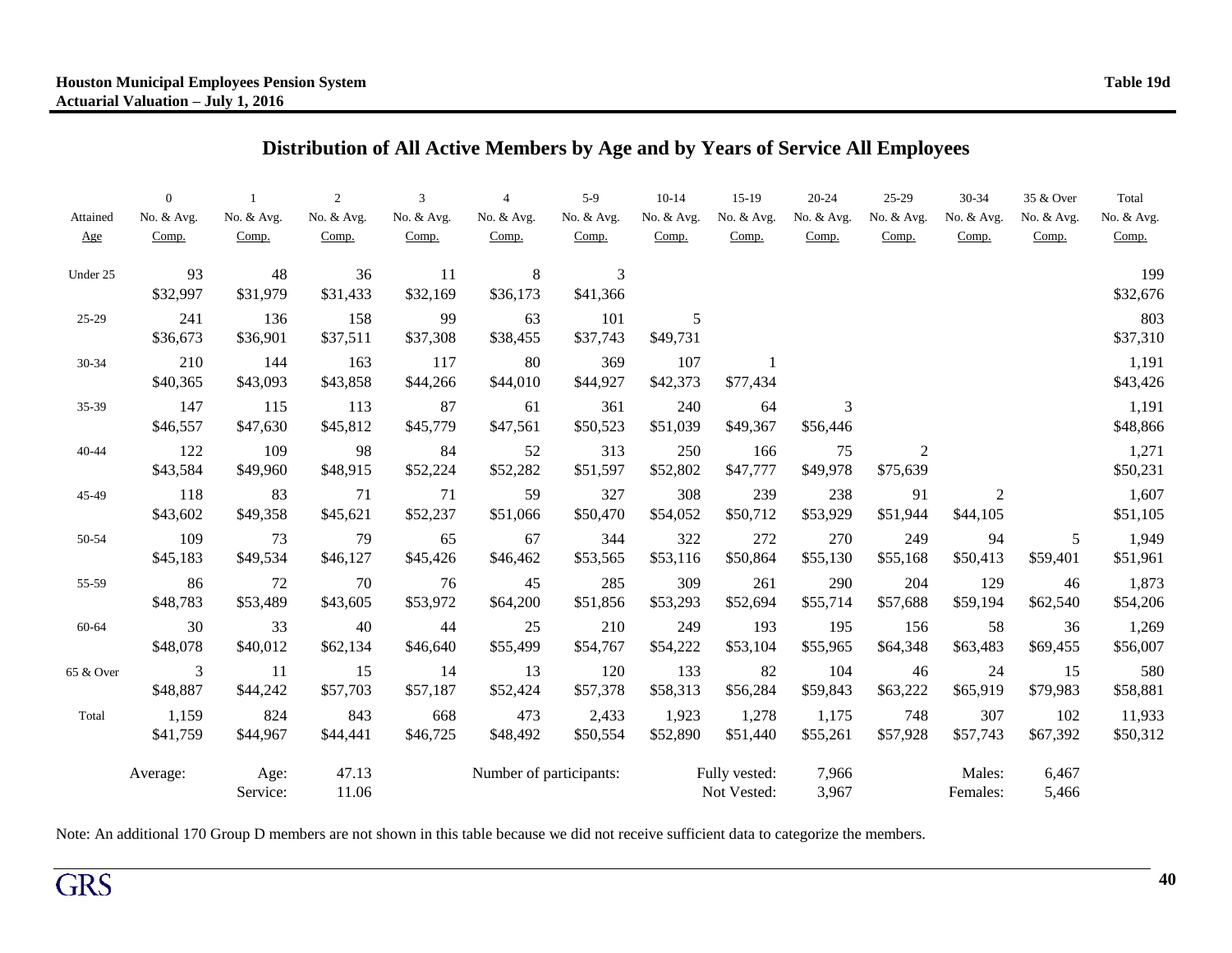Houston Municipal Employees Pension System
Actuarial Valuation – July 1, 2016

Table 19d

## Distribution of All Active Members by Age and by Years of Service All Employees

| Attained Age | 0 No. & Avg. Comp. | 1 No. & Avg. Comp. | 2 No. & Avg. Comp. | 3 No. & Avg. Comp. | 4 No. & Avg. Comp. | 5-9 No. & Avg. Comp. | 10-14 No. & Avg. Comp. | 15-19 No. & Avg. Comp. | 20-24 No. & Avg. Comp. | 25-29 No. & Avg. Comp. | 30-34 No. & Avg. Comp. | 35 & Over No. & Avg. Comp. | Total No. & Avg. Comp. |
|---|---|---|---|---|---|---|---|---|---|---|---|---|---|
| Under 25 | 93 | 48 | 36 | 11 | 8 | 3 | | | | | | | 199 |
| | $32,997 | $31,979 | $31,433 | $32,169 | $36,173 | $41,366 | | | | | | | $32,676 |
| 25-29 | 241 | 136 | 158 | 99 | 63 | 101 | 5 | | | | | | 803 |
| | $36,673 | $36,901 | $37,511 | $37,308 | $38,455 | $37,743 | $49,731 | | | | | | $37,310 |
| 30-34 | 210 | 144 | 163 | 117 | 80 | 369 | 107 | 1 | | | | | 1,191 |
| | $40,365 | $43,093 | $43,858 | $44,266 | $44,010 | $44,927 | $42,373 | $77,434 | | | | | $43,426 |
| 35-39 | 147 | 115 | 113 | 87 | 61 | 361 | 240 | 64 | 3 | | | | 1,191 |
| | $46,557 | $47,630 | $45,812 | $45,779 | $47,561 | $50,523 | $51,039 | $49,367 | $56,446 | | | | $48,866 |
| 40-44 | 122 | 109 | 98 | 84 | 52 | 313 | 250 | 166 | 75 | 2 | | | 1,271 |
| | $43,584 | $49,960 | $48,915 | $52,224 | $52,282 | $51,597 | $52,802 | $47,777 | $49,978 | $75,639 | | | $50,231 |
| 45-49 | 118 | 83 | 71 | 71 | 59 | 327 | 308 | 239 | 238 | 91 | 2 | | 1,607 |
| | $43,602 | $49,358 | $45,621 | $52,237 | $51,066 | $50,470 | $54,052 | $50,712 | $53,929 | $51,944 | $44,105 | | $51,105 |
| 50-54 | 109 | 73 | 79 | 65 | 67 | 344 | 322 | 272 | 270 | 249 | 94 | 5 | 1,949 |
| | $45,183 | $49,534 | $46,127 | $45,426 | $46,462 | $53,565 | $53,116 | $50,864 | $55,130 | $55,168 | $50,413 | $59,401 | $51,961 |
| 55-59 | 86 | 72 | 70 | 76 | 45 | 285 | 309 | 261 | 290 | 204 | 129 | 46 | 1,873 |
| | $48,783 | $53,489 | $43,605 | $53,972 | $64,200 | $51,856 | $53,293 | $52,694 | $55,714 | $57,688 | $59,194 | $62,540 | $54,206 |
| 60-64 | 30 | 33 | 40 | 44 | 25 | 210 | 249 | 193 | 195 | 156 | 58 | 36 | 1,269 |
| | $48,078 | $40,012 | $62,134 | $46,640 | $55,499 | $54,767 | $54,222 | $53,104 | $55,965 | $64,348 | $63,483 | $69,455 | $56,007 |
| 65 & Over | 3 | 11 | 15 | 14 | 13 | 120 | 133 | 82 | 104 | 46 | 24 | 15 | 580 |
| | $48,887 | $44,242 | $57,703 | $57,187 | $52,424 | $57,378 | $58,313 | $56,284 | $59,843 | $63,222 | $65,919 | $79,983 | $58,881 |
| Total | 1,159 | 824 | 843 | 668 | 473 | 2,433 | 1,923 | 1,278 | 1,175 | 748 | 307 | 102 | 11,933 |
| | $41,759 | $44,967 | $44,441 | $46,725 | $48,492 | $50,554 | $52,890 | $51,440 | $55,261 | $57,928 | $57,743 | $67,392 | $50,312 |

| Average: | | Number of participants: | | | |
|---|---|---|---|---|---|
| Age: | 47.13 | Fully vested: | 7,966 | Males: | 6,467 |
| Service: | 11.06 | Not Vested: | 3,967 | Females: | 5,466 |

Note: An additional 170 Group D members are not shown in this table because we did not receive sufficient data to categorize the members.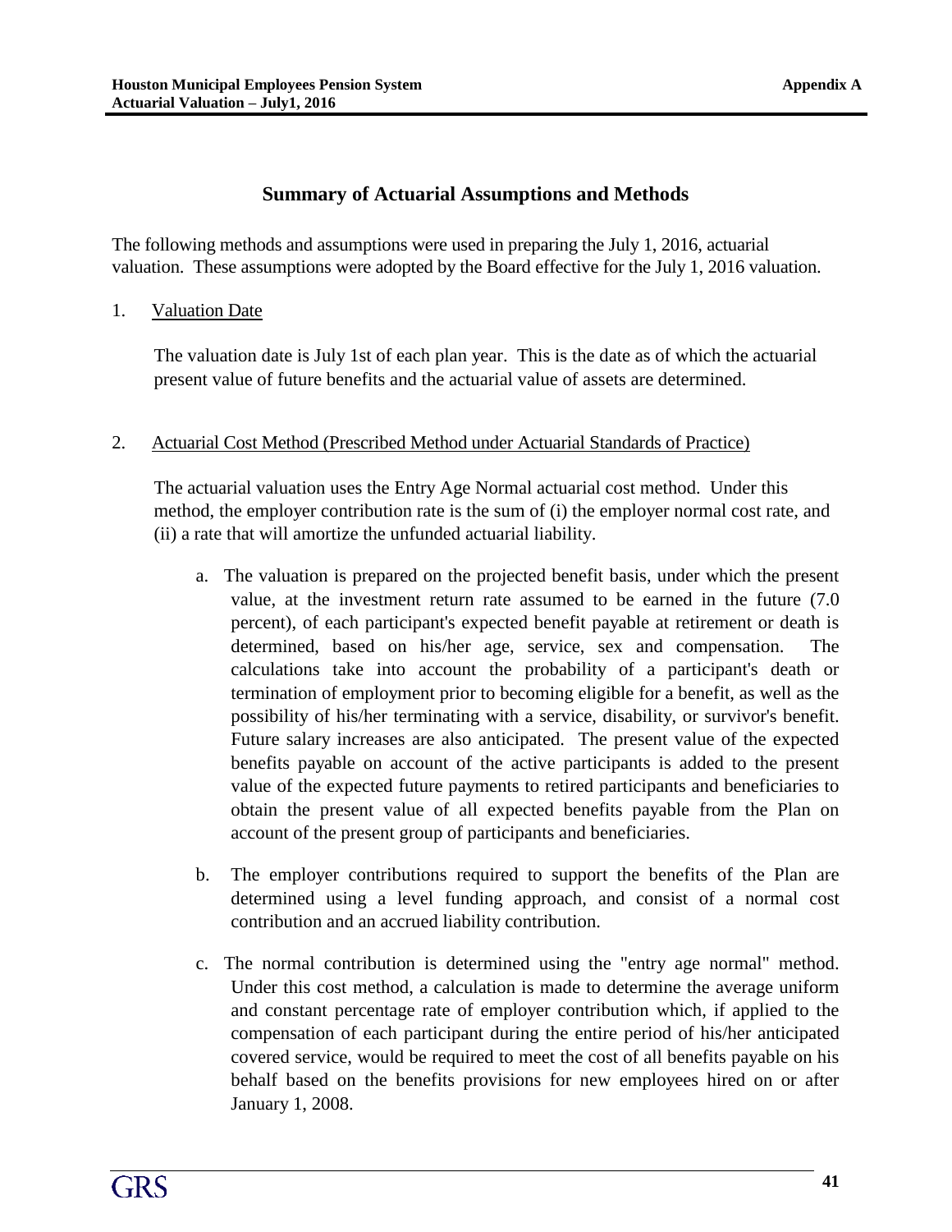## Summary of Actuarial Assumptions and Methods

The following methods and assumptions were used in preparing the July 1, 2016, actuarial valuation. These assumptions were adopted by the Board effective for the July 1, 2016 valuation.

1. Valuation Date

   The valuation date is July 1st of each plan year. This is the date as of which the actuarial present value of future benefits and the actuarial value of assets are determined.

2. Actuarial Cost Method (Prescribed Method under Actuarial Standards of Practice)

   The actuarial valuation uses the Entry Age Normal actuarial cost method. Under this method, the employer contribution rate is the sum of (i) the employer normal cost rate, and (ii) a rate that will amortize the unfunded actuarial liability.

   a. The valuation is prepared on the projected benefit basis, under which the present value, at the investment return rate assumed to be earned in the future (7.0 percent), of each participant's expected benefit payable at retirement or death is determined, based on his/her age, service, sex and compensation. The calculations take into account the probability of a participant's death or termination of employment prior to becoming eligible for a benefit, as well as the possibility of his/her terminating with a service, disability, or survivor's benefit. Future salary increases are also anticipated. The present value of the expected benefits payable on account of the active participants is added to the present value of the expected future payments to retired participants and beneficiaries to obtain the present value of all expected benefits payable from the Plan on account of the present group of participants and beneficiaries.

   b. The employer contributions required to support the benefits of the Plan are determined using a level funding approach, and consist of a normal cost contribution and an accrued liability contribution.

   c. The normal contribution is determined using the "entry age normal" method. Under this cost method, a calculation is made to determine the average uniform and constant percentage rate of employer contribution which, if applied to the compensation of each participant during the entire period of his/her anticipated covered service, would be required to meet the cost of all benefits payable on his behalf based on the benefits provisions for new employees hired on or after January 1, 2008.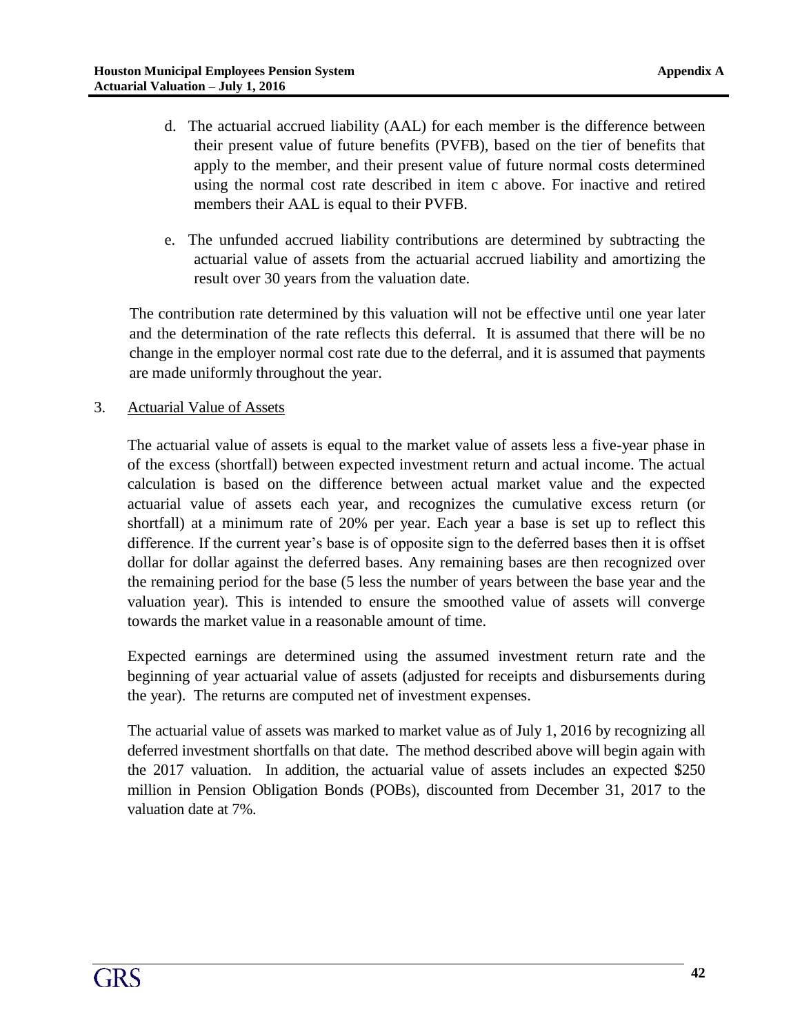d. The actuarial accrued liability (AAL) for each member is the difference between their present value of future benefits (PVFB), based on the tier of benefits that apply to the member, and their present value of future normal costs determined using the normal cost rate described in item c above. For inactive and retired members their AAL is equal to their PVFB.

e. The unfunded accrued liability contributions are determined by subtracting the actuarial value of assets from the actuarial accrued liability and amortizing the result over 30 years from the valuation date.

The contribution rate determined by this valuation will not be effective until one year later and the determination of the rate reflects this deferral. It is assumed that there will be no change in the employer normal cost rate due to the deferral, and it is assumed that payments are made uniformly throughout the year.

3. Actuarial Value of Assets

The actuarial value of assets is equal to the market value of assets less a five-year phase in of the excess (shortfall) between expected investment return and actual income. The actual calculation is based on the difference between actual market value and the expected actuarial value of assets each year, and recognizes the cumulative excess return (or shortfall) at a minimum rate of 20% per year. Each year a base is set up to reflect this difference. If the current year's base is of opposite sign to the deferred bases then it is offset dollar for dollar against the deferred bases. Any remaining bases are then recognized over the remaining period for the base (5 less the number of years between the base year and the valuation year). This is intended to ensure the smoothed value of assets will converge towards the market value in a reasonable amount of time.

Expected earnings are determined using the assumed investment return rate and the beginning of year actuarial value of assets (adjusted for receipts and disbursements during the year). The returns are computed net of investment expenses.

The actuarial value of assets was marked to market value as of July 1, 2016 by recognizing all deferred investment shortfalls on that date. The method described above will begin again with the 2017 valuation. In addition, the actuarial value of assets includes an expected $250 million in Pension Obligation Bonds (POBs), discounted from December 31, 2017 to the valuation date at 7%.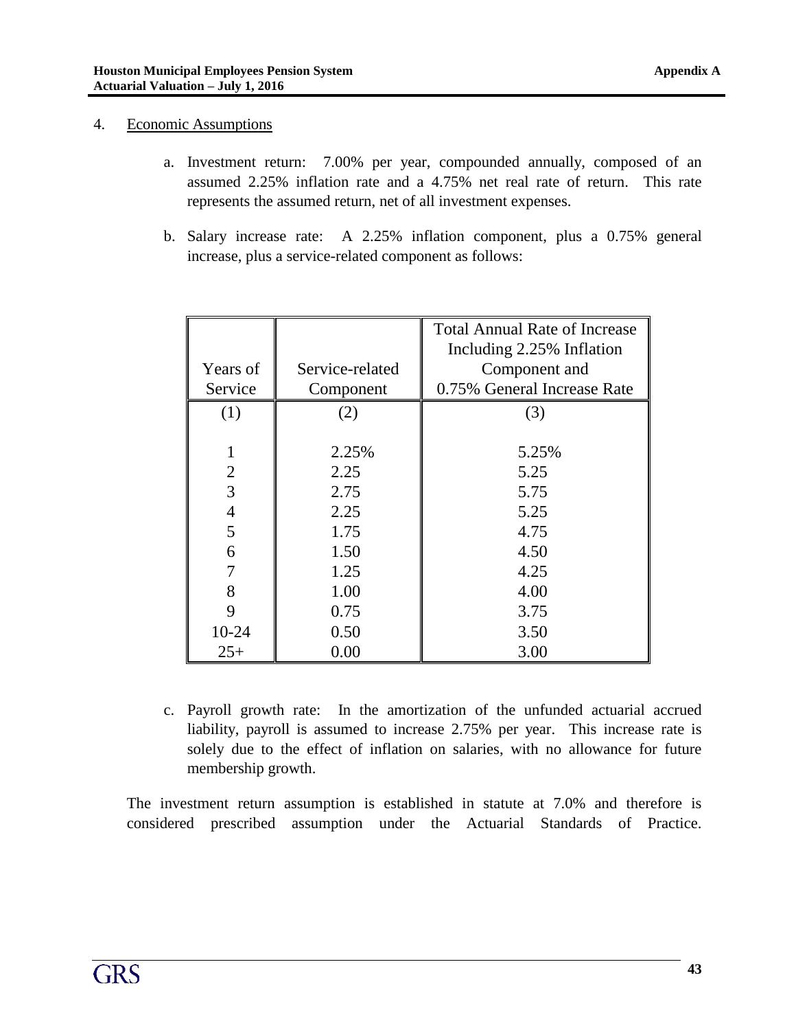4. Economic Assumptions

   a. Investment return: 7.00% per year, compounded annually, composed of an assumed 2.25% inflation rate and a 4.75% net real rate of return. This rate represents the assumed return, net of all investment expenses.

   b. Salary increase rate: A 2.25% inflation component, plus a 0.75% general increase, plus a service-related component as follows:

| Years of Service | Service-related Component | Total Annual Rate of Increase Including 2.25% Inflation Component and 0.75% General Increase Rate |
|---|---|---|
| (1) | (2) | (3) |
| 1 | 2.25% | 5.25% |
| 2 | 2.25 | 5.25 |
| 3 | 2.75 | 5.75 |
| 4 | 2.25 | 5.25 |
| 5 | 1.75 | 4.75 |
| 6 | 1.50 | 4.50 |
| 7 | 1.25 | 4.25 |
| 8 | 1.00 | 4.00 |
| 9 | 0.75 | 3.75 |
| 10-24 | 0.50 | 3.50 |
| 25+ | 0.00 | 3.00 |

   c. Payroll growth rate: In the amortization of the unfunded actuarial accrued liability, payroll is assumed to increase 2.75% per year. This increase rate is solely due to the effect of inflation on salaries, with no allowance for future membership growth.

The investment return assumption is established in statute at 7.0% and therefore is considered prescribed assumption under the Actuarial Standards of Practice.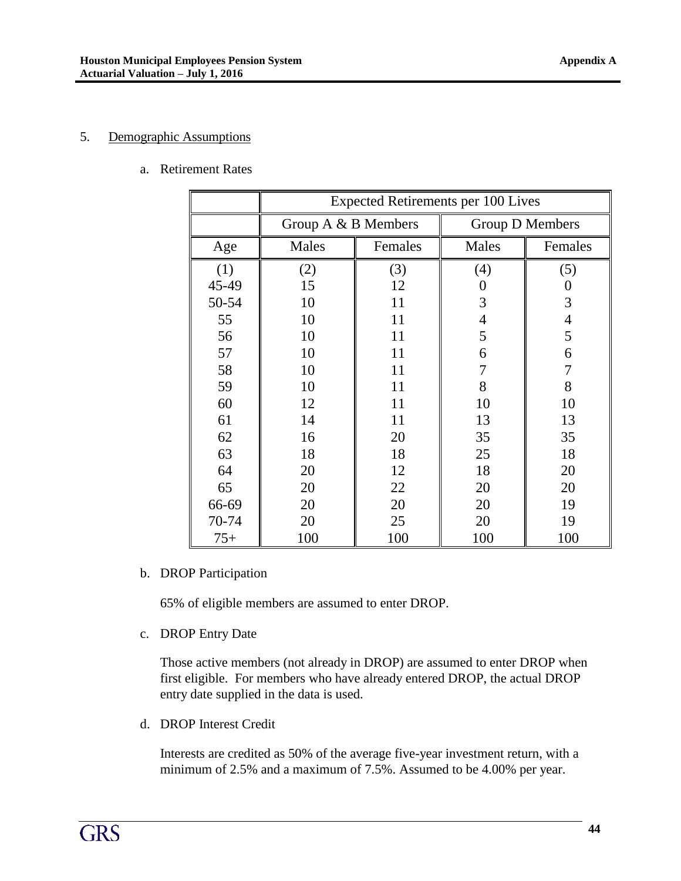## 5. Demographic Assumptions

a. Retirement Rates

| | Expected Retirements per 100 Lives | | | |
|---|---|---|---|---|
| | Group A & B Members | | Group D Members | |
| Age | Males | Females | Males | Females |
| (1) | (2) | (3) | (4) | (5) |
| 45-49 | 15 | 12 | 0 | 0 |
| 50-54 | 10 | 11 | 3 | 3 |
| 55 | 10 | 11 | 4 | 4 |
| 56 | 10 | 11 | 5 | 5 |
| 57 | 10 | 11 | 6 | 6 |
| 58 | 10 | 11 | 7 | 7 |
| 59 | 10 | 11 | 8 | 8 |
| 60 | 12 | 11 | 10 | 10 |
| 61 | 14 | 11 | 13 | 13 |
| 62 | 16 | 20 | 35 | 35 |
| 63 | 18 | 18 | 25 | 18 |
| 64 | 20 | 12 | 18 | 20 |
| 65 | 20 | 22 | 20 | 20 |
| 66-69 | 20 | 20 | 20 | 19 |
| 70-74 | 20 | 25 | 20 | 19 |
| 75+ | 100 | 100 | 100 | 100 |

b. DROP Participation

65% of eligible members are assumed to enter DROP.

c. DROP Entry Date

Those active members (not already in DROP) are assumed to enter DROP when first eligible. For members who have already entered DROP, the actual DROP entry date supplied in the data is used.

d. DROP Interest Credit

Interests are credited as 50% of the average five-year investment return, with a minimum of 2.5% and a maximum of 7.5%. Assumed to be 4.00% per year.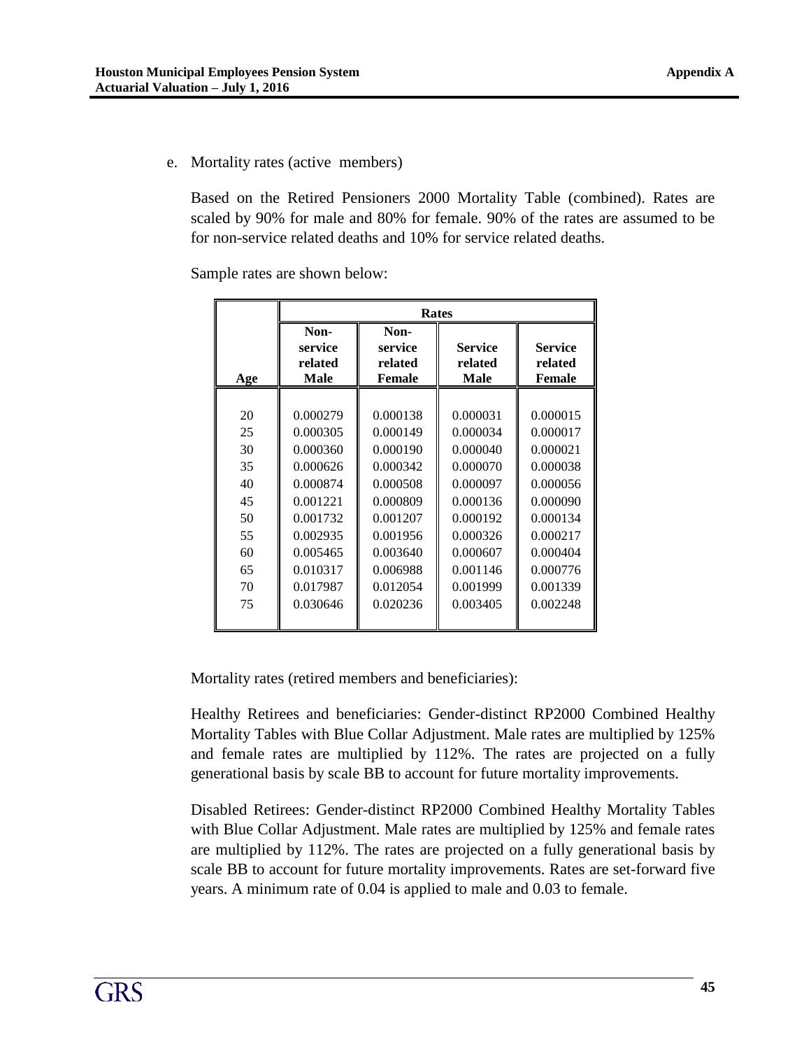e. Mortality rates (active members)

Based on the Retired Pensioners 2000 Mortality Table (combined). Rates are scaled by 90% for male and 80% for female. 90% of the rates are assumed to be for non-service related deaths and 10% for service related deaths.

Sample rates are shown below:

| | **Rates** | | | |
|---|---|---|---|---|
| **Age** | **Non-service related Male** | **Non-service related Female** | **Service related Male** | **Service related Female** |
| 20 | 0.000279 | 0.000138 | 0.000031 | 0.000015 |
| 25 | 0.000305 | 0.000149 | 0.000034 | 0.000017 |
| 30 | 0.000360 | 0.000190 | 0.000040 | 0.000021 |
| 35 | 0.000626 | 0.000342 | 0.000070 | 0.000038 |
| 40 | 0.000874 | 0.000508 | 0.000097 | 0.000056 |
| 45 | 0.001221 | 0.000809 | 0.000136 | 0.000090 |
| 50 | 0.001732 | 0.001207 | 0.000192 | 0.000134 |
| 55 | 0.002935 | 0.001956 | 0.000326 | 0.000217 |
| 60 | 0.005465 | 0.003640 | 0.000607 | 0.000404 |
| 65 | 0.010317 | 0.006988 | 0.001146 | 0.000776 |
| 70 | 0.017987 | 0.012054 | 0.001999 | 0.001339 |
| 75 | 0.030646 | 0.020236 | 0.003405 | 0.002248 |

Mortality rates (retired members and beneficiaries):

Healthy Retirees and beneficiaries: Gender-distinct RP2000 Combined Healthy Mortality Tables with Blue Collar Adjustment. Male rates are multiplied by 125% and female rates are multiplied by 112%. The rates are projected on a fully generational basis by scale BB to account for future mortality improvements.

Disabled Retirees: Gender-distinct RP2000 Combined Healthy Mortality Tables with Blue Collar Adjustment. Male rates are multiplied by 125% and female rates are multiplied by 112%. The rates are projected on a fully generational basis by scale BB to account for future mortality improvements. Rates are set-forward five years. A minimum rate of 0.04 is applied to male and 0.03 to female.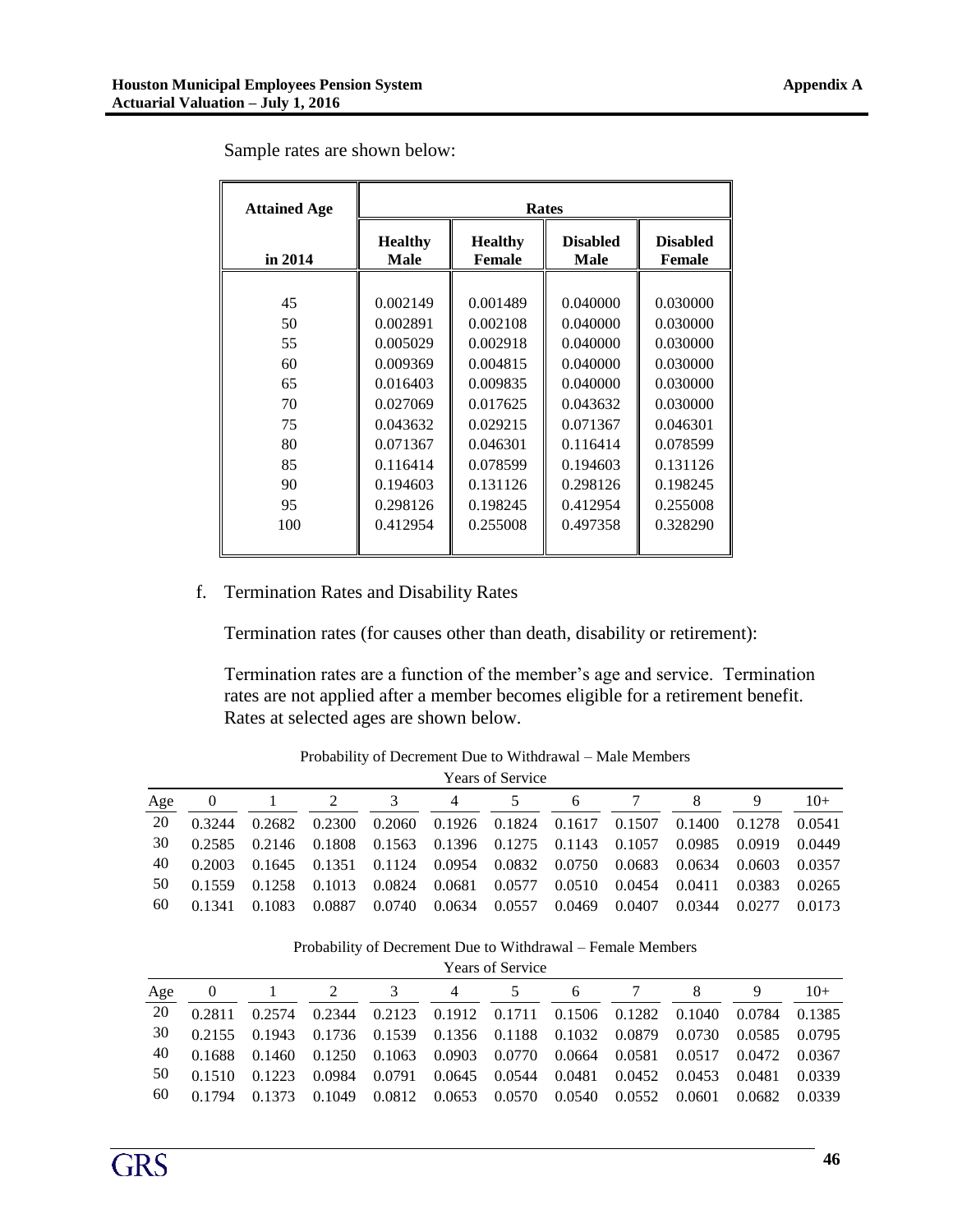Sample rates are shown below:

| Attained Age in 2014 | Rates | | | |
|---|---|---|---|---|
| | Healthy Male | Healthy Female | Disabled Male | Disabled Female |
| 45 | 0.002149 | 0.001489 | 0.040000 | 0.030000 |
| 50 | 0.002891 | 0.002108 | 0.040000 | 0.030000 |
| 55 | 0.005029 | 0.002918 | 0.040000 | 0.030000 |
| 60 | 0.009369 | 0.004815 | 0.040000 | 0.030000 |
| 65 | 0.016403 | 0.009835 | 0.040000 | 0.030000 |
| 70 | 0.027069 | 0.017625 | 0.043632 | 0.030000 |
| 75 | 0.043632 | 0.029215 | 0.071367 | 0.046301 |
| 80 | 0.071367 | 0.046301 | 0.116414 | 0.078599 |
| 85 | 0.116414 | 0.078599 | 0.194603 | 0.131126 |
| 90 | 0.194603 | 0.131126 | 0.298126 | 0.198245 |
| 95 | 0.298126 | 0.198245 | 0.412954 | 0.255008 |
| 100 | 0.412954 | 0.255008 | 0.497358 | 0.328290 |

f. Termination Rates and Disability Rates

Termination rates (for causes other than death, disability or retirement):

Termination rates are a function of the member's age and service. Termination rates are not applied after a member becomes eligible for a retirement benefit. Rates at selected ages are shown below.

Probability of Decrement Due to Withdrawal – Male Members

| Age | Years of Service | | | | | | | | | | |
|---|---|---|---|---|---|---|---|---|---|---|---|
| | 0 | 1 | 2 | 3 | 4 | 5 | 6 | 7 | 8 | 9 | 10+ |
| 20 | 0.3244 | 0.2682 | 0.2300 | 0.2060 | 0.1926 | 0.1824 | 0.1617 | 0.1507 | 0.1400 | 0.1278 | 0.0541 |
| 30 | 0.2585 | 0.2146 | 0.1808 | 0.1563 | 0.1396 | 0.1275 | 0.1143 | 0.1057 | 0.0985 | 0.0919 | 0.0449 |
| 40 | 0.2003 | 0.1645 | 0.1351 | 0.1124 | 0.0954 | 0.0832 | 0.0750 | 0.0683 | 0.0634 | 0.0603 | 0.0357 |
| 50 | 0.1559 | 0.1258 | 0.1013 | 0.0824 | 0.0681 | 0.0577 | 0.0510 | 0.0454 | 0.0411 | 0.0383 | 0.0265 |
| 60 | 0.1341 | 0.1083 | 0.0887 | 0.0740 | 0.0634 | 0.0557 | 0.0469 | 0.0407 | 0.0344 | 0.0277 | 0.0173 |

Probability of Decrement Due to Withdrawal – Female Members

| Age | Years of Service | | | | | | | | | | |
|---|---|---|---|---|---|---|---|---|---|---|---|
| | 0 | 1 | 2 | 3 | 4 | 5 | 6 | 7 | 8 | 9 | 10+ |
| 20 | 0.2811 | 0.2574 | 0.2344 | 0.2123 | 0.1912 | 0.1711 | 0.1506 | 0.1282 | 0.1040 | 0.0784 | 0.1385 |
| 30 | 0.2155 | 0.1943 | 0.1736 | 0.1539 | 0.1356 | 0.1188 | 0.1032 | 0.0879 | 0.0730 | 0.0585 | 0.0795 |
| 40 | 0.1688 | 0.1460 | 0.1250 | 0.1063 | 0.0903 | 0.0770 | 0.0664 | 0.0581 | 0.0517 | 0.0472 | 0.0367 |
| 50 | 0.1510 | 0.1223 | 0.0984 | 0.0791 | 0.0645 | 0.0544 | 0.0481 | 0.0452 | 0.0453 | 0.0481 | 0.0339 |
| 60 | 0.1794 | 0.1373 | 0.1049 | 0.0812 | 0.0653 | 0.0570 | 0.0540 | 0.0552 | 0.0601 | 0.0682 | 0.0339 |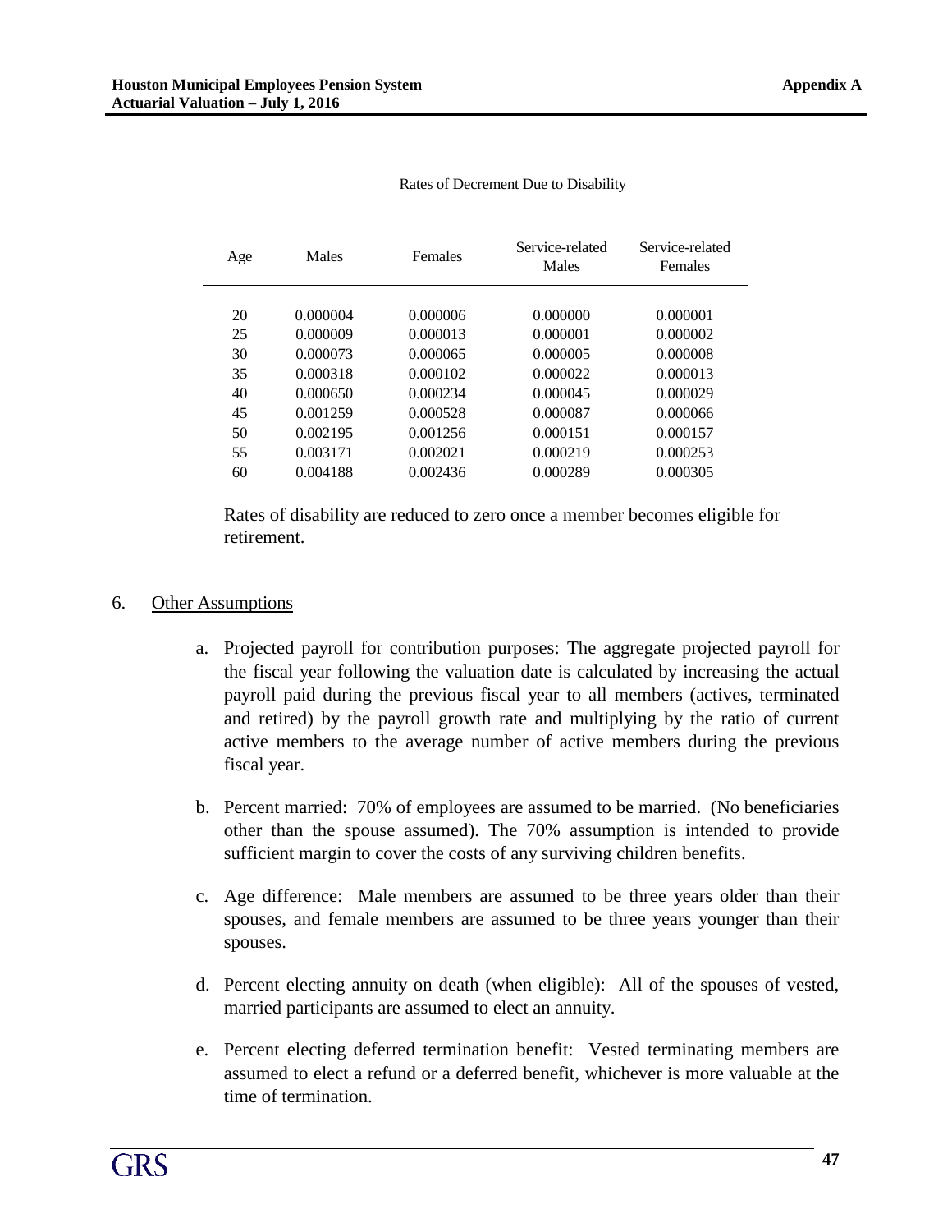Rates of Decrement Due to Disability

| Age | Males | Females | Service-related Males | Service-related Females |
|---|---|---|---|---|
| 20 | 0.000004 | 0.000006 | 0.000000 | 0.000001 |
| 25 | 0.000009 | 0.000013 | 0.000001 | 0.000002 |
| 30 | 0.000073 | 0.000065 | 0.000005 | 0.000008 |
| 35 | 0.000318 | 0.000102 | 0.000022 | 0.000013 |
| 40 | 0.000650 | 0.000234 | 0.000045 | 0.000029 |
| 45 | 0.001259 | 0.000528 | 0.000087 | 0.000066 |
| 50 | 0.002195 | 0.001256 | 0.000151 | 0.000157 |
| 55 | 0.003171 | 0.002021 | 0.000219 | 0.000253 |
| 60 | 0.004188 | 0.002436 | 0.000289 | 0.000305 |

Rates of disability are reduced to zero once a member becomes eligible for retirement.

6. Other Assumptions

a. Projected payroll for contribution purposes: The aggregate projected payroll for the fiscal year following the valuation date is calculated by increasing the actual payroll paid during the previous fiscal year to all members (actives, terminated and retired) by the payroll growth rate and multiplying by the ratio of current active members to the average number of active members during the previous fiscal year.

b. Percent married: 70% of employees are assumed to be married. (No beneficiaries other than the spouse assumed). The 70% assumption is intended to provide sufficient margin to cover the costs of any surviving children benefits.

c. Age difference: Male members are assumed to be three years older than their spouses, and female members are assumed to be three years younger than their spouses.

d. Percent electing annuity on death (when eligible): All of the spouses of vested, married participants are assumed to elect an annuity.

e. Percent electing deferred termination benefit: Vested terminating members are assumed to elect a refund or a deferred benefit, whichever is more valuable at the time of termination.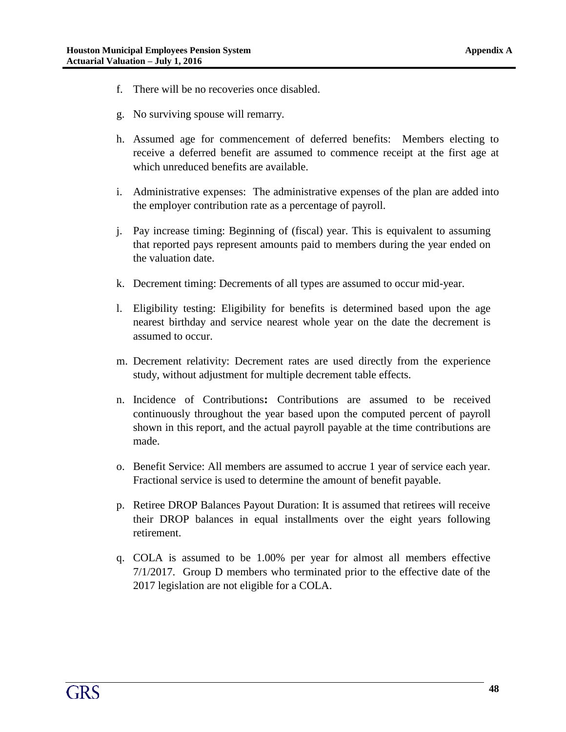f. There will be no recoveries once disabled.

g. No surviving spouse will remarry.

h. Assumed age for commencement of deferred benefits: Members electing to receive a deferred benefit are assumed to commence receipt at the first age at which unreduced benefits are available.

i. Administrative expenses: The administrative expenses of the plan are added into the employer contribution rate as a percentage of payroll.

j. Pay increase timing: Beginning of (fiscal) year. This is equivalent to assuming that reported pays represent amounts paid to members during the year ended on the valuation date.

k. Decrement timing: Decrements of all types are assumed to occur mid-year.

l. Eligibility testing: Eligibility for benefits is determined based upon the age nearest birthday and service nearest whole year on the date the decrement is assumed to occur.

m. Decrement relativity: Decrement rates are used directly from the experience study, without adjustment for multiple decrement table effects.

n. Incidence of Contributions**:** Contributions are assumed to be received continuously throughout the year based upon the computed percent of payroll shown in this report, and the actual payroll payable at the time contributions are made.

o. Benefit Service: All members are assumed to accrue 1 year of service each year. Fractional service is used to determine the amount of benefit payable.

p. Retiree DROP Balances Payout Duration: It is assumed that retirees will receive their DROP balances in equal installments over the eight years following retirement.

q. COLA is assumed to be 1.00% per year for almost all members effective 7/1/2017. Group D members who terminated prior to the effective date of the 2017 legislation are not eligible for a COLA.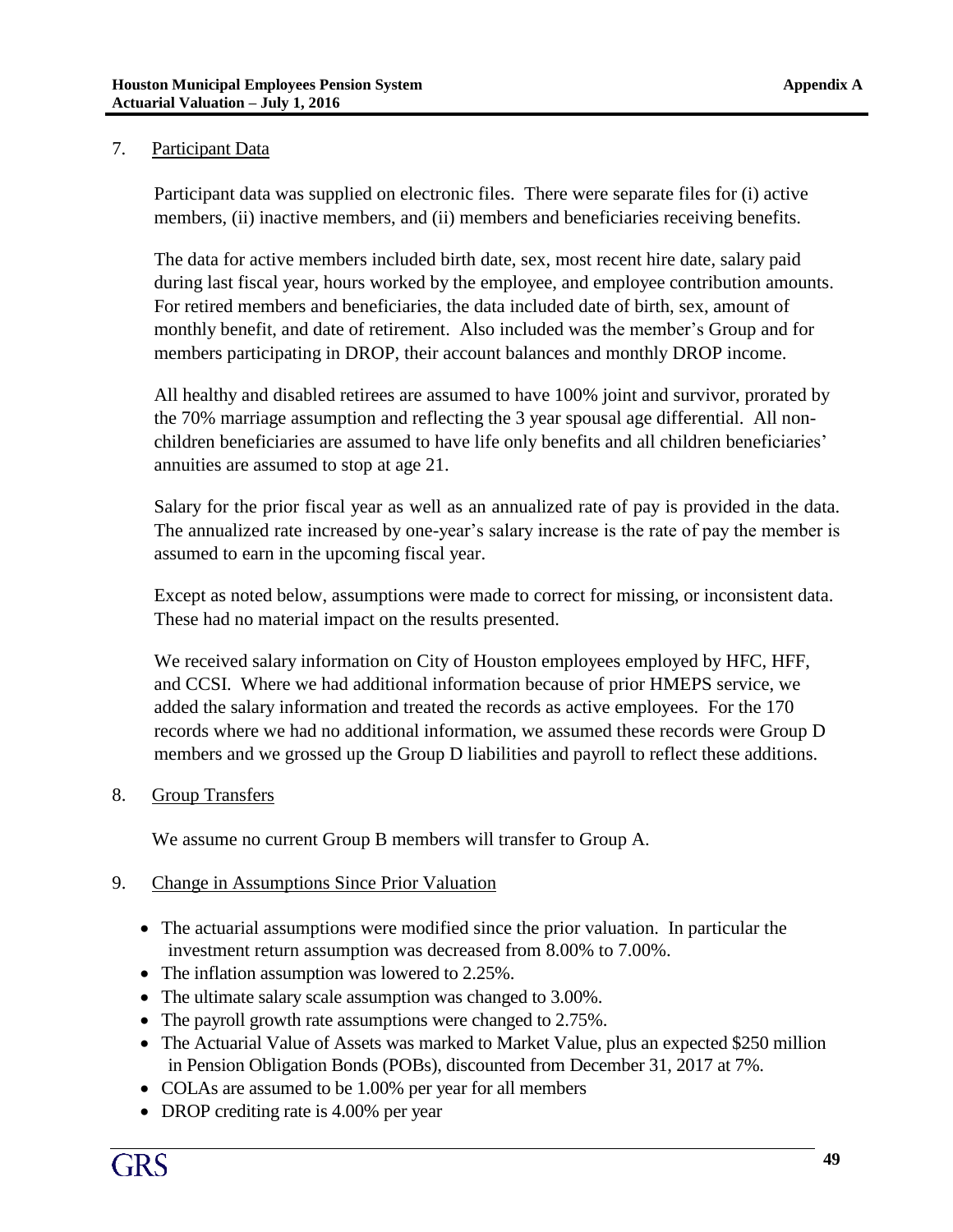7. Participant Data

Participant data was supplied on electronic files. There were separate files for (i) active members, (ii) inactive members, and (ii) members and beneficiaries receiving benefits.

The data for active members included birth date, sex, most recent hire date, salary paid during last fiscal year, hours worked by the employee, and employee contribution amounts. For retired members and beneficiaries, the data included date of birth, sex, amount of monthly benefit, and date of retirement. Also included was the member's Group and for members participating in DROP, their account balances and monthly DROP income.

All healthy and disabled retirees are assumed to have 100% joint and survivor, prorated by the 70% marriage assumption and reflecting the 3 year spousal age differential. All non-children beneficiaries are assumed to have life only benefits and all children beneficiaries' annuities are assumed to stop at age 21.

Salary for the prior fiscal year as well as an annualized rate of pay is provided in the data. The annualized rate increased by one-year's salary increase is the rate of pay the member is assumed to earn in the upcoming fiscal year.

Except as noted below, assumptions were made to correct for missing, or inconsistent data. These had no material impact on the results presented.

We received salary information on City of Houston employees employed by HFC, HFF, and CCSI. Where we had additional information because of prior HMEPS service, we added the salary information and treated the records as active employees. For the 170 records where we had no additional information, we assumed these records were Group D members and we grossed up the Group D liabilities and payroll to reflect these additions.

8. Group Transfers

We assume no current Group B members will transfer to Group A.

9. Change in Assumptions Since Prior Valuation

- The actuarial assumptions were modified since the prior valuation. In particular the investment return assumption was decreased from 8.00% to 7.00%.
- The inflation assumption was lowered to 2.25%.
- The ultimate salary scale assumption was changed to 3.00%.
- The payroll growth rate assumptions were changed to 2.75%.
- The Actuarial Value of Assets was marked to Market Value, plus an expected $250 million in Pension Obligation Bonds (POBs), discounted from December 31, 2017 at 7%.
- COLAs are assumed to be 1.00% per year for all members
- DROP crediting rate is 4.00% per year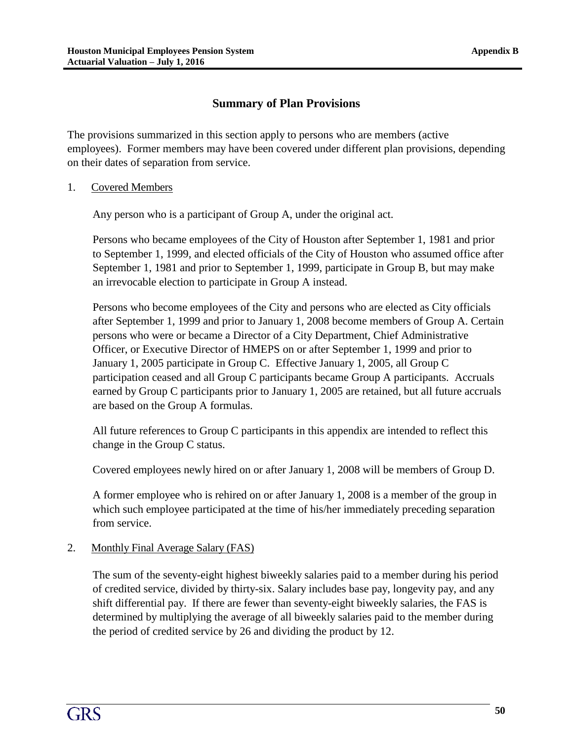## Summary of Plan Provisions

The provisions summarized in this section apply to persons who are members (active employees). Former members may have been covered under different plan provisions, depending on their dates of separation from service.

1. Covered Members

   Any person who is a participant of Group A, under the original act.

   Persons who became employees of the City of Houston after September 1, 1981 and prior to September 1, 1999, and elected officials of the City of Houston who assumed office after September 1, 1981 and prior to September 1, 1999, participate in Group B, but may make an irrevocable election to participate in Group A instead.

   Persons who become employees of the City and persons who are elected as City officials after September 1, 1999 and prior to January 1, 2008 become members of Group A. Certain persons who were or became a Director of a City Department, Chief Administrative Officer, or Executive Director of HMEPS on or after September 1, 1999 and prior to January 1, 2005 participate in Group C. Effective January 1, 2005, all Group C participation ceased and all Group C participants became Group A participants. Accruals earned by Group C participants prior to January 1, 2005 are retained, but all future accruals are based on the Group A formulas.

   All future references to Group C participants in this appendix are intended to reflect this change in the Group C status.

   Covered employees newly hired on or after January 1, 2008 will be members of Group D.

   A former employee who is rehired on or after January 1, 2008 is a member of the group in which such employee participated at the time of his/her immediately preceding separation from service.

2. Monthly Final Average Salary (FAS)

   The sum of the seventy-eight highest biweekly salaries paid to a member during his period of credited service, divided by thirty-six. Salary includes base pay, longevity pay, and any shift differential pay. If there are fewer than seventy-eight biweekly salaries, the FAS is determined by multiplying the average of all biweekly salaries paid to the member during the period of credited service by 26 and dividing the product by 12.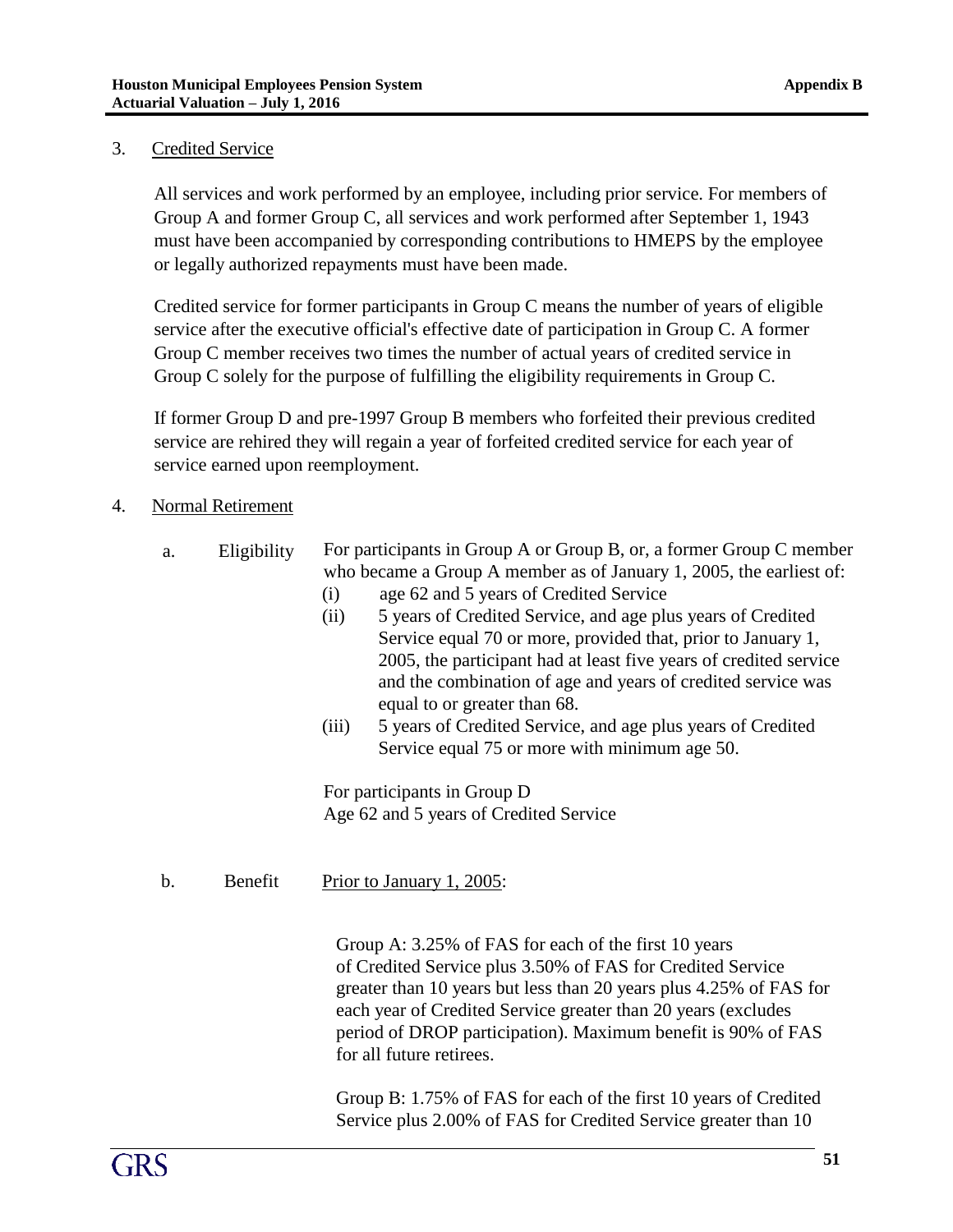3. <u>Credited Service</u>

   All services and work performed by an employee, including prior service. For members of Group A and former Group C, all services and work performed after September 1, 1943 must have been accompanied by corresponding contributions to HMEPS by the employee or legally authorized repayments must have been made.

   Credited service for former participants in Group C means the number of years of eligible service after the executive official's effective date of participation in Group C. A former Group C member receives two times the number of actual years of credited service in Group C solely for the purpose of fulfilling the eligibility requirements in Group C.

   If former Group D and pre-1997 Group B members who forfeited their previous credited service are rehired they will regain a year of forfeited credited service for each year of service earned upon reemployment.

4. <u>Normal Retirement</u>

   a. Eligibility

      For participants in Group A or Group B, or, a former Group C member who became a Group A member as of January 1, 2005, the earliest of:

      (i) age 62 and 5 years of Credited Service

      (ii) 5 years of Credited Service, and age plus years of Credited Service equal 70 or more, provided that, prior to January 1, 2005, the participant had at least five years of credited service and the combination of age and years of credited service was equal to or greater than 68.

      (iii) 5 years of Credited Service, and age plus years of Credited Service equal 75 or more with minimum age 50.

      For participants in Group D
      Age 62 and 5 years of Credited Service

   b. Benefit

      <u>Prior to January 1, 2005</u>:

      Group A: 3.25% of FAS for each of the first 10 years of Credited Service plus 3.50% of FAS for Credited Service greater than 10 years but less than 20 years plus 4.25% of FAS for each year of Credited Service greater than 20 years (excludes period of DROP participation). Maximum benefit is 90% of FAS for all future retirees.

      Group B: 1.75% of FAS for each of the first 10 years of Credited Service plus 2.00% of FAS for Credited Service greater than 10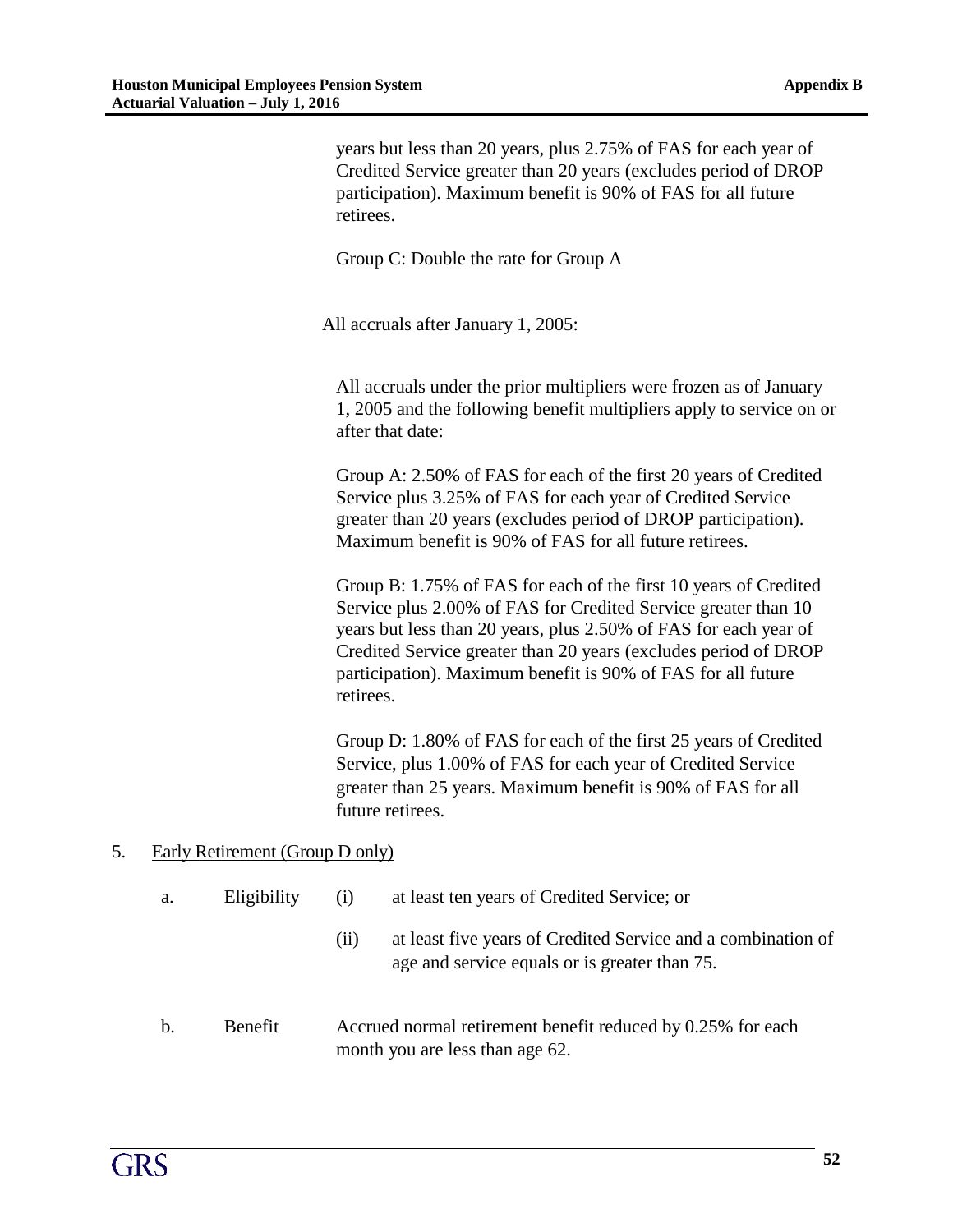years but less than 20 years, plus 2.75% of FAS for each year of Credited Service greater than 20 years (excludes period of DROP participation). Maximum benefit is 90% of FAS for all future retirees.

Group C: Double the rate for Group A

<u>All accruals after January 1, 2005</u>:

All accruals under the prior multipliers were frozen as of January 1, 2005 and the following benefit multipliers apply to service on or after that date:

Group A: 2.50% of FAS for each of the first 20 years of Credited Service plus 3.25% of FAS for each year of Credited Service greater than 20 years (excludes period of DROP participation). Maximum benefit is 90% of FAS for all future retirees.

Group B: 1.75% of FAS for each of the first 10 years of Credited Service plus 2.00% of FAS for Credited Service greater than 10 years but less than 20 years, plus 2.50% of FAS for each year of Credited Service greater than 20 years (excludes period of DROP participation). Maximum benefit is 90% of FAS for all future retirees.

Group D: 1.80% of FAS for each of the first 25 years of Credited Service, plus 1.00% of FAS for each year of Credited Service greater than 25 years. Maximum benefit is 90% of FAS for all future retirees.

5. <u>Early Retirement (Group D only)</u>

   a. Eligibility
      (i) at least ten years of Credited Service; or
      (ii) at least five years of Credited Service and a combination of age and service equals or is greater than 75.

   b. Benefit
      Accrued normal retirement benefit reduced by 0.25% for each month you are less than age 62.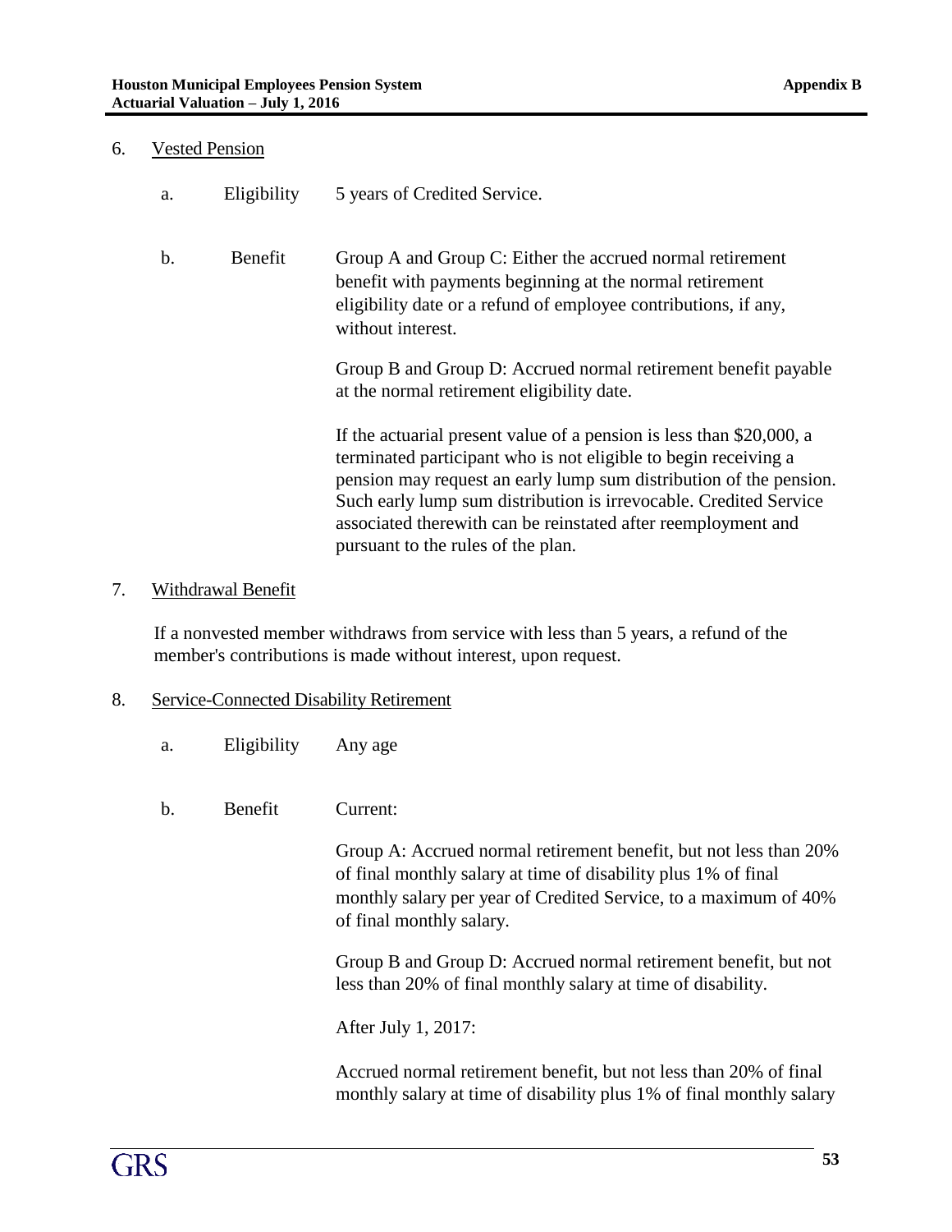6. Vested Pension

   a. Eligibility — 5 years of Credited Service.

   b. Benefit — Group A and Group C: Either the accrued normal retirement benefit with payments beginning at the normal retirement eligibility date or a refund of employee contributions, if any, without interest.

      Group B and Group D: Accrued normal retirement benefit payable at the normal retirement eligibility date.

      If the actuarial present value of a pension is less than $20,000, a terminated participant who is not eligible to begin receiving a pension may request an early lump sum distribution of the pension. Such early lump sum distribution is irrevocable. Credited Service associated therewith can be reinstated after reemployment and pursuant to the rules of the plan.

7. Withdrawal Benefit

   If a nonvested member withdraws from service with less than 5 years, a refund of the member's contributions is made without interest, upon request.

8. Service-Connected Disability Retirement

   a. Eligibility — Any age

   b. Benefit — Current:

      Group A: Accrued normal retirement benefit, but not less than 20% of final monthly salary at time of disability plus 1% of final monthly salary per year of Credited Service, to a maximum of 40% of final monthly salary.

      Group B and Group D: Accrued normal retirement benefit, but not less than 20% of final monthly salary at time of disability.

      After July 1, 2017:

      Accrued normal retirement benefit, but not less than 20% of final monthly salary at time of disability plus 1% of final monthly salary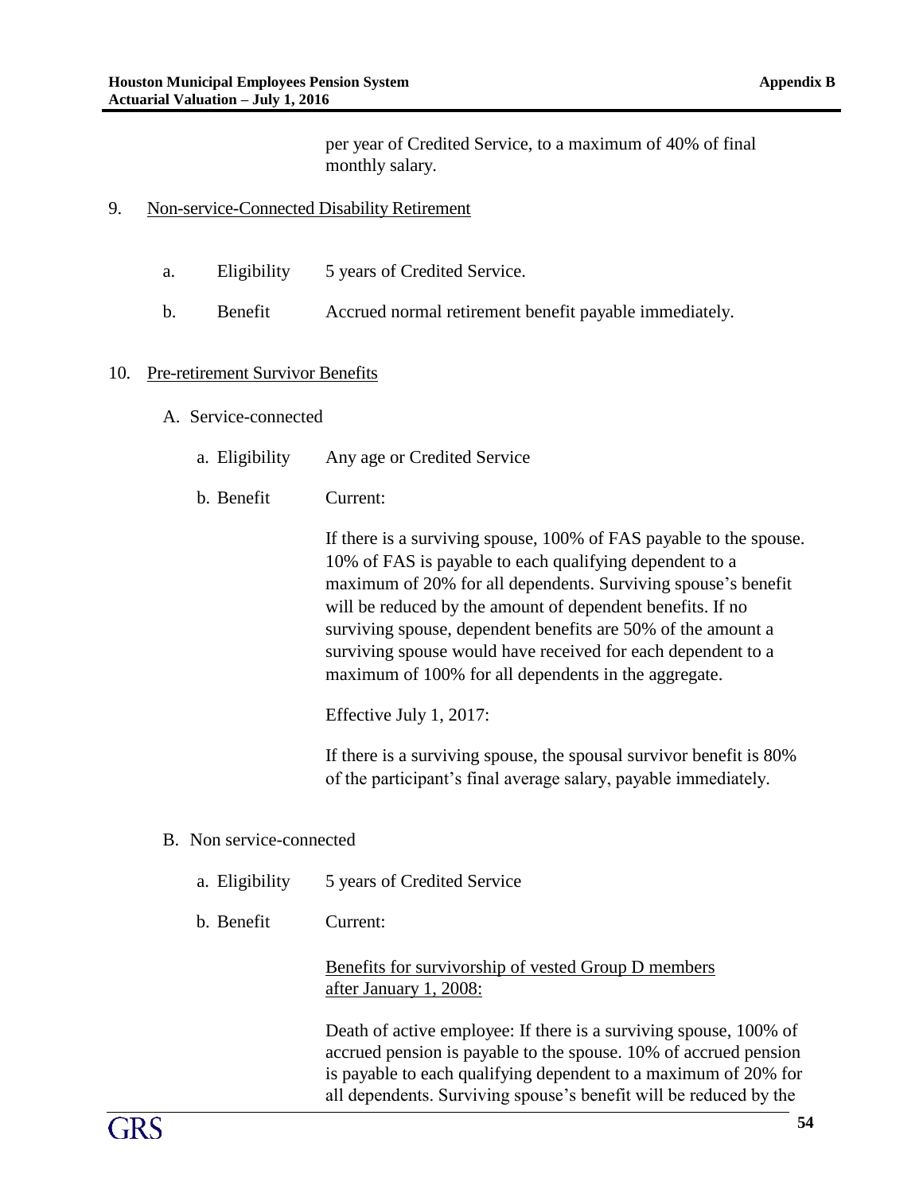per year of Credited Service, to a maximum of 40% of final monthly salary.

9. Non-service-Connected Disability Retirement

   a. Eligibility — 5 years of Credited Service.

   b. Benefit — Accrued normal retirement benefit payable immediately.

10. Pre-retirement Survivor Benefits

   A. Service-connected

      a. Eligibility — Any age or Credited Service

      b. Benefit — Current:

      If there is a surviving spouse, 100% of FAS payable to the spouse. 10% of FAS is payable to each qualifying dependent to a maximum of 20% for all dependents. Surviving spouse's benefit will be reduced by the amount of dependent benefits. If no surviving spouse, dependent benefits are 50% of the amount a surviving spouse would have received for each dependent to a maximum of 100% for all dependents in the aggregate.

      Effective July 1, 2017:

      If there is a surviving spouse, the spousal survivor benefit is 80% of the participant's final average salary, payable immediately.

   B. Non service-connected

      a. Eligibility — 5 years of Credited Service

      b. Benefit — Current:

      Benefits for survivorship of vested Group D members after January 1, 2008:

      Death of active employee: If there is a surviving spouse, 100% of accrued pension is payable to the spouse. 10% of accrued pension is payable to each qualifying dependent to a maximum of 20% for all dependents. Surviving spouse's benefit will be reduced by the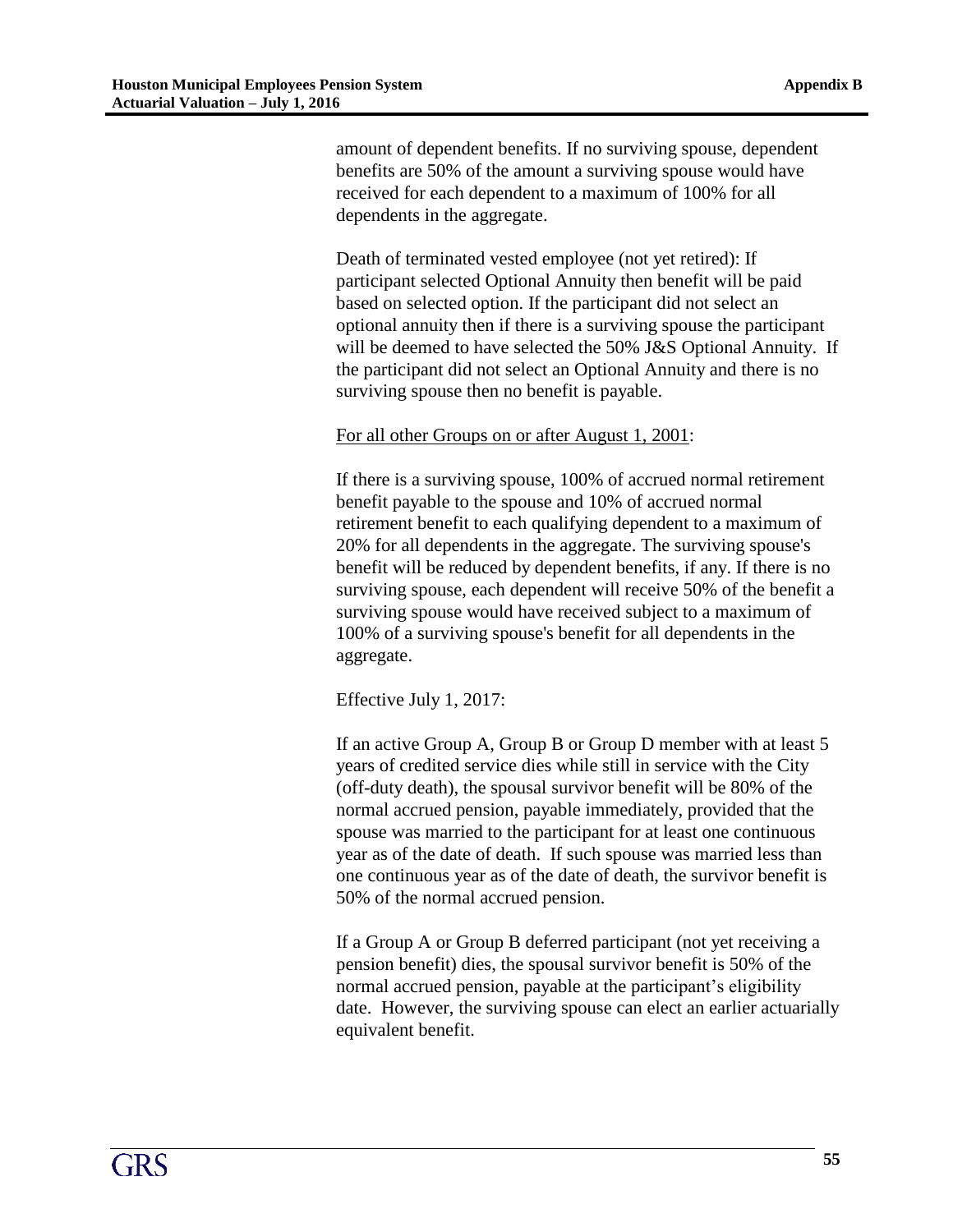amount of dependent benefits. If no surviving spouse, dependent benefits are 50% of the amount a surviving spouse would have received for each dependent to a maximum of 100% for all dependents in the aggregate.

Death of terminated vested employee (not yet retired): If participant selected Optional Annuity then benefit will be paid based on selected option. If the participant did not select an optional annuity then if there is a surviving spouse the participant will be deemed to have selected the 50% J&S Optional Annuity. If the participant did not select an Optional Annuity and there is no surviving spouse then no benefit is payable.

For all other Groups on or after August 1, 2001:

If there is a surviving spouse, 100% of accrued normal retirement benefit payable to the spouse and 10% of accrued normal retirement benefit to each qualifying dependent to a maximum of 20% for all dependents in the aggregate. The surviving spouse's benefit will be reduced by dependent benefits, if any. If there is no surviving spouse, each dependent will receive 50% of the benefit a surviving spouse would have received subject to a maximum of 100% of a surviving spouse's benefit for all dependents in the aggregate.

Effective July 1, 2017:

If an active Group A, Group B or Group D member with at least 5 years of credited service dies while still in service with the City (off-duty death), the spousal survivor benefit will be 80% of the normal accrued pension, payable immediately, provided that the spouse was married to the participant for at least one continuous year as of the date of death. If such spouse was married less than one continuous year as of the date of death, the survivor benefit is 50% of the normal accrued pension.

If a Group A or Group B deferred participant (not yet receiving a pension benefit) dies, the spousal survivor benefit is 50% of the normal accrued pension, payable at the participant's eligibility date. However, the surviving spouse can elect an earlier actuarially equivalent benefit.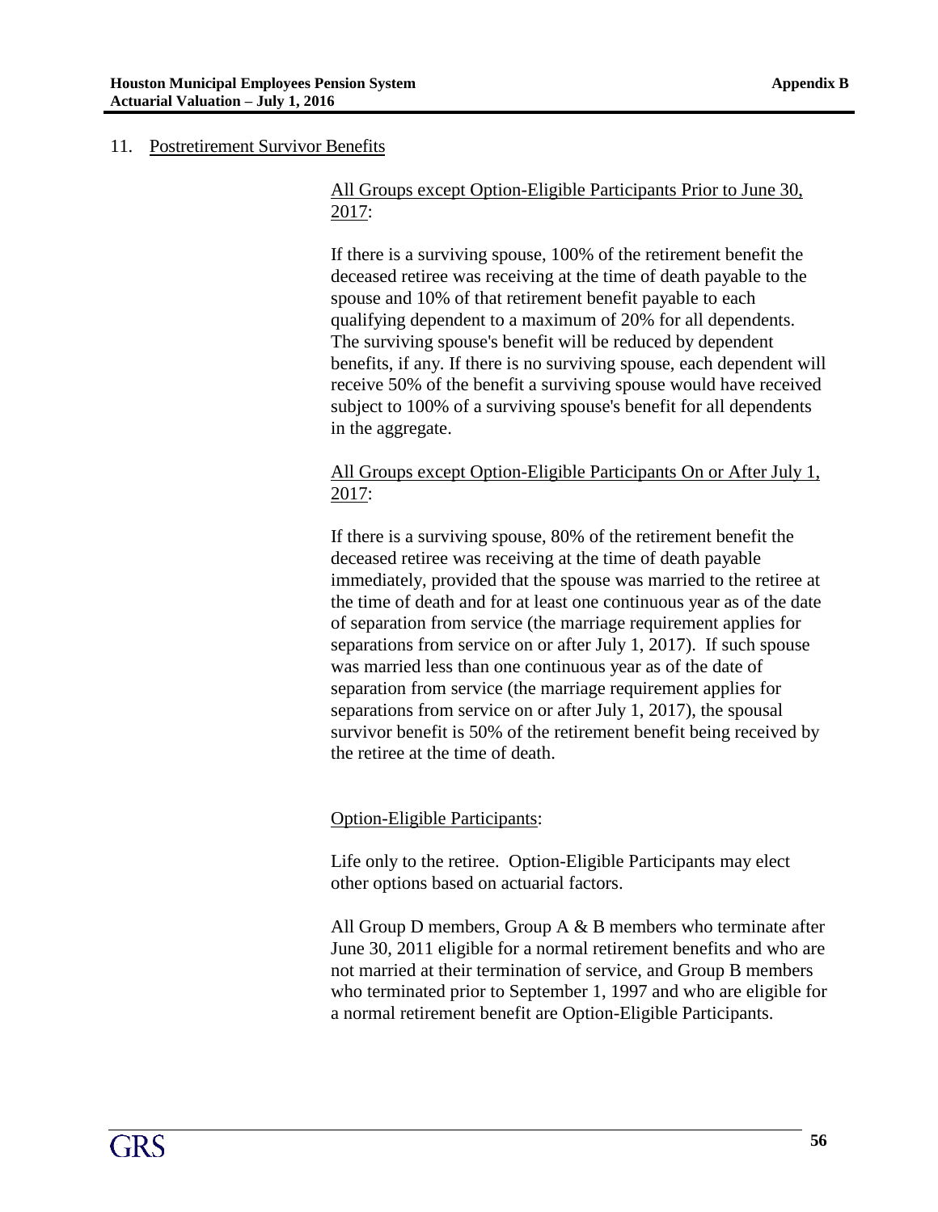11. Postretirement Survivor Benefits

All Groups except Option-Eligible Participants Prior to June 30, 2017:

If there is a surviving spouse, 100% of the retirement benefit the deceased retiree was receiving at the time of death payable to the spouse and 10% of that retirement benefit payable to each qualifying dependent to a maximum of 20% for all dependents. The surviving spouse's benefit will be reduced by dependent benefits, if any. If there is no surviving spouse, each dependent will receive 50% of the benefit a surviving spouse would have received subject to 100% of a surviving spouse's benefit for all dependents in the aggregate.

All Groups except Option-Eligible Participants On or After July 1, 2017:

If there is a surviving spouse, 80% of the retirement benefit the deceased retiree was receiving at the time of death payable immediately, provided that the spouse was married to the retiree at the time of death and for at least one continuous year as of the date of separation from service (the marriage requirement applies for separations from service on or after July 1, 2017). If such spouse was married less than one continuous year as of the date of separation from service (the marriage requirement applies for separations from service on or after July 1, 2017), the spousal survivor benefit is 50% of the retirement benefit being received by the retiree at the time of death.

Option-Eligible Participants:

Life only to the retiree. Option-Eligible Participants may elect other options based on actuarial factors.

All Group D members, Group A & B members who terminate after June 30, 2011 eligible for a normal retirement benefits and who are not married at their termination of service, and Group B members who terminated prior to September 1, 1997 and who are eligible for a normal retirement benefit are Option-Eligible Participants.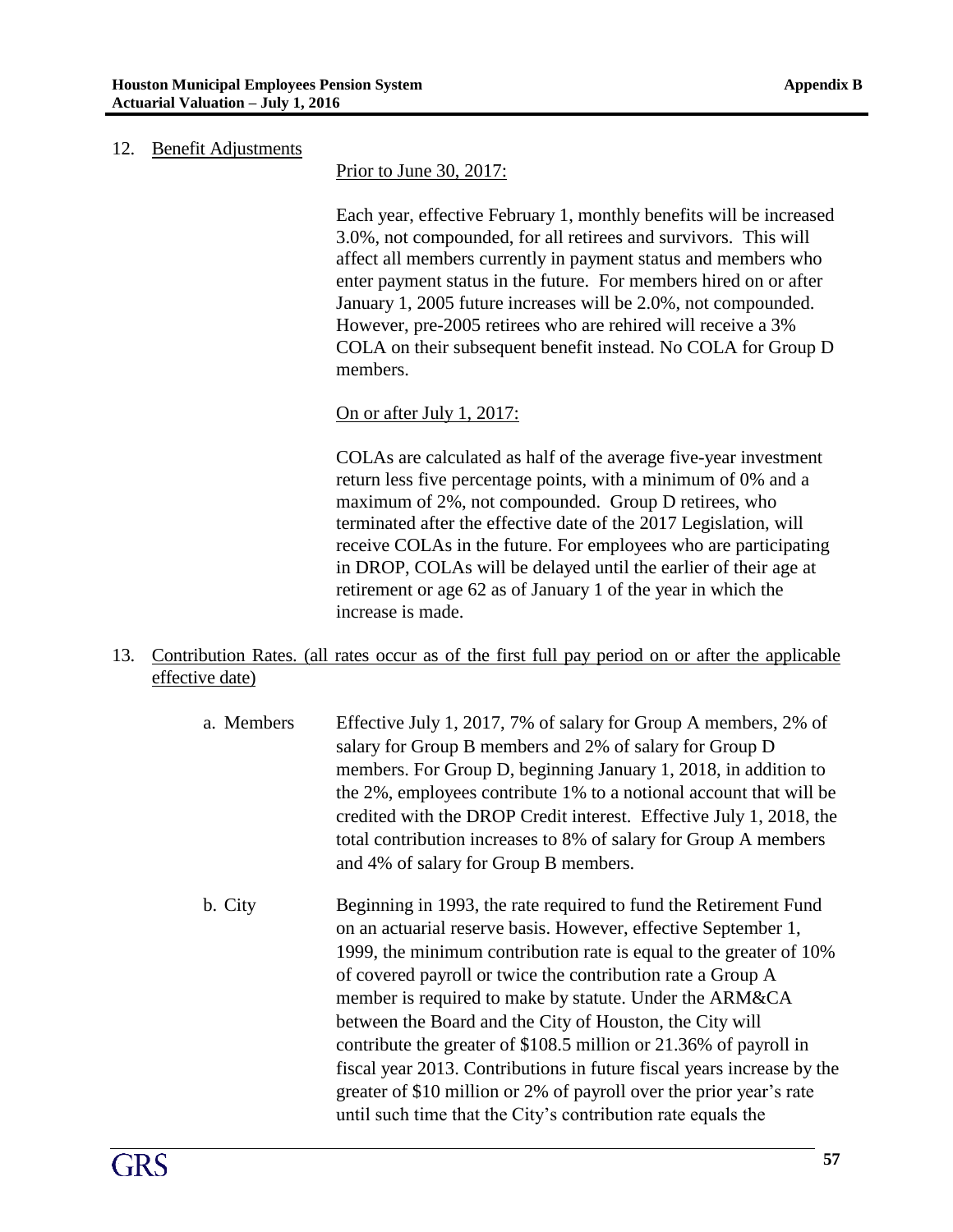12. Benefit Adjustments

Prior to June 30, 2017:

Each year, effective February 1, monthly benefits will be increased 3.0%, not compounded, for all retirees and survivors. This will affect all members currently in payment status and members who enter payment status in the future. For members hired on or after January 1, 2005 future increases will be 2.0%, not compounded. However, pre-2005 retirees who are rehired will receive a 3% COLA on their subsequent benefit instead. No COLA for Group D members.

On or after July 1, 2017:

COLAs are calculated as half of the average five-year investment return less five percentage points, with a minimum of 0% and a maximum of 2%, not compounded. Group D retirees, who terminated after the effective date of the 2017 Legislation, will receive COLAs in the future. For employees who are participating in DROP, COLAs will be delayed until the earlier of their age at retirement or age 62 as of January 1 of the year in which the increase is made.

13. Contribution Rates. (all rates occur as of the first full pay period on or after the applicable effective date)

a. Members — Effective July 1, 2017, 7% of salary for Group A members, 2% of salary for Group B members and 2% of salary for Group D members. For Group D, beginning January 1, 2018, in addition to the 2%, employees contribute 1% to a notional account that will be credited with the DROP Credit interest. Effective July 1, 2018, the total contribution increases to 8% of salary for Group A members and 4% of salary for Group B members.

b. City — Beginning in 1993, the rate required to fund the Retirement Fund on an actuarial reserve basis. However, effective September 1, 1999, the minimum contribution rate is equal to the greater of 10% of covered payroll or twice the contribution rate a Group A member is required to make by statute. Under the ARM&CA between the Board and the City of Houston, the City will contribute the greater of $108.5 million or 21.36% of payroll in fiscal year 2013. Contributions in future fiscal years increase by the greater of $10 million or 2% of payroll over the prior year's rate until such time that the City's contribution rate equals the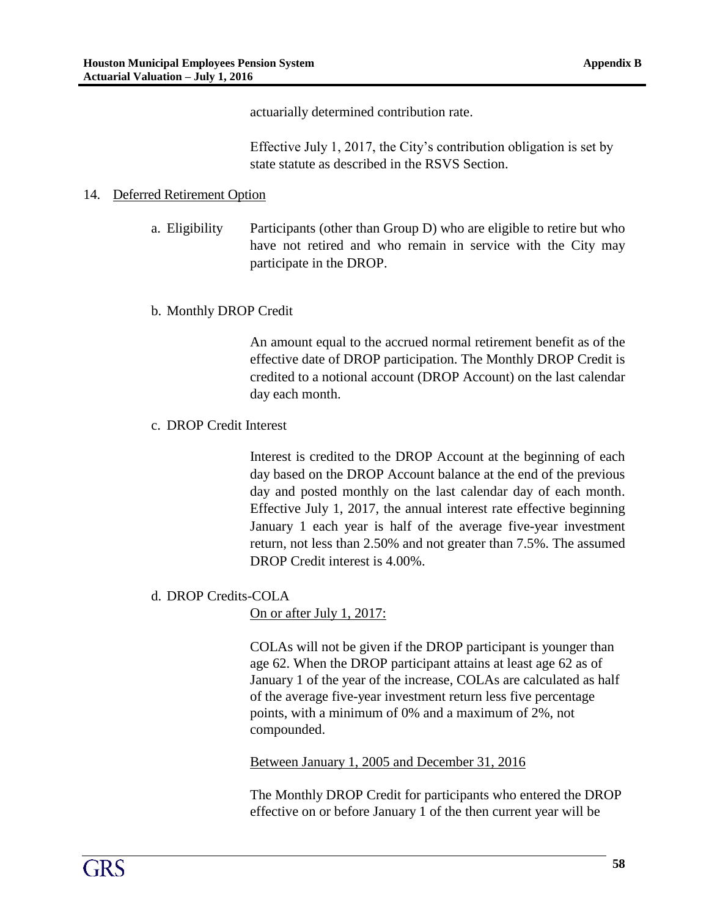actuarially determined contribution rate.

Effective July 1, 2017, the City's contribution obligation is set by state statute as described in the RSVS Section.

14. Deferred Retirement Option

a. Eligibility

Participants (other than Group D) who are eligible to retire but who have not retired and who remain in service with the City may participate in the DROP.

b. Monthly DROP Credit

An amount equal to the accrued normal retirement benefit as of the effective date of DROP participation. The Monthly DROP Credit is credited to a notional account (DROP Account) on the last calendar day each month.

c. DROP Credit Interest

Interest is credited to the DROP Account at the beginning of each day based on the DROP Account balance at the end of the previous day and posted monthly on the last calendar day of each month. Effective July 1, 2017, the annual interest rate effective beginning January 1 each year is half of the average five-year investment return, not less than 2.50% and not greater than 7.5%. The assumed DROP Credit interest is 4.00%.

d. DROP Credits-COLA

On or after July 1, 2017:

COLAs will not be given if the DROP participant is younger than age 62. When the DROP participant attains at least age 62 as of January 1 of the year of the increase, COLAs are calculated as half of the average five-year investment return less five percentage points, with a minimum of 0% and a maximum of 2%, not compounded.

Between January 1, 2005 and December 31, 2016

The Monthly DROP Credit for participants who entered the DROP effective on or before January 1 of the then current year will be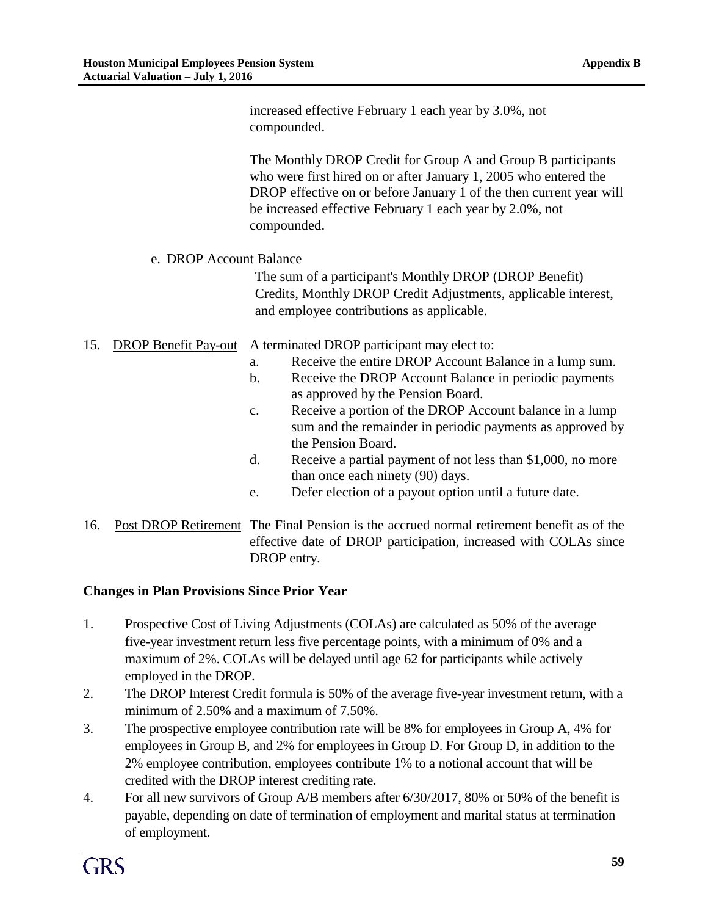increased effective February 1 each year by 3.0%, not compounded.

The Monthly DROP Credit for Group A and Group B participants who were first hired on or after January 1, 2005 who entered the DROP effective on or before January 1 of the then current year will be increased effective February 1 each year by 2.0%, not compounded.

e. DROP Account Balance

The sum of a participant's Monthly DROP (DROP Benefit) Credits, Monthly DROP Credit Adjustments, applicable interest, and employee contributions as applicable.

15. DROP Benefit Pay-out — A terminated DROP participant may elect to:

   a. Receive the entire DROP Account Balance in a lump sum.
   b. Receive the DROP Account Balance in periodic payments as approved by the Pension Board.
   c. Receive a portion of the DROP Account balance in a lump sum and the remainder in periodic payments as approved by the Pension Board.
   d. Receive a partial payment of not less than $1,000, no more than once each ninety (90) days.
   e. Defer election of a payout option until a future date.

16. Post DROP Retirement — The Final Pension is the accrued normal retirement benefit as of the effective date of DROP participation, increased with COLAs since DROP entry.

**Changes in Plan Provisions Since Prior Year**

1. Prospective Cost of Living Adjustments (COLAs) are calculated as 50% of the average five-year investment return less five percentage points, with a minimum of 0% and a maximum of 2%. COLAs will be delayed until age 62 for participants while actively employed in the DROP.
2. The DROP Interest Credit formula is 50% of the average five-year investment return, with a minimum of 2.50% and a maximum of 7.50%.
3. The prospective employee contribution rate will be 8% for employees in Group A, 4% for employees in Group B, and 2% for employees in Group D. For Group D, in addition to the 2% employee contribution, employees contribute 1% to a notional account that will be credited with the DROP interest crediting rate.
4. For all new survivors of Group A/B members after 6/30/2017, 80% or 50% of the benefit is payable, depending on date of termination of employment and marital status at termination of employment.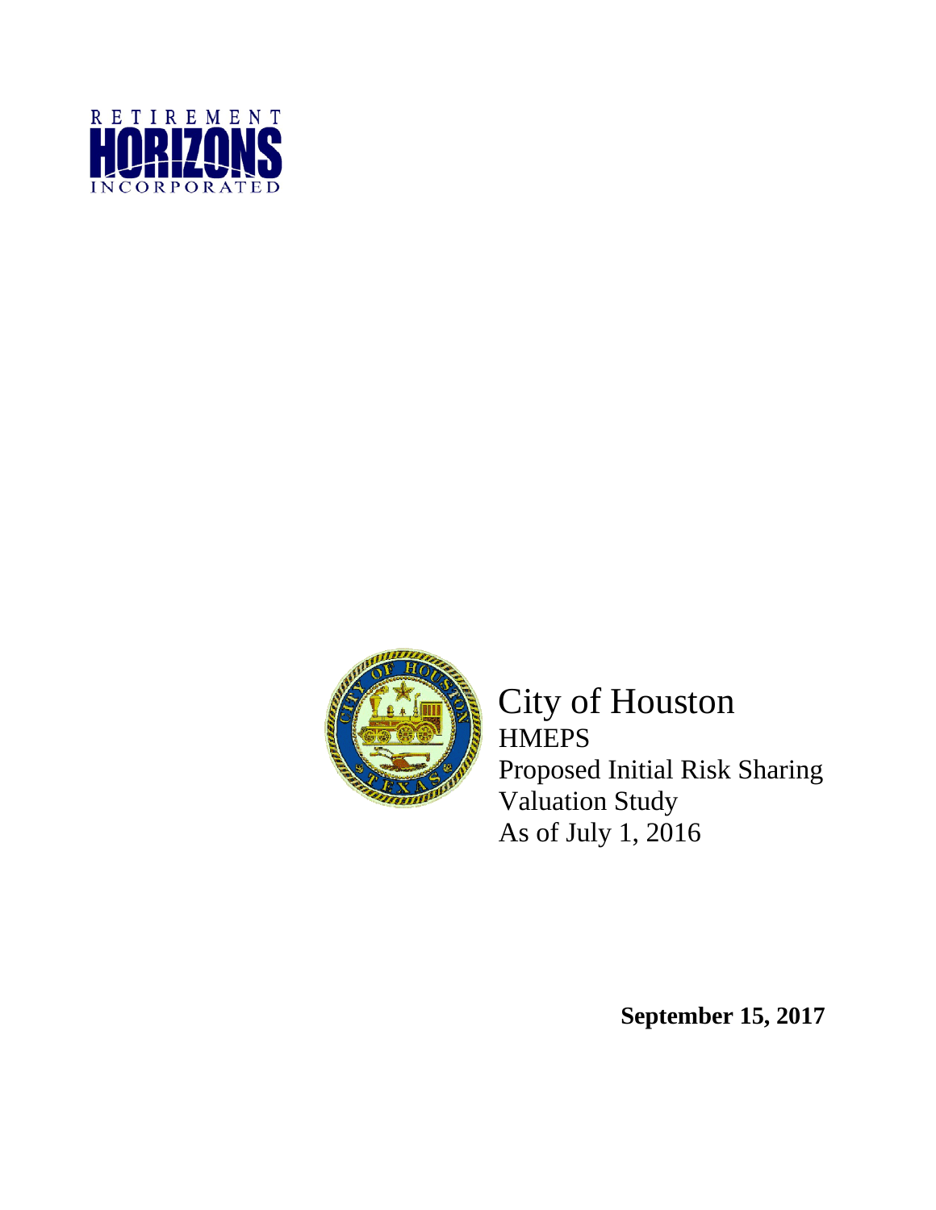RETIREMENT
HORIZONS
INCORPORATED

City of Houston
HMEPS
Proposed Initial Risk Sharing
Valuation Study
As of July 1, 2016

**September 15, 2017**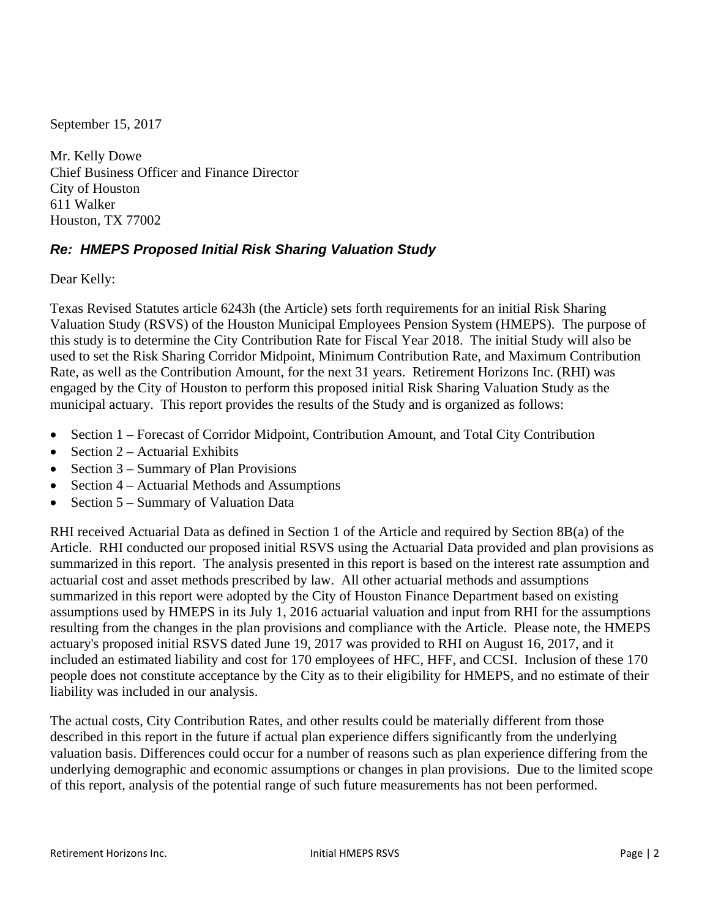September 15, 2017

Mr. Kelly Dowe
Chief Business Officer and Finance Director
City of Houston
611 Walker
Houston, TX 77002

### *Re: HMEPS Proposed Initial Risk Sharing Valuation Study*

Dear Kelly:

Texas Revised Statutes article 6243h (the Article) sets forth requirements for an initial Risk Sharing Valuation Study (RSVS) of the Houston Municipal Employees Pension System (HMEPS). The purpose of this study is to determine the City Contribution Rate for Fiscal Year 2018. The initial Study will also be used to set the Risk Sharing Corridor Midpoint, Minimum Contribution Rate, and Maximum Contribution Rate, as well as the Contribution Amount, for the next 31 years. Retirement Horizons Inc. (RHI) was engaged by the City of Houston to perform this proposed initial Risk Sharing Valuation Study as the municipal actuary. This report provides the results of the Study and is organized as follows:

- Section 1 – Forecast of Corridor Midpoint, Contribution Amount, and Total City Contribution
- Section 2 – Actuarial Exhibits
- Section 3 – Summary of Plan Provisions
- Section 4 – Actuarial Methods and Assumptions
- Section 5 – Summary of Valuation Data

RHI received Actuarial Data as defined in Section 1 of the Article and required by Section 8B(a) of the Article. RHI conducted our proposed initial RSVS using the Actuarial Data provided and plan provisions as summarized in this report. The analysis presented in this report is based on the interest rate assumption and actuarial cost and asset methods prescribed by law. All other actuarial methods and assumptions summarized in this report were adopted by the City of Houston Finance Department based on existing assumptions used by HMEPS in its July 1, 2016 actuarial valuation and input from RHI for the assumptions resulting from the changes in the plan provisions and compliance with the Article. Please note, the HMEPS actuary's proposed initial RSVS dated June 19, 2017 was provided to RHI on August 16, 2017, and it included an estimated liability and cost for 170 employees of HFC, HFF, and CCSI. Inclusion of these 170 people does not constitute acceptance by the City as to their eligibility for HMEPS, and no estimate of their liability was included in our analysis.

The actual costs, City Contribution Rates, and other results could be materially different from those described in this report in the future if actual plan experience differs significantly from the underlying valuation basis. Differences could occur for a number of reasons such as plan experience differing from the underlying demographic and economic assumptions or changes in plan provisions. Due to the limited scope of this report, analysis of the potential range of such future measurements has not been performed.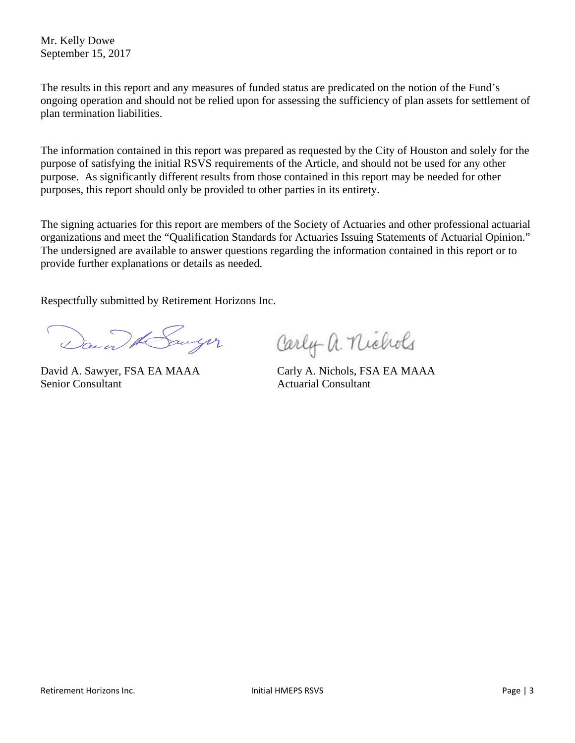Mr. Kelly Dowe
September 15, 2017

The results in this report and any measures of funded status are predicated on the notion of the Fund's ongoing operation and should not be relied upon for assessing the sufficiency of plan assets for settlement of plan termination liabilities.

The information contained in this report was prepared as requested by the City of Houston and solely for the purpose of satisfying the initial RSVS requirements of the Article, and should not be used for any other purpose. As significantly different results from those contained in this report may be needed for other purposes, this report should only be provided to other parties in its entirety.

The signing actuaries for this report are members of the Society of Actuaries and other professional actuarial organizations and meet the "Qualification Standards for Actuaries Issuing Statements of Actuarial Opinion." The undersigned are available to answer questions regarding the information contained in this report or to provide further explanations or details as needed.

Respectfully submitted by Retirement Horizons Inc.

David A. Sawyer, FSA EA MAAA
Senior Consultant

Carly A. Nichols, FSA EA MAAA
Actuarial Consultant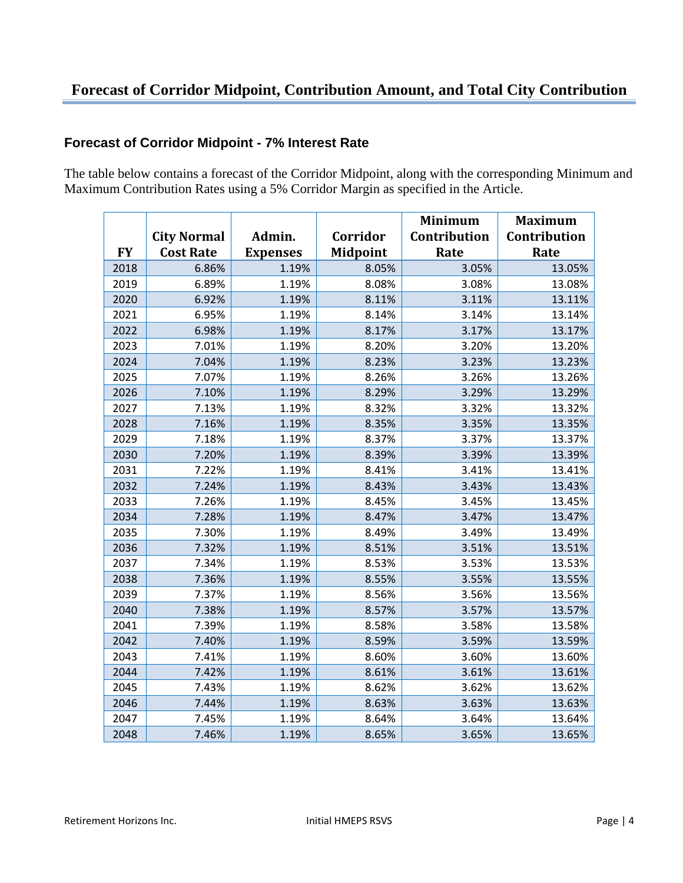# Forecast of Corridor Midpoint, Contribution Amount, and Total City Contribution

## Forecast of Corridor Midpoint - 7% Interest Rate

The table below contains a forecast of the Corridor Midpoint, along with the corresponding Minimum and Maximum Contribution Rates using a 5% Corridor Margin as specified in the Article.

| FY | City Normal Cost Rate | Admin. Expenses | Corridor Midpoint | Minimum Contribution Rate | Maximum Contribution Rate |
|---|---|---|---|---|---|
| 2018 | 6.86% | 1.19% | 8.05% | 3.05% | 13.05% |
| 2019 | 6.89% | 1.19% | 8.08% | 3.08% | 13.08% |
| 2020 | 6.92% | 1.19% | 8.11% | 3.11% | 13.11% |
| 2021 | 6.95% | 1.19% | 8.14% | 3.14% | 13.14% |
| 2022 | 6.98% | 1.19% | 8.17% | 3.17% | 13.17% |
| 2023 | 7.01% | 1.19% | 8.20% | 3.20% | 13.20% |
| 2024 | 7.04% | 1.19% | 8.23% | 3.23% | 13.23% |
| 2025 | 7.07% | 1.19% | 8.26% | 3.26% | 13.26% |
| 2026 | 7.10% | 1.19% | 8.29% | 3.29% | 13.29% |
| 2027 | 7.13% | 1.19% | 8.32% | 3.32% | 13.32% |
| 2028 | 7.16% | 1.19% | 8.35% | 3.35% | 13.35% |
| 2029 | 7.18% | 1.19% | 8.37% | 3.37% | 13.37% |
| 2030 | 7.20% | 1.19% | 8.39% | 3.39% | 13.39% |
| 2031 | 7.22% | 1.19% | 8.41% | 3.41% | 13.41% |
| 2032 | 7.24% | 1.19% | 8.43% | 3.43% | 13.43% |
| 2033 | 7.26% | 1.19% | 8.45% | 3.45% | 13.45% |
| 2034 | 7.28% | 1.19% | 8.47% | 3.47% | 13.47% |
| 2035 | 7.30% | 1.19% | 8.49% | 3.49% | 13.49% |
| 2036 | 7.32% | 1.19% | 8.51% | 3.51% | 13.51% |
| 2037 | 7.34% | 1.19% | 8.53% | 3.53% | 13.53% |
| 2038 | 7.36% | 1.19% | 8.55% | 3.55% | 13.55% |
| 2039 | 7.37% | 1.19% | 8.56% | 3.56% | 13.56% |
| 2040 | 7.38% | 1.19% | 8.57% | 3.57% | 13.57% |
| 2041 | 7.39% | 1.19% | 8.58% | 3.58% | 13.58% |
| 2042 | 7.40% | 1.19% | 8.59% | 3.59% | 13.59% |
| 2043 | 7.41% | 1.19% | 8.60% | 3.60% | 13.60% |
| 2044 | 7.42% | 1.19% | 8.61% | 3.61% | 13.61% |
| 2045 | 7.43% | 1.19% | 8.62% | 3.62% | 13.62% |
| 2046 | 7.44% | 1.19% | 8.63% | 3.63% | 13.63% |
| 2047 | 7.45% | 1.19% | 8.64% | 3.64% | 13.64% |
| 2048 | 7.46% | 1.19% | 8.65% | 3.65% | 13.65% |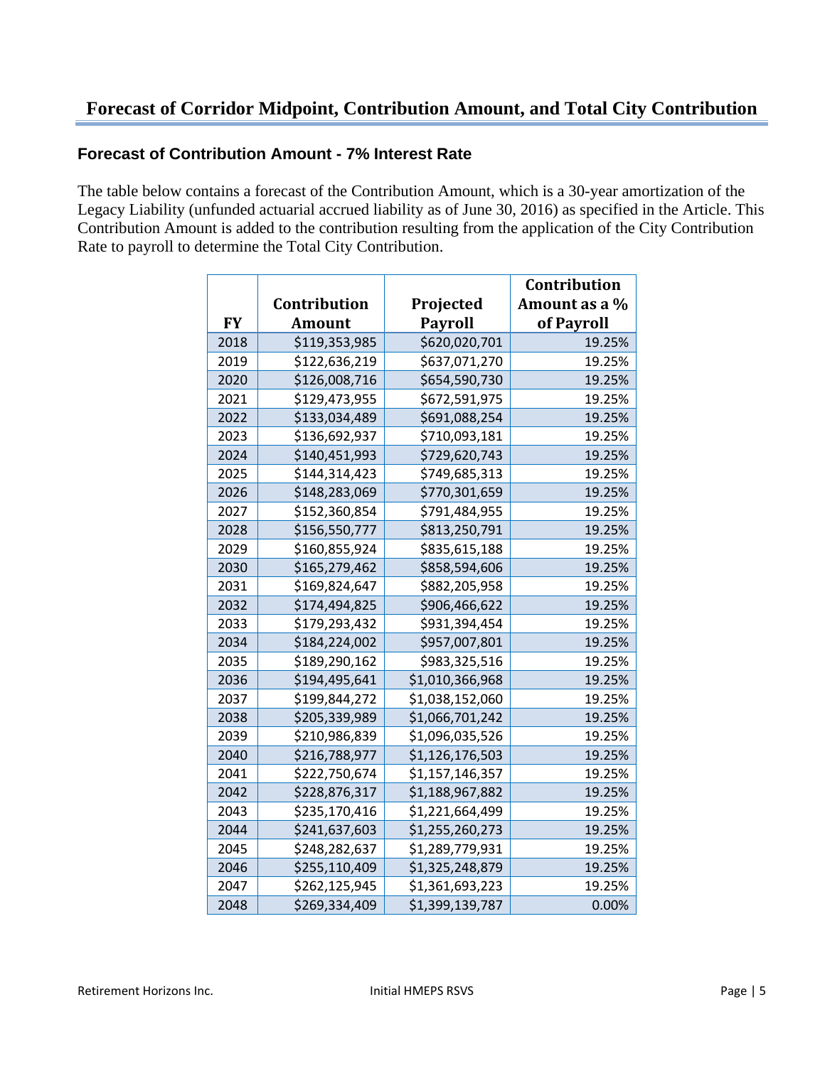# Forecast of Corridor Midpoint, Contribution Amount, and Total City Contribution

### Forecast of Contribution Amount - 7% Interest Rate

The table below contains a forecast of the Contribution Amount, which is a 30-year amortization of the Legacy Liability (unfunded actuarial accrued liability as of June 30, 2016) as specified in the Article. This Contribution Amount is added to the contribution resulting from the application of the City Contribution Rate to payroll to determine the Total City Contribution.

| FY | Contribution Amount | Projected Payroll | Contribution Amount as a % of Payroll |
|---|---|---|---|
| 2018 | $119,353,985 | $620,020,701 | 19.25% |
| 2019 | $122,636,219 | $637,071,270 | 19.25% |
| 2020 | $126,008,716 | $654,590,730 | 19.25% |
| 2021 | $129,473,955 | $672,591,975 | 19.25% |
| 2022 | $133,034,489 | $691,088,254 | 19.25% |
| 2023 | $136,692,937 | $710,093,181 | 19.25% |
| 2024 | $140,451,993 | $729,620,743 | 19.25% |
| 2025 | $144,314,423 | $749,685,313 | 19.25% |
| 2026 | $148,283,069 | $770,301,659 | 19.25% |
| 2027 | $152,360,854 | $791,484,955 | 19.25% |
| 2028 | $156,550,777 | $813,250,791 | 19.25% |
| 2029 | $160,855,924 | $835,615,188 | 19.25% |
| 2030 | $165,279,462 | $858,594,606 | 19.25% |
| 2031 | $169,824,647 | $882,205,958 | 19.25% |
| 2032 | $174,494,825 | $906,466,622 | 19.25% |
| 2033 | $179,293,432 | $931,394,454 | 19.25% |
| 2034 | $184,224,002 | $957,007,801 | 19.25% |
| 2035 | $189,290,162 | $983,325,516 | 19.25% |
| 2036 | $194,495,641 | $1,010,366,968 | 19.25% |
| 2037 | $199,844,272 | $1,038,152,060 | 19.25% |
| 2038 | $205,339,989 | $1,066,701,242 | 19.25% |
| 2039 | $210,986,839 | $1,096,035,526 | 19.25% |
| 2040 | $216,788,977 | $1,126,176,503 | 19.25% |
| 2041 | $222,750,674 | $1,157,146,357 | 19.25% |
| 2042 | $228,876,317 | $1,188,967,882 | 19.25% |
| 2043 | $235,170,416 | $1,221,664,499 | 19.25% |
| 2044 | $241,637,603 | $1,255,260,273 | 19.25% |
| 2045 | $248,282,637 | $1,289,779,931 | 19.25% |
| 2046 | $255,110,409 | $1,325,248,879 | 19.25% |
| 2047 | $262,125,945 | $1,361,693,223 | 19.25% |
| 2048 | $269,334,409 | $1,399,139,787 | 0.00% |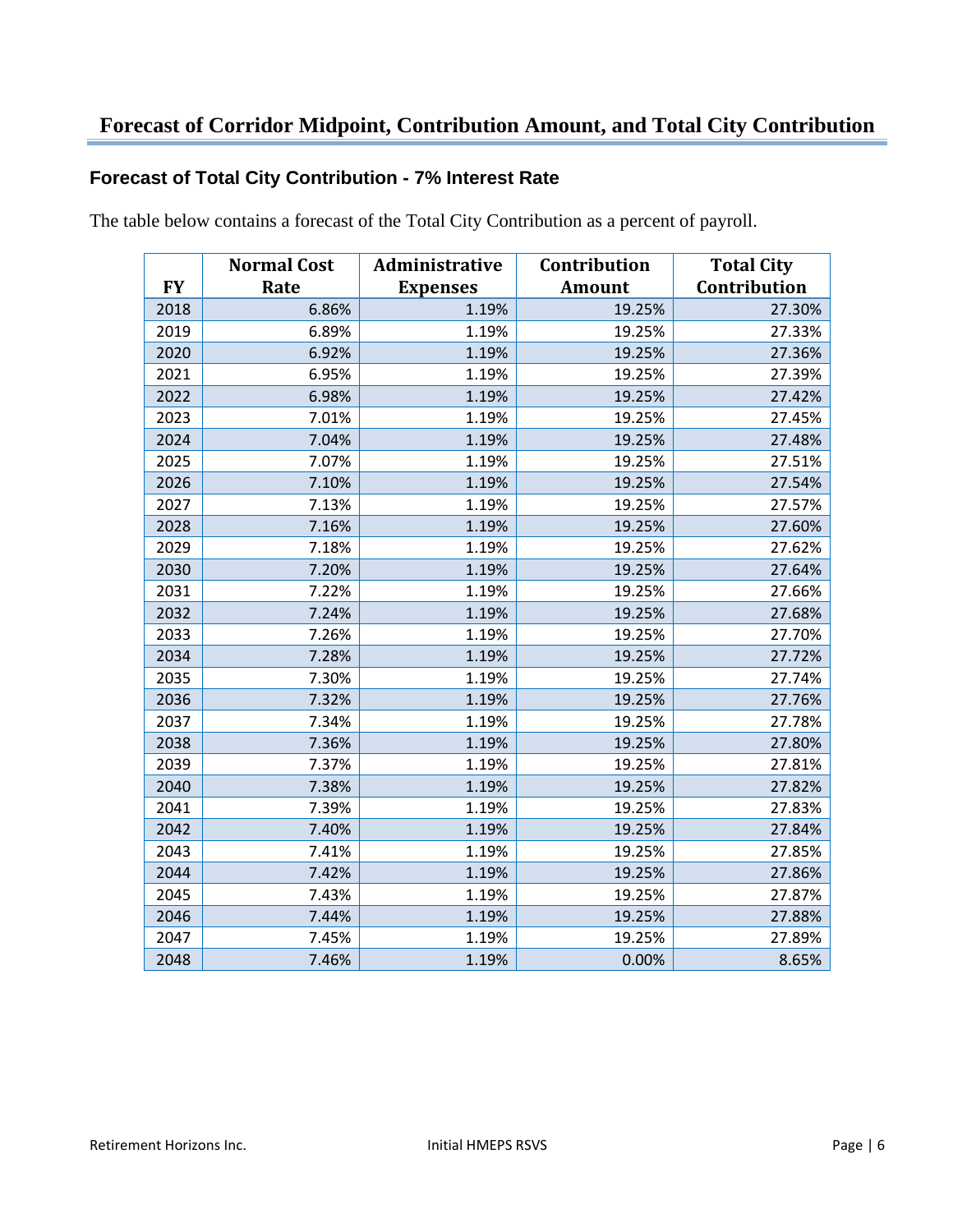# Forecast of Corridor Midpoint, Contribution Amount, and Total City Contribution

## Forecast of Total City Contribution - 7% Interest Rate

The table below contains a forecast of the Total City Contribution as a percent of payroll.

| FY | Normal Cost Rate | Administrative Expenses | Contribution Amount | Total City Contribution |
|---|---|---|---|---|
| 2018 | 6.86% | 1.19% | 19.25% | 27.30% |
| 2019 | 6.89% | 1.19% | 19.25% | 27.33% |
| 2020 | 6.92% | 1.19% | 19.25% | 27.36% |
| 2021 | 6.95% | 1.19% | 19.25% | 27.39% |
| 2022 | 6.98% | 1.19% | 19.25% | 27.42% |
| 2023 | 7.01% | 1.19% | 19.25% | 27.45% |
| 2024 | 7.04% | 1.19% | 19.25% | 27.48% |
| 2025 | 7.07% | 1.19% | 19.25% | 27.51% |
| 2026 | 7.10% | 1.19% | 19.25% | 27.54% |
| 2027 | 7.13% | 1.19% | 19.25% | 27.57% |
| 2028 | 7.16% | 1.19% | 19.25% | 27.60% |
| 2029 | 7.18% | 1.19% | 19.25% | 27.62% |
| 2030 | 7.20% | 1.19% | 19.25% | 27.64% |
| 2031 | 7.22% | 1.19% | 19.25% | 27.66% |
| 2032 | 7.24% | 1.19% | 19.25% | 27.68% |
| 2033 | 7.26% | 1.19% | 19.25% | 27.70% |
| 2034 | 7.28% | 1.19% | 19.25% | 27.72% |
| 2035 | 7.30% | 1.19% | 19.25% | 27.74% |
| 2036 | 7.32% | 1.19% | 19.25% | 27.76% |
| 2037 | 7.34% | 1.19% | 19.25% | 27.78% |
| 2038 | 7.36% | 1.19% | 19.25% | 27.80% |
| 2039 | 7.37% | 1.19% | 19.25% | 27.81% |
| 2040 | 7.38% | 1.19% | 19.25% | 27.82% |
| 2041 | 7.39% | 1.19% | 19.25% | 27.83% |
| 2042 | 7.40% | 1.19% | 19.25% | 27.84% |
| 2043 | 7.41% | 1.19% | 19.25% | 27.85% |
| 2044 | 7.42% | 1.19% | 19.25% | 27.86% |
| 2045 | 7.43% | 1.19% | 19.25% | 27.87% |
| 2046 | 7.44% | 1.19% | 19.25% | 27.88% |
| 2047 | 7.45% | 1.19% | 19.25% | 27.89% |
| 2048 | 7.46% | 1.19% | 0.00% | 8.65% |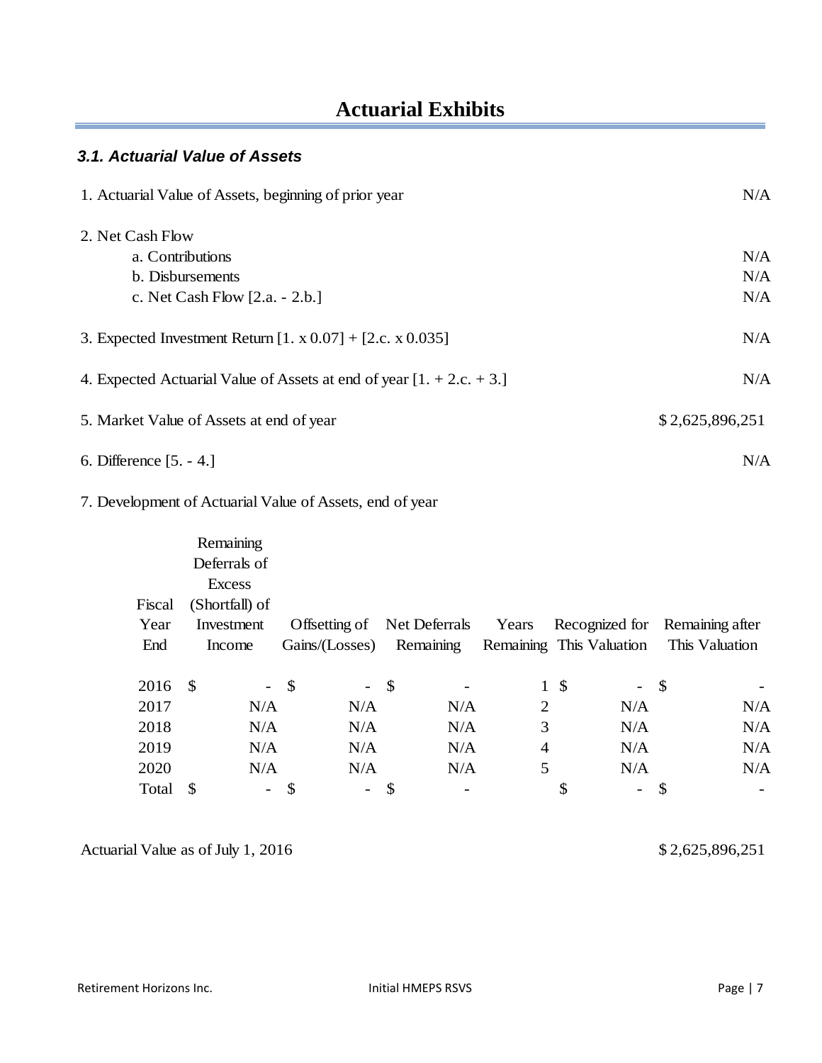# Actuarial Exhibits

### *3.1. Actuarial Value of Assets*

| | |
|---|---|
| 1. Actuarial Value of Assets, beginning of prior year | N/A |
| 2. Net Cash Flow | |
| a. Contributions | N/A |
| b. Disbursements | N/A |
| c. Net Cash Flow [2.a. - 2.b.] | N/A |
| 3. Expected Investment Return [1. x 0.07] + [2.c. x 0.035] | N/A |
| 4. Expected Actuarial Value of Assets at end of year [1. + 2.c. + 3.] | N/A |
| 5. Market Value of Assets at end of year | $ 2,625,896,251 |
| 6. Difference [5. - 4.] | N/A |

7. Development of Actuarial Value of Assets, end of year

| Fiscal Year End | Remaining Deferrals of Excess (Shortfall) of Investment Income | Offsetting of Gains/(Losses) | Net Deferrals Remaining | Years Remaining | Recognized for This Valuation | Remaining after This Valuation |
|---|---|---|---|---|---|---|
| 2016 | $ - | $ - | $ - | 1 | $ - | $ - |
| 2017 | N/A | N/A | N/A | 2 | N/A | N/A |
| 2018 | N/A | N/A | N/A | 3 | N/A | N/A |
| 2019 | N/A | N/A | N/A | 4 | N/A | N/A |
| 2020 | N/A | N/A | N/A | 5 | N/A | N/A |
| Total | $ - | $ - | $ - | | $ - | $ - |

| | |
|---|---|
| Actuarial Value as of July 1, 2016 | $ 2,625,896,251 |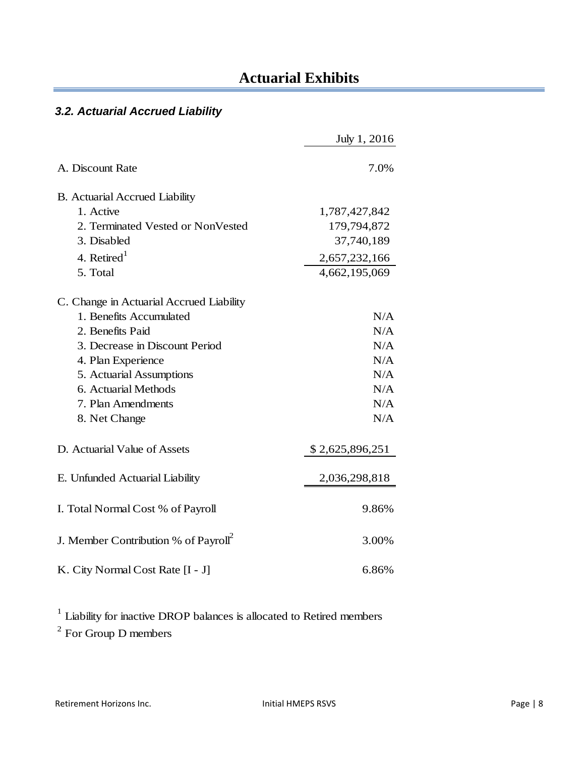# Actuarial Exhibits

### *3.2. Actuarial Accrued Liability*

| | July 1, 2016 |
|---|---|
| A. Discount Rate | 7.0% |
| B. Actuarial Accrued Liability | |
| 1. Active | 1,787,427,842 |
| 2. Terminated Vested or NonVested | 179,794,872 |
| 3. Disabled | 37,740,189 |
| 4. Retired[1] | 2,657,232,166 |
| 5. Total | 4,662,195,069 |
| C. Change in Actuarial Accrued Liability | |
| 1. Benefits Accumulated | N/A |
| 2. Benefits Paid | N/A |
| 3. Decrease in Discount Period | N/A |
| 4. Plan Experience | N/A |
| 5. Actuarial Assumptions | N/A |
| 6. Actuarial Methods | N/A |
| 7. Plan Amendments | N/A |
| 8. Net Change | N/A |
| D. Actuarial Value of Assets | $ 2,625,896,251 |
| E. Unfunded Actuarial Liability | 2,036,298,818 |
| I. Total Normal Cost % of Payroll | 9.86% |
| J. Member Contribution % of Payroll[2] | 3.00% |
| K. City Normal Cost Rate [I - J] | 6.86% |

[1] Liability for inactive DROP balances is allocated to Retired members

[2] For Group D members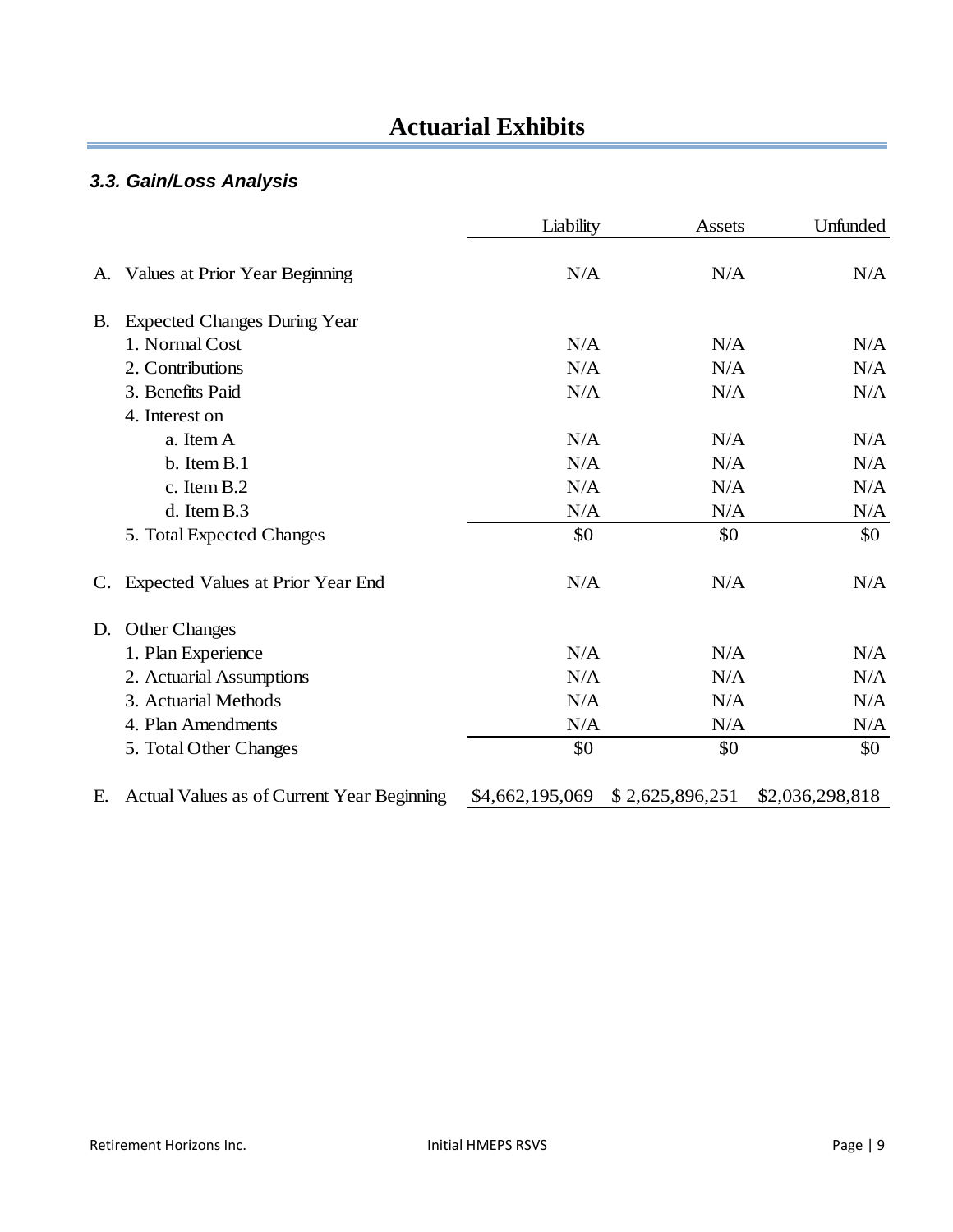# Actuarial Exhibits

### *3.3. Gain/Loss Analysis*

| | Liability | Assets | Unfunded |
|---|---|---|---|
| A. Values at Prior Year Beginning | N/A | N/A | N/A |
| B. Expected Changes During Year | | | |
| 1. Normal Cost | N/A | N/A | N/A |
| 2. Contributions | N/A | N/A | N/A |
| 3. Benefits Paid | N/A | N/A | N/A |
| 4. Interest on | | | |
| a. Item A | N/A | N/A | N/A |
| b. Item B.1 | N/A | N/A | N/A |
| c. Item B.2 | N/A | N/A | N/A |
| d. Item B.3 | N/A | N/A | N/A |
| 5. Total Expected Changes | $0 | $0 | $0 |
| C. Expected Values at Prior Year End | N/A | N/A | N/A |
| D. Other Changes | | | |
| 1. Plan Experience | N/A | N/A | N/A |
| 2. Actuarial Assumptions | N/A | N/A | N/A |
| 3. Actuarial Methods | N/A | N/A | N/A |
| 4. Plan Amendments | N/A | N/A | N/A |
| 5. Total Other Changes | $0 | $0 | $0 |
| E. Actual Values as of Current Year Beginning | $4,662,195,069 | $ 2,625,896,251 | $2,036,298,818 |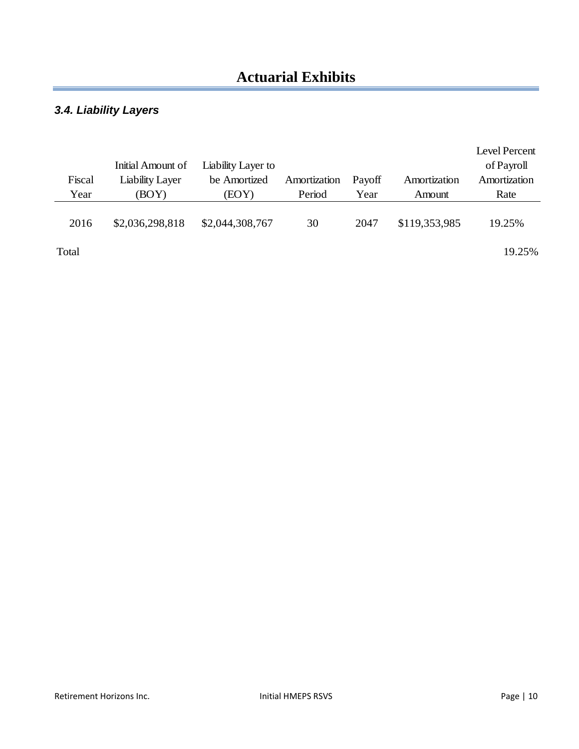# Actuarial Exhibits

### *3.4. Liability Layers*

| Fiscal Year | Initial Amount of Liability Layer (BOY) | Liability Layer to be Amortized (EOY) | Amortization Period | Payoff Year | Amortization Amount | Level Percent of Payroll Amortization Rate |
|---|---|---|---|---|---|---|
| 2016 | $2,036,298,818 | $2,044,308,767 | 30 | 2047 | $119,353,985 | 19.25% |
| Total | | | | | | 19.25% |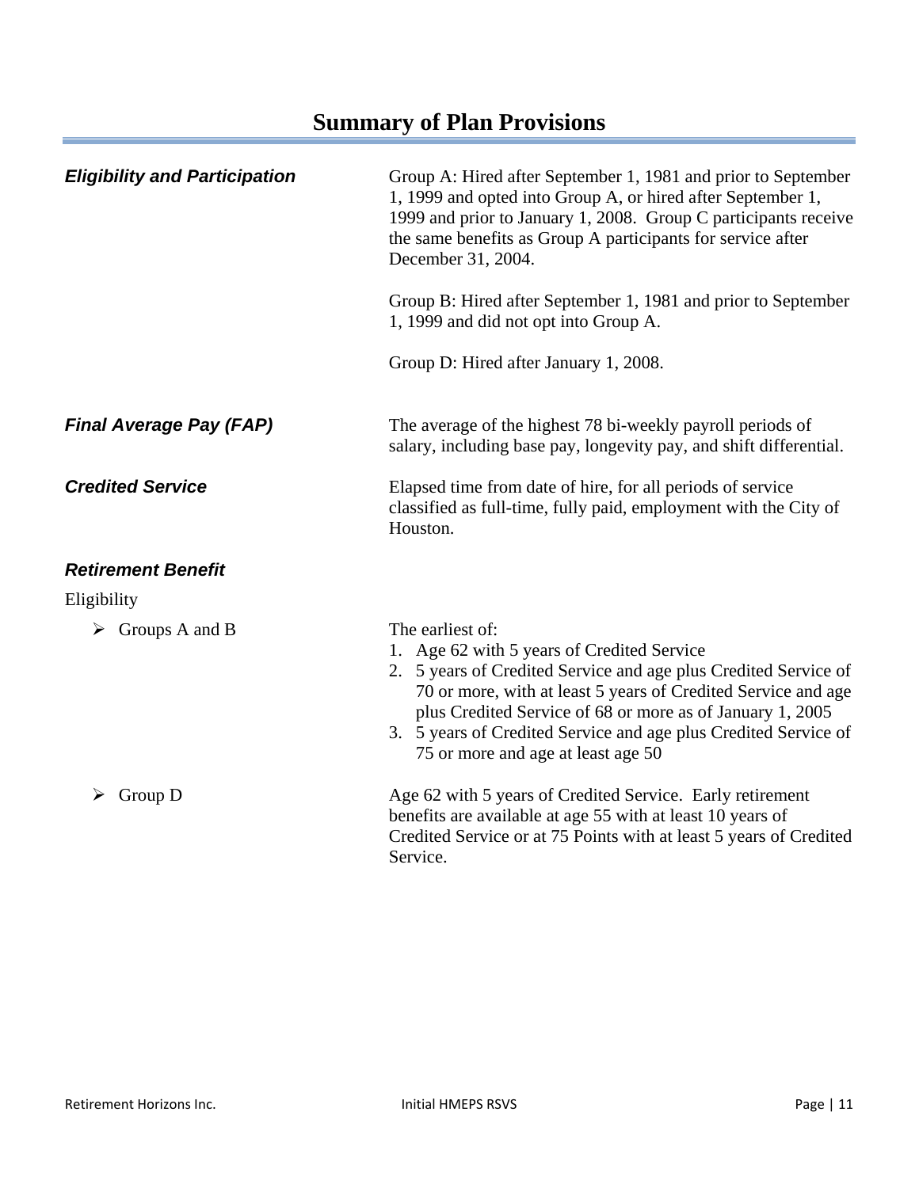# Summary of Plan Provisions

***Eligibility and Participation***

Group A: Hired after September 1, 1981 and prior to September 1, 1999 and opted into Group A, or hired after September 1, 1999 and prior to January 1, 2008. Group C participants receive the same benefits as Group A participants for service after December 31, 2004.

Group B: Hired after September 1, 1981 and prior to September 1, 1999 and did not opt into Group A.

Group D: Hired after January 1, 2008.

***Final Average Pay (FAP)***

The average of the highest 78 bi-weekly payroll periods of salary, including base pay, longevity pay, and shift differential.

***Credited Service***

Elapsed time from date of hire, for all periods of service classified as full-time, fully paid, employment with the City of Houston.

***Retirement Benefit***

Eligibility

- Groups A and B

  The earliest of:
  1. Age 62 with 5 years of Credited Service
  2. 5 years of Credited Service and age plus Credited Service of 70 or more, with at least 5 years of Credited Service and age plus Credited Service of 68 or more as of January 1, 2005
  3. 5 years of Credited Service and age plus Credited Service of 75 or more and age at least age 50

- Group D

  Age 62 with 5 years of Credited Service. Early retirement benefits are available at age 55 with at least 10 years of Credited Service or at 75 Points with at least 5 years of Credited Service.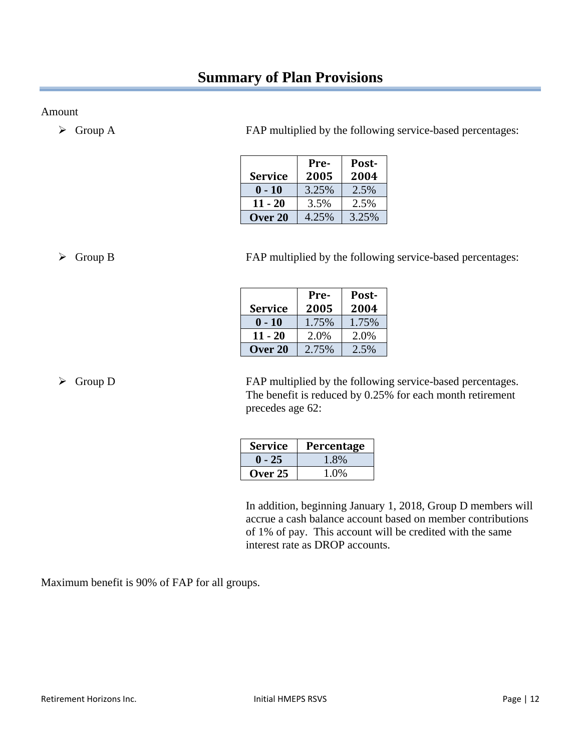# Summary of Plan Provisions

Amount

- Group A — FAP multiplied by the following service-based percentages:

| Service | Pre-2005 | Post-2004 |
|---|---|---|
| **0 - 10** | 3.25% | 2.5% |
| **11 - 20** | 3.5% | 2.5% |
| **Over 20** | 4.25% | 3.25% |

- Group B — FAP multiplied by the following service-based percentages:

| Service | Pre-2005 | Post-2004 |
|---|---|---|
| **0 - 10** | 1.75% | 1.75% |
| **11 - 20** | 2.0% | 2.0% |
| **Over 20** | 2.75% | 2.5% |

- Group D — FAP multiplied by the following service-based percentages. The benefit is reduced by 0.25% for each month retirement precedes age 62:

| Service | Percentage |
|---|---|
| **0 - 25** | 1.8% |
| **Over 25** | 1.0% |

In addition, beginning January 1, 2018, Group D members will accrue a cash balance account based on member contributions of 1% of pay. This account will be credited with the same interest rate as DROP accounts.

Maximum benefit is 90% of FAP for all groups.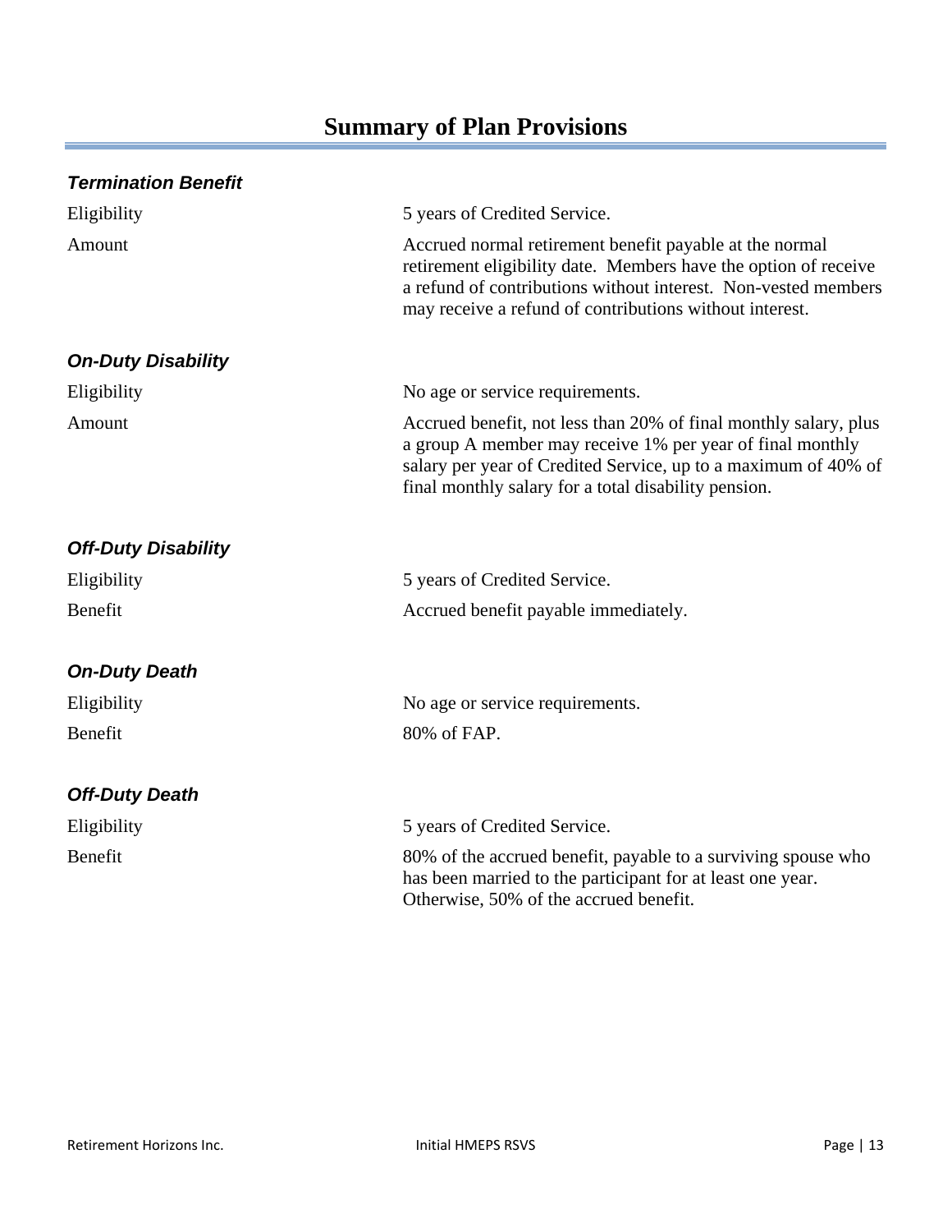# Summary of Plan Provisions

### *Termination Benefit*

| | |
|---|---|
| Eligibility | 5 years of Credited Service. |
| Amount | Accrued normal retirement benefit payable at the normal retirement eligibility date. Members have the option of receive a refund of contributions without interest. Non-vested members may receive a refund of contributions without interest. |

### *On-Duty Disability*

| | |
|---|---|
| Eligibility | No age or service requirements. |
| Amount | Accrued benefit, not less than 20% of final monthly salary, plus a group A member may receive 1% per year of final monthly salary per year of Credited Service, up to a maximum of 40% of final monthly salary for a total disability pension. |

### *Off-Duty Disability*

| | |
|---|---|
| Eligibility | 5 years of Credited Service. |
| Benefit | Accrued benefit payable immediately. |

### *On-Duty Death*

| | |
|---|---|
| Eligibility | No age or service requirements. |
| Benefit | 80% of FAP. |

### *Off-Duty Death*

| | |
|---|---|
| Eligibility | 5 years of Credited Service. |
| Benefit | 80% of the accrued benefit, payable to a surviving spouse who has been married to the participant for at least one year. Otherwise, 50% of the accrued benefit. |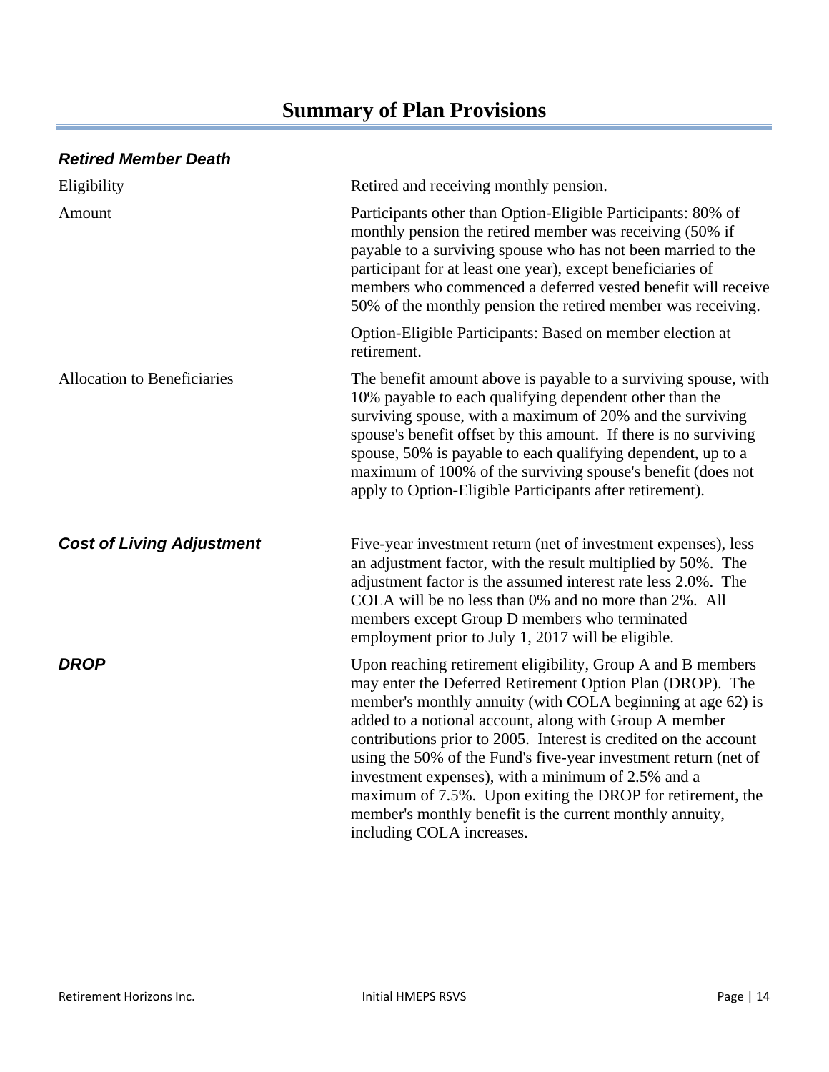# Summary of Plan Provisions

### *Retired Member Death*

| | |
|---|---|
| Eligibility | Retired and receiving monthly pension. |
| Amount | Participants other than Option-Eligible Participants: 80% of monthly pension the retired member was receiving (50% if payable to a surviving spouse who has not been married to the participant for at least one year), except beneficiaries of members who commenced a deferred vested benefit will receive 50% of the monthly pension the retired member was receiving.<br><br>Option-Eligible Participants: Based on member election at retirement. |
| Allocation to Beneficiaries | The benefit amount above is payable to a surviving spouse, with 10% payable to each qualifying dependent other than the surviving spouse, with a maximum of 20% and the surviving spouse's benefit offset by this amount. If there is no surviving spouse, 50% is payable to each qualifying dependent, up to a maximum of 100% of the surviving spouse's benefit (does not apply to Option-Eligible Participants after retirement). |

### *Cost of Living Adjustment*

Five-year investment return (net of investment expenses), less an adjustment factor, with the result multiplied by 50%. The adjustment factor is the assumed interest rate less 2.0%. The COLA will be no less than 0% and no more than 2%. All members except Group D members who terminated employment prior to July 1, 2017 will be eligible.

### *DROP*

Upon reaching retirement eligibility, Group A and B members may enter the Deferred Retirement Option Plan (DROP). The member's monthly annuity (with COLA beginning at age 62) is added to a notional account, along with Group A member contributions prior to 2005. Interest is credited on the account using the 50% of the Fund's five-year investment return (net of investment expenses), with a minimum of 2.5% and a maximum of 7.5%. Upon exiting the DROP for retirement, the member's monthly benefit is the current monthly annuity, including COLA increases.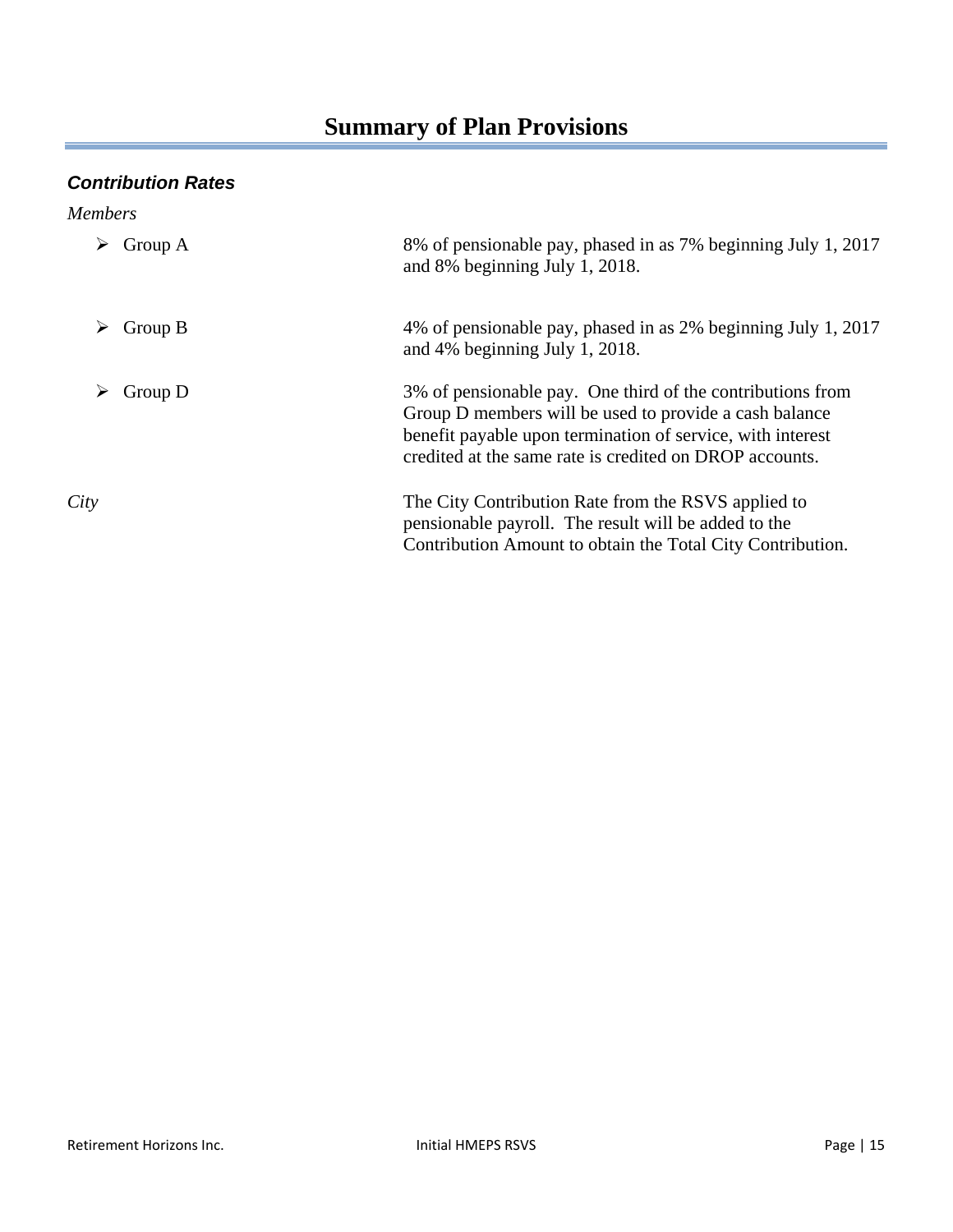# Summary of Plan Provisions

### *Contribution Rates*

*Members*

- Group A — 8% of pensionable pay, phased in as 7% beginning July 1, 2017 and 8% beginning July 1, 2018.

- Group B — 4% of pensionable pay, phased in as 2% beginning July 1, 2017 and 4% beginning July 1, 2018.

- Group D — 3% of pensionable pay. One third of the contributions from Group D members will be used to provide a cash balance benefit payable upon termination of service, with interest credited at the same rate is credited on DROP accounts.

*City* — The City Contribution Rate from the RSVS applied to pensionable payroll. The result will be added to the Contribution Amount to obtain the Total City Contribution.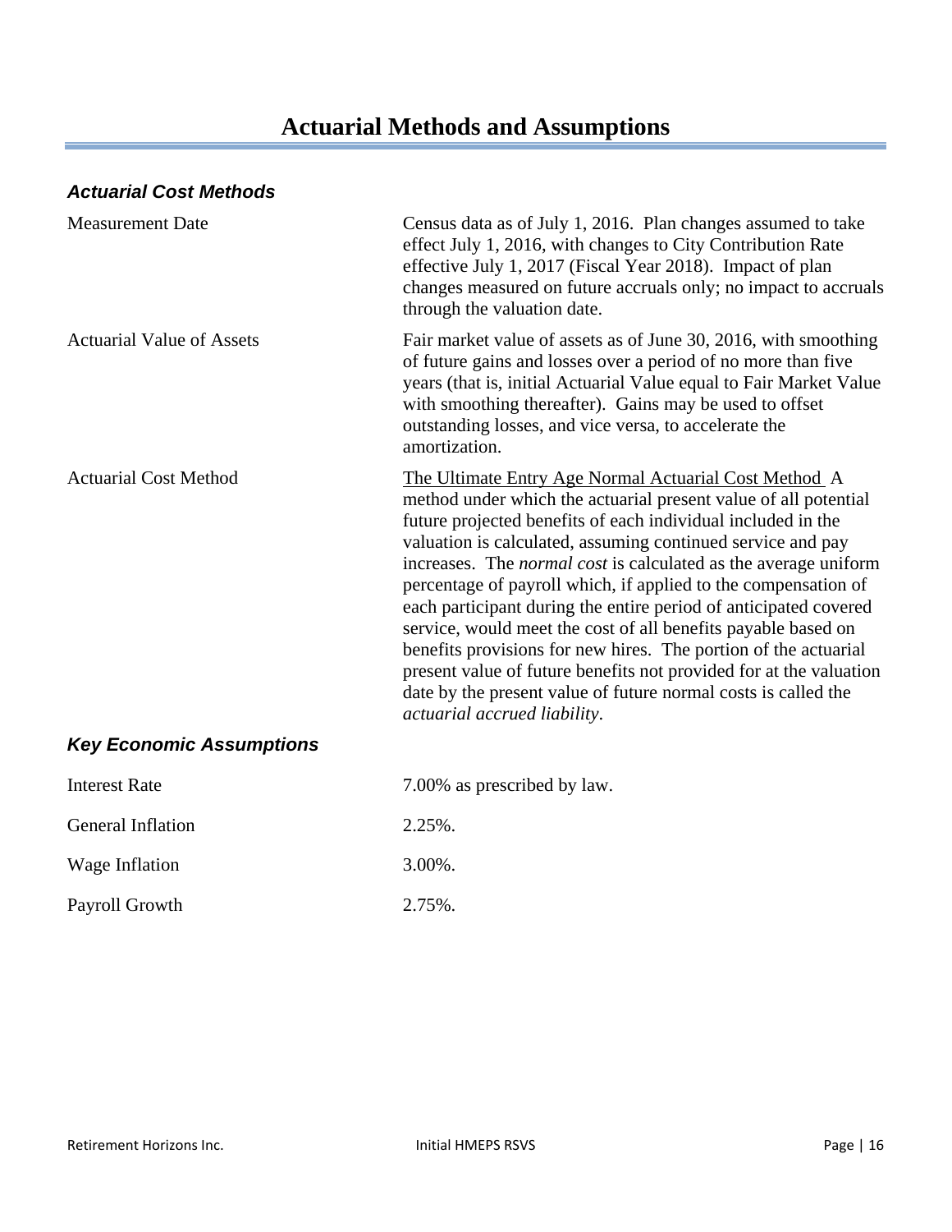# Actuarial Methods and Assumptions

### *Actuarial Cost Methods*

| | |
|---|---|
| Measurement Date | Census data as of July 1, 2016. Plan changes assumed to take effect July 1, 2016, with changes to City Contribution Rate effective July 1, 2017 (Fiscal Year 2018). Impact of plan changes measured on future accruals only; no impact to accruals through the valuation date. |
| Actuarial Value of Assets | Fair market value of assets as of June 30, 2016, with smoothing of future gains and losses over a period of no more than five years (that is, initial Actuarial Value equal to Fair Market Value with smoothing thereafter). Gains may be used to offset outstanding losses, and vice versa, to accelerate the amortization. |
| Actuarial Cost Method | The Ultimate Entry Age Normal Actuarial Cost Method A method under which the actuarial present value of all potential future projected benefits of each individual included in the valuation is calculated, assuming continued service and pay increases. The *normal cost* is calculated as the average uniform percentage of payroll which, if applied to the compensation of each participant during the entire period of anticipated covered service, would meet the cost of all benefits payable based on benefits provisions for new hires. The portion of the actuarial present value of future benefits not provided for at the valuation date by the present value of future normal costs is called the *actuarial accrued liability*. |

### *Key Economic Assumptions*

| | |
|---|---|
| Interest Rate | 7.00% as prescribed by law. |
| General Inflation | 2.25%. |
| Wage Inflation | 3.00%. |
| Payroll Growth | 2.75%. |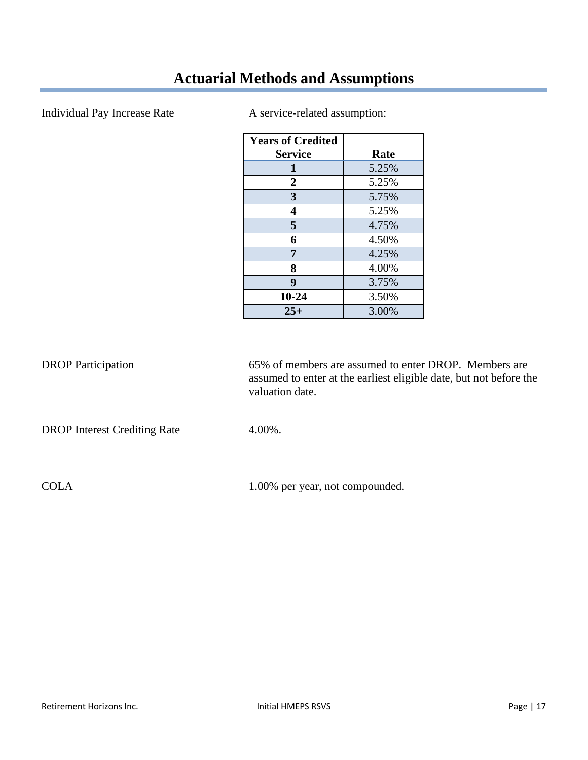# Actuarial Methods and Assumptions

Individual Pay Increase Rate

A service-related assumption:

| Years of Credited Service | Rate |
|---|---|
| 1 | 5.25% |
| 2 | 5.25% |
| 3 | 5.75% |
| 4 | 5.25% |
| 5 | 4.75% |
| 6 | 4.50% |
| 7 | 4.25% |
| 8 | 4.00% |
| 9 | 3.75% |
| 10-24 | 3.50% |
| 25+ | 3.00% |

DROP Participation

65% of members are assumed to enter DROP. Members are assumed to enter at the earliest eligible date, but not before the valuation date.

DROP Interest Crediting Rate

4.00%.

COLA

1.00% per year, not compounded.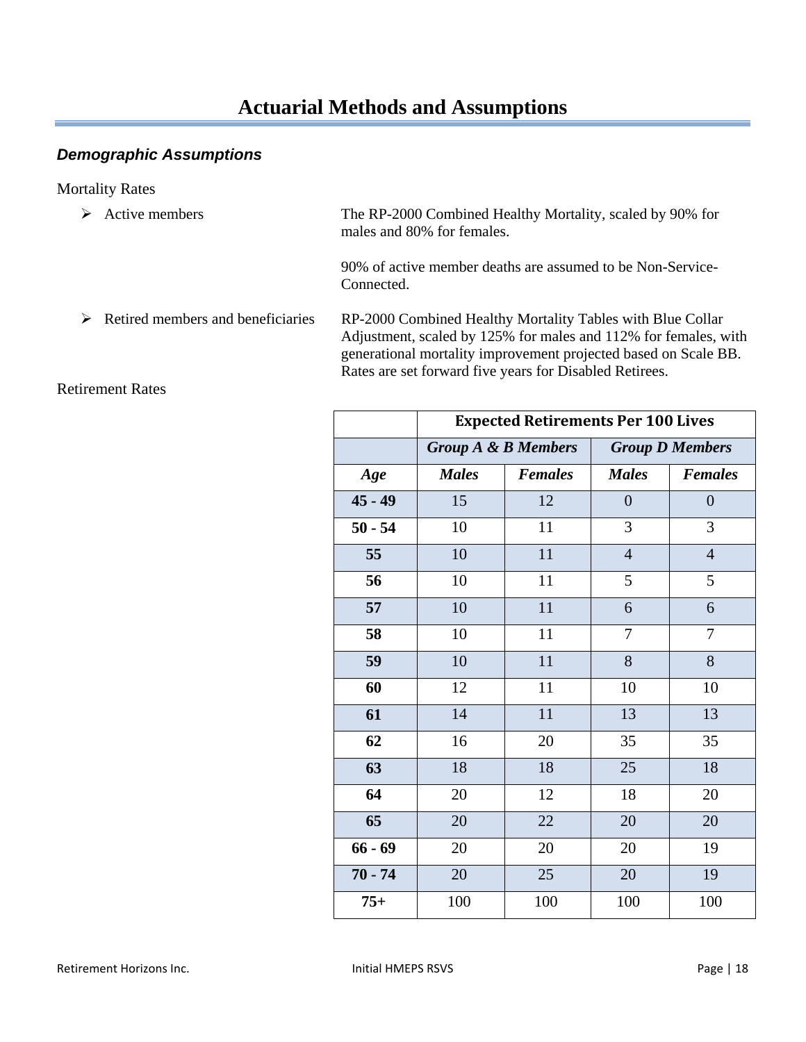# Actuarial Methods and Assumptions

### *Demographic Assumptions*

Mortality Rates

- Active members

  The RP-2000 Combined Healthy Mortality, scaled by 90% for males and 80% for females.

  90% of active member deaths are assumed to be Non-Service-Connected.

- Retired members and beneficiaries

  RP-2000 Combined Healthy Mortality Tables with Blue Collar Adjustment, scaled by 125% for males and 112% for females, with generational mortality improvement projected based on Scale BB. Rates are set forward five years for Disabled Retirees.

Retirement Rates

| | **Expected Retirements Per 100 Lives** | | | |
|---|---|---|---|---|
| | ***Group A & B Members*** | | ***Group D Members*** | |
| ***Age*** | ***Males*** | ***Females*** | ***Males*** | ***Females*** |
| **45 - 49** | 15 | 12 | 0 | 0 |
| **50 - 54** | 10 | 11 | 3 | 3 |
| **55** | 10 | 11 | 4 | 4 |
| **56** | 10 | 11 | 5 | 5 |
| **57** | 10 | 11 | 6 | 6 |
| **58** | 10 | 11 | 7 | 7 |
| **59** | 10 | 11 | 8 | 8 |
| **60** | 12 | 11 | 10 | 10 |
| **61** | 14 | 11 | 13 | 13 |
| **62** | 16 | 20 | 35 | 35 |
| **63** | 18 | 18 | 25 | 18 |
| **64** | 20 | 12 | 18 | 20 |
| **65** | 20 | 22 | 20 | 20 |
| **66 - 69** | 20 | 20 | 20 | 19 |
| **70 - 74** | 20 | 25 | 20 | 19 |
| **75+** | 100 | 100 | 100 | 100 |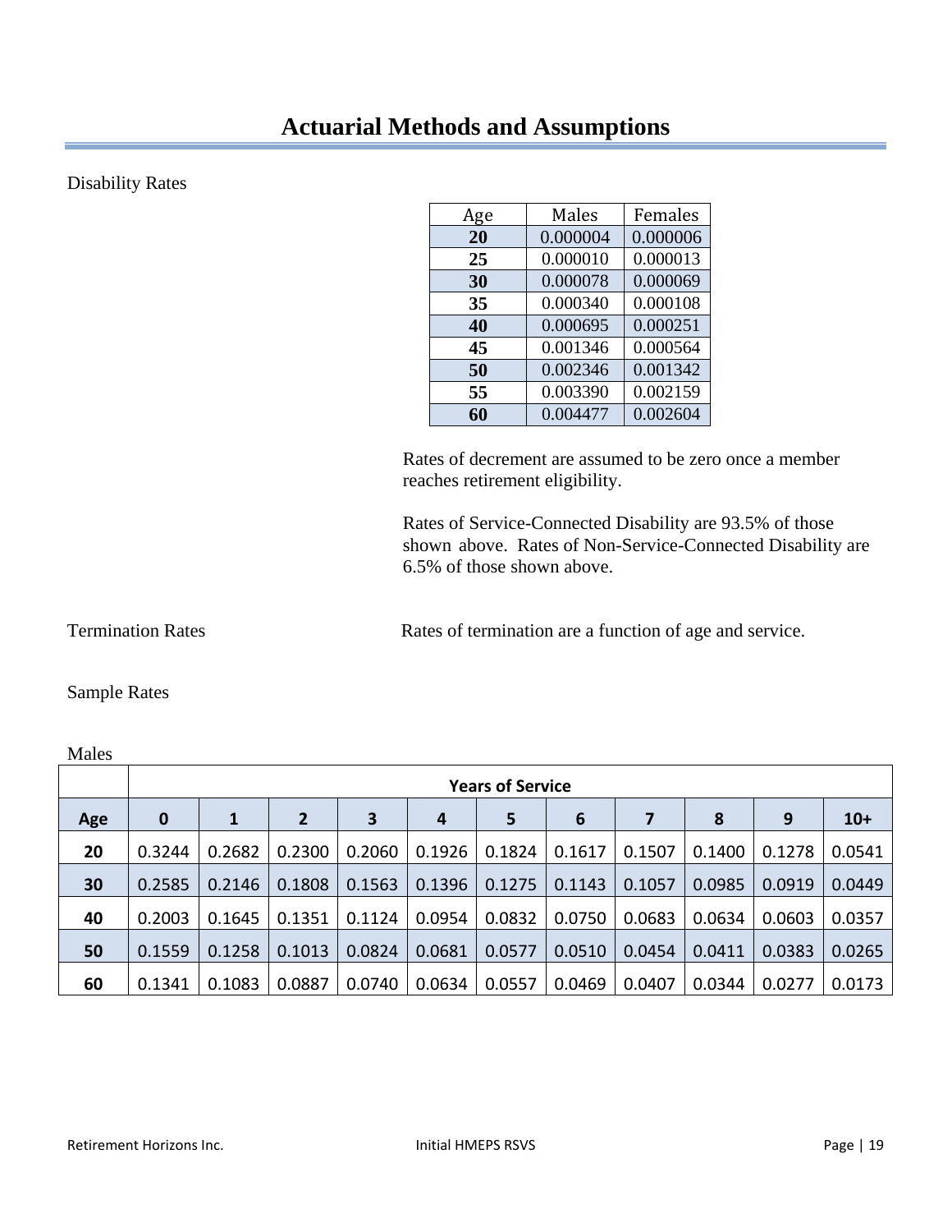# Actuarial Methods and Assumptions

Disability Rates

| Age | Males | Females |
|---|---|---|
| **20** | 0.000004 | 0.000006 |
| **25** | 0.000010 | 0.000013 |
| **30** | 0.000078 | 0.000069 |
| **35** | 0.000340 | 0.000108 |
| **40** | 0.000695 | 0.000251 |
| **45** | 0.001346 | 0.000564 |
| **50** | 0.002346 | 0.001342 |
| **55** | 0.003390 | 0.002159 |
| **60** | 0.004477 | 0.002604 |

Rates of decrement are assumed to be zero once a member reaches retirement eligibility.

Rates of Service-Connected Disability are 93.5% of those shown above. Rates of Non-Service-Connected Disability are 6.5% of those shown above.

Termination Rates

Rates of termination are a function of age and service.

Sample Rates

Males

| | **Years of Service** | | | | | | | | | | |
|---|---|---|---|---|---|---|---|---|---|---|---|
| **Age** | **0** | **1** | **2** | **3** | **4** | **5** | **6** | **7** | **8** | **9** | **10+** |
| **20** | 0.3244 | 0.2682 | 0.2300 | 0.2060 | 0.1926 | 0.1824 | 0.1617 | 0.1507 | 0.1400 | 0.1278 | 0.0541 |
| **30** | 0.2585 | 0.2146 | 0.1808 | 0.1563 | 0.1396 | 0.1275 | 0.1143 | 0.1057 | 0.0985 | 0.0919 | 0.0449 |
| **40** | 0.2003 | 0.1645 | 0.1351 | 0.1124 | 0.0954 | 0.0832 | 0.0750 | 0.0683 | 0.0634 | 0.0603 | 0.0357 |
| **50** | 0.1559 | 0.1258 | 0.1013 | 0.0824 | 0.0681 | 0.0577 | 0.0510 | 0.0454 | 0.0411 | 0.0383 | 0.0265 |
| **60** | 0.1341 | 0.1083 | 0.0887 | 0.0740 | 0.0634 | 0.0557 | 0.0469 | 0.0407 | 0.0344 | 0.0277 | 0.0173 |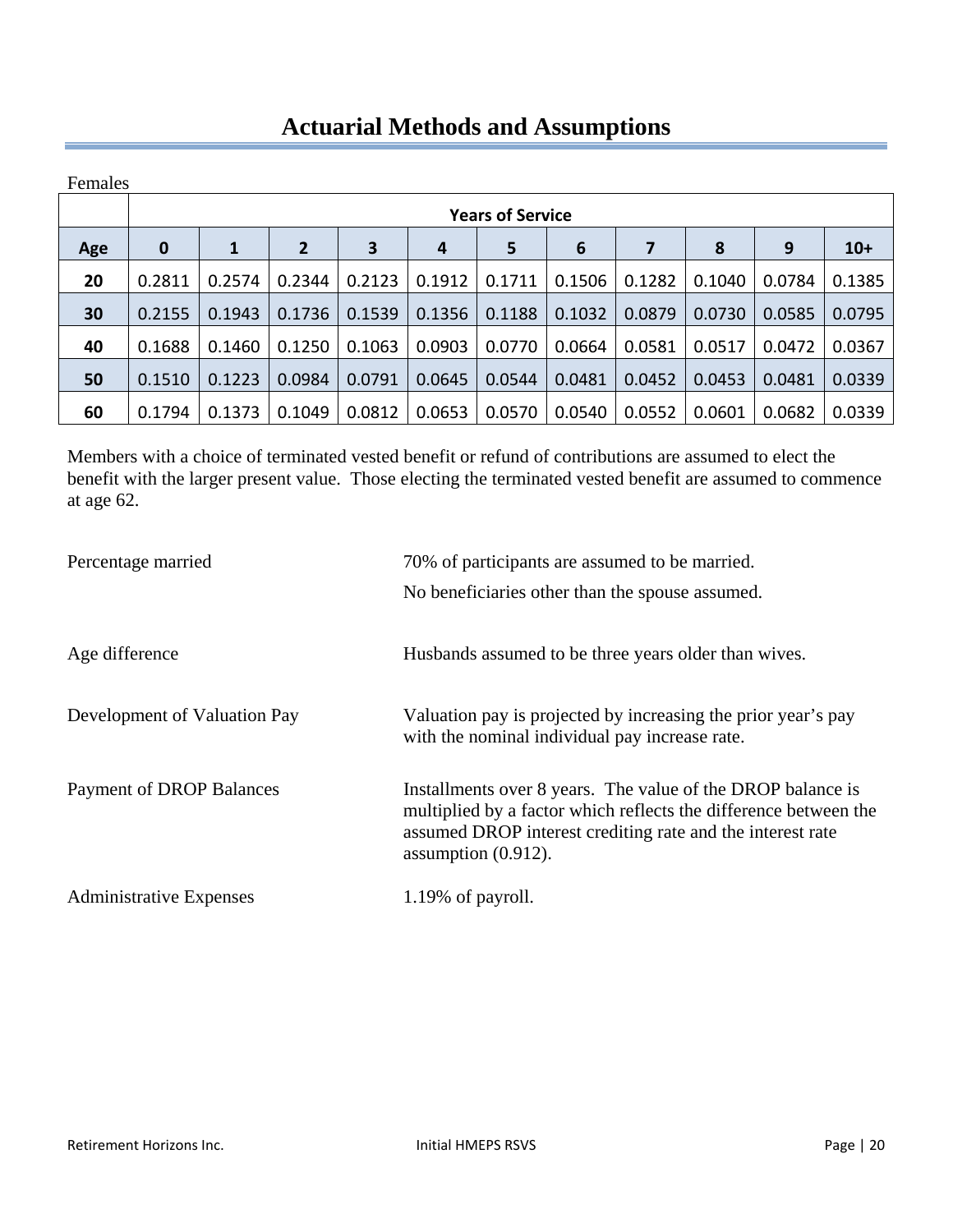# Actuarial Methods and Assumptions

Females

| | Years of Service | | | | | | | | | | |
|---|---|---|---|---|---|---|---|---|---|---|---|
| **Age** | **0** | **1** | **2** | **3** | **4** | **5** | **6** | **7** | **8** | **9** | **10+** |
| **20** | 0.2811 | 0.2574 | 0.2344 | 0.2123 | 0.1912 | 0.1711 | 0.1506 | 0.1282 | 0.1040 | 0.0784 | 0.1385 |
| **30** | 0.2155 | 0.1943 | 0.1736 | 0.1539 | 0.1356 | 0.1188 | 0.1032 | 0.0879 | 0.0730 | 0.0585 | 0.0795 |
| **40** | 0.1688 | 0.1460 | 0.1250 | 0.1063 | 0.0903 | 0.0770 | 0.0664 | 0.0581 | 0.0517 | 0.0472 | 0.0367 |
| **50** | 0.1510 | 0.1223 | 0.0984 | 0.0791 | 0.0645 | 0.0544 | 0.0481 | 0.0452 | 0.0453 | 0.0481 | 0.0339 |
| **60** | 0.1794 | 0.1373 | 0.1049 | 0.0812 | 0.0653 | 0.0570 | 0.0540 | 0.0552 | 0.0601 | 0.0682 | 0.0339 |

Members with a choice of terminated vested benefit or refund of contributions are assumed to elect the benefit with the larger present value. Those electing the terminated vested benefit are assumed to commence at age 62.

| | |
|---|---|
| Percentage married | 70% of participants are assumed to be married. No beneficiaries other than the spouse assumed. |
| Age difference | Husbands assumed to be three years older than wives. |
| Development of Valuation Pay | Valuation pay is projected by increasing the prior year's pay with the nominal individual pay increase rate. |
| Payment of DROP Balances | Installments over 8 years. The value of the DROP balance is multiplied by a factor which reflects the difference between the assumed DROP interest crediting rate and the interest rate assumption (0.912). |
| Administrative Expenses | 1.19% of payroll. |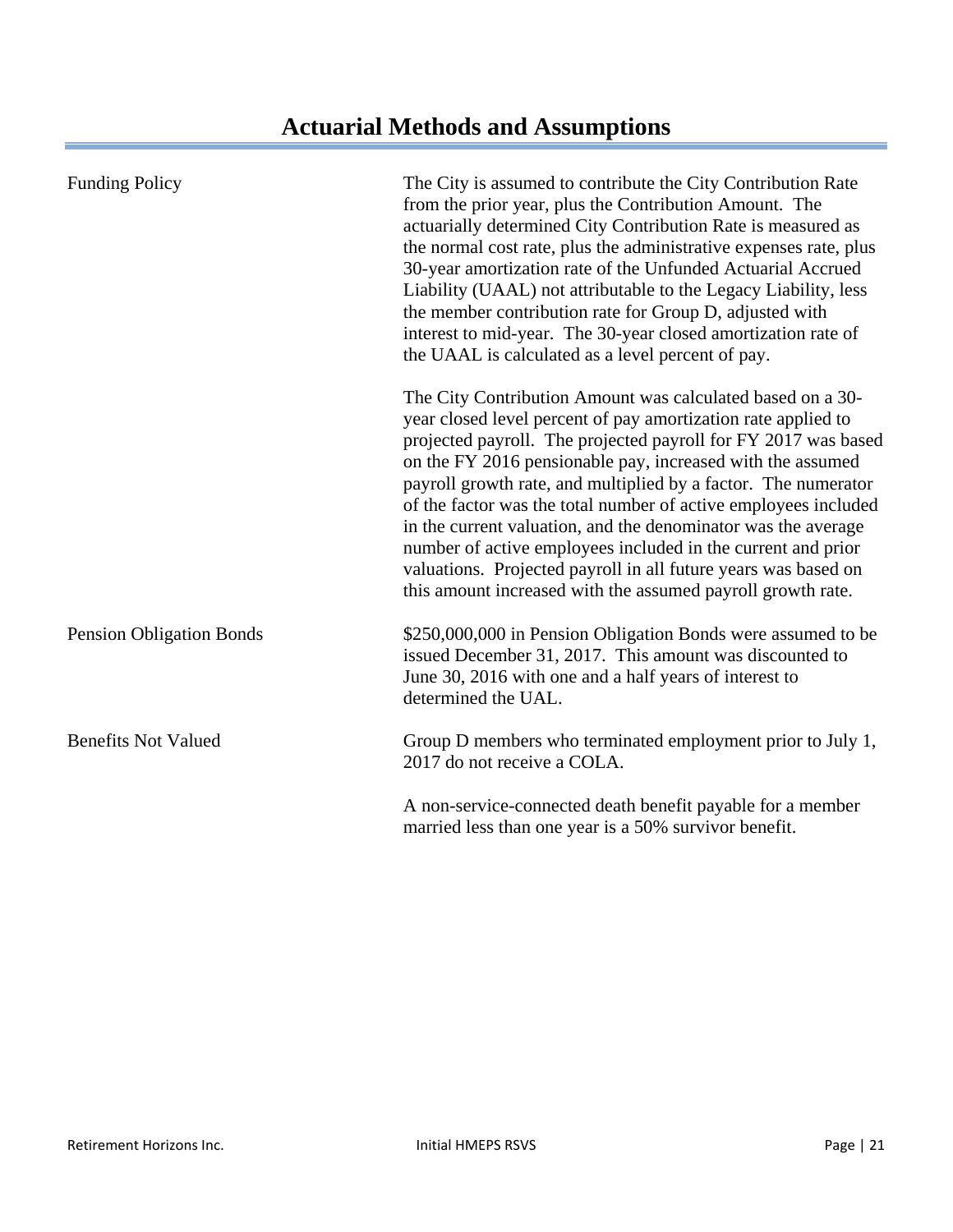# Actuarial Methods and Assumptions

| | |
|---|---|
| Funding Policy | The City is assumed to contribute the City Contribution Rate from the prior year, plus the Contribution Amount. The actuarially determined City Contribution Rate is measured as the normal cost rate, plus the administrative expenses rate, plus 30-year amortization rate of the Unfunded Actuarial Accrued Liability (UAAL) not attributable to the Legacy Liability, less the member contribution rate for Group D, adjusted with interest to mid-year. The 30-year closed amortization rate of the UAAL is calculated as a level percent of pay.<br><br>The City Contribution Amount was calculated based on a 30-year closed level percent of pay amortization rate applied to projected payroll. The projected payroll for FY 2017 was based on the FY 2016 pensionable pay, increased with the assumed payroll growth rate, and multiplied by a factor. The numerator of the factor was the total number of active employees included in the current valuation, and the denominator was the average number of active employees included in the current and prior valuations. Projected payroll in all future years was based on this amount increased with the assumed payroll growth rate. |
| Pension Obligation Bonds | $250,000,000 in Pension Obligation Bonds were assumed to be issued December 31, 2017. This amount was discounted to June 30, 2016 with one and a half years of interest to determined the UAL. |
| Benefits Not Valued | Group D members who terminated employment prior to July 1, 2017 do not receive a COLA.<br><br>A non-service-connected death benefit payable for a member married less than one year is a 50% survivor benefit. |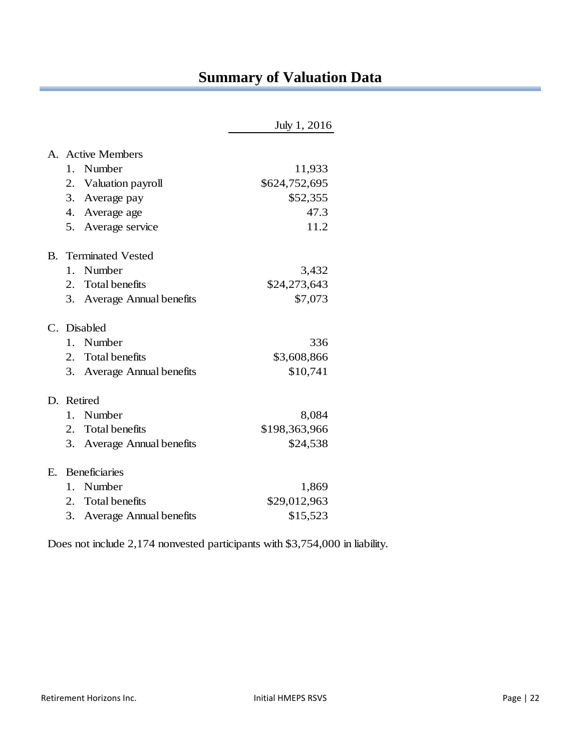# Summary of Valuation Data

| | July 1, 2016 |
|---|---|
| **A. Active Members** | |
| 1. Number | 11,933 |
| 2. Valuation payroll | $624,752,695 |
| 3. Average pay | $52,355 |
| 4. Average age | 47.3 |
| 5. Average service | 11.2 |
| **B. Terminated Vested** | |
| 1. Number | 3,432 |
| 2. Total benefits | $24,273,643 |
| 3. Average Annual benefits | $7,073 |
| **C. Disabled** | |
| 1. Number | 336 |
| 2. Total benefits | $3,608,866 |
| 3. Average Annual benefits | $10,741 |
| **D. Retired** | |
| 1. Number | 8,084 |
| 2. Total benefits | $198,363,966 |
| 3. Average Annual benefits | $24,538 |
| **E. Beneficiaries** | |
| 1. Number | 1,869 |
| 2. Total benefits | $29,012,963 |
| 3. Average Annual benefits | $15,523 |

Does not include 2,174 nonvested participants with $3,754,000 in liability.